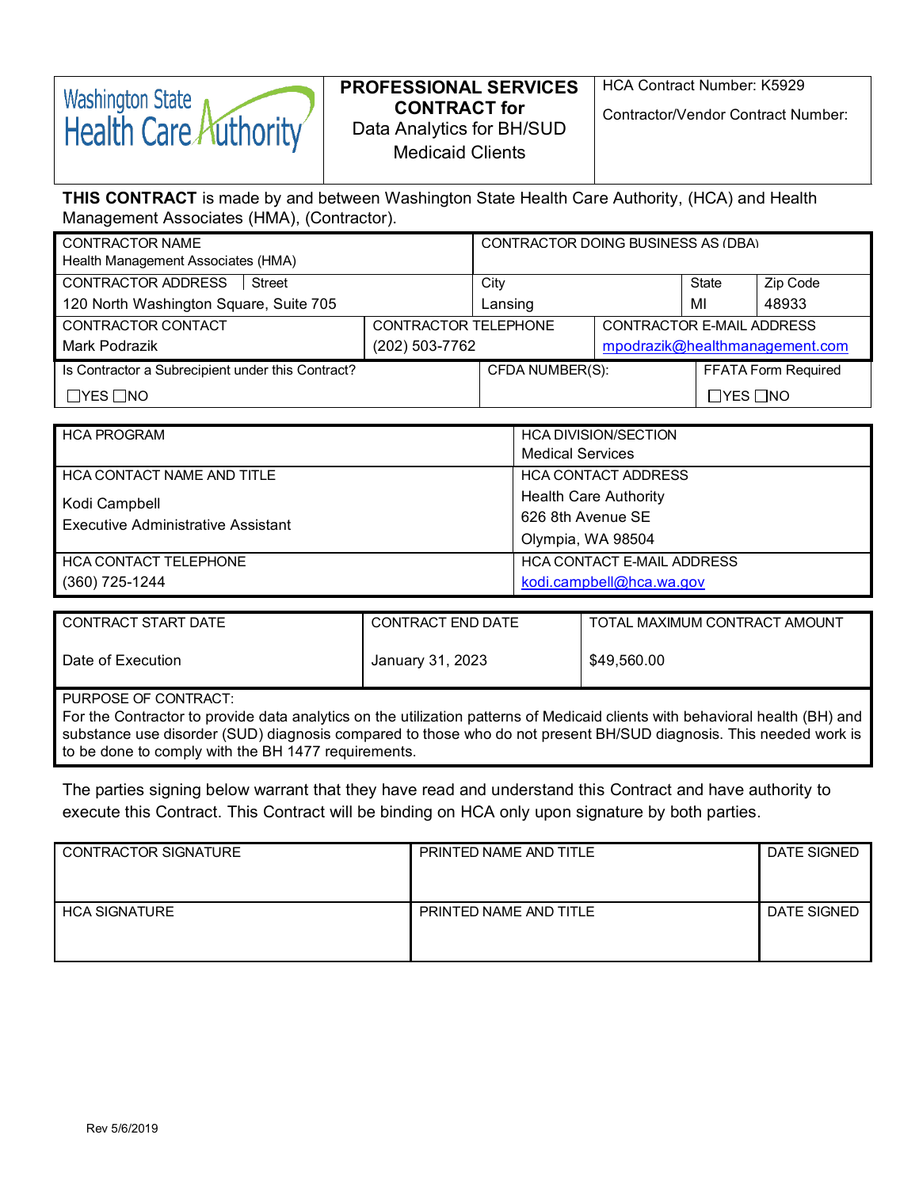Washington State Health Care Authority

# PROFESSIONAL SERVICES CONTRACT for

Data Analytics for BH/SUD Medicaid Clients

HCA Contract Number: K5929

Contractor/Vendor Contract Number:

**THIS CONTRACT** is made by and between Washington State Health Care Authority, (HCA) and Health Management Associates (HMA), (Contractor).

| CONTRACTOR NAME | | CONTRACTOR DOING BUSINESS AS (DBA) | | |
|---|---|---|---|---|
| Health Management Associates (HMA) | | | | |
| CONTRACTOR ADDRESS Street | | City | State | Zip Code |
| 120 North Washington Square, Suite 705 | | Lansing | MI | 48933 |
| CONTRACTOR CONTACT | CONTRACTOR TELEPHONE | CONTRACTOR E-MAIL ADDRESS | | |
| Mark Podrazik | (202) 503-7762 | mpodrazik@healthmanagement.com | | |
| Is Contractor a Subrecipient under this Contract? | | CFDA NUMBER(S): | FFATA Form Required | |
| ☐YES ☐NO | | | ☐YES ☐NO | |

| HCA PROGRAM | HCA DIVISION/SECTION |
|---|---|
| | Medical Services |
| HCA CONTACT NAME AND TITLE | HCA CONTACT ADDRESS |
| Kodi Campbell<br>Executive Administrative Assistant | Health Care Authority<br>626 8th Avenue SE<br>Olympia, WA 98504 |
| HCA CONTACT TELEPHONE | HCA CONTACT E-MAIL ADDRESS |
| (360) 725-1244 | kodi.campbell@hca.wa.gov |

| CONTRACT START DATE | CONTRACT END DATE | TOTAL MAXIMUM CONTRACT AMOUNT |
|---|---|---|
| Date of Execution | January 31, 2023 | $49,560.00 |

PURPOSE OF CONTRACT:
For the Contractor to provide data analytics on the utilization patterns of Medicaid clients with behavioral health (BH) and substance use disorder (SUD) diagnosis compared to those who do not present BH/SUD diagnosis. This needed work is to be done to comply with the BH 1477 requirements.

The parties signing below warrant that they have read and understand this Contract and have authority to execute this Contract. This Contract will be binding on HCA only upon signature by both parties.

| CONTRACTOR SIGNATURE | PRINTED NAME AND TITLE | DATE SIGNED |
|---|---|---|
| | | |
| HCA SIGNATURE | PRINTED NAME AND TITLE | DATE SIGNED |
| | | |

Rev 5/6/2019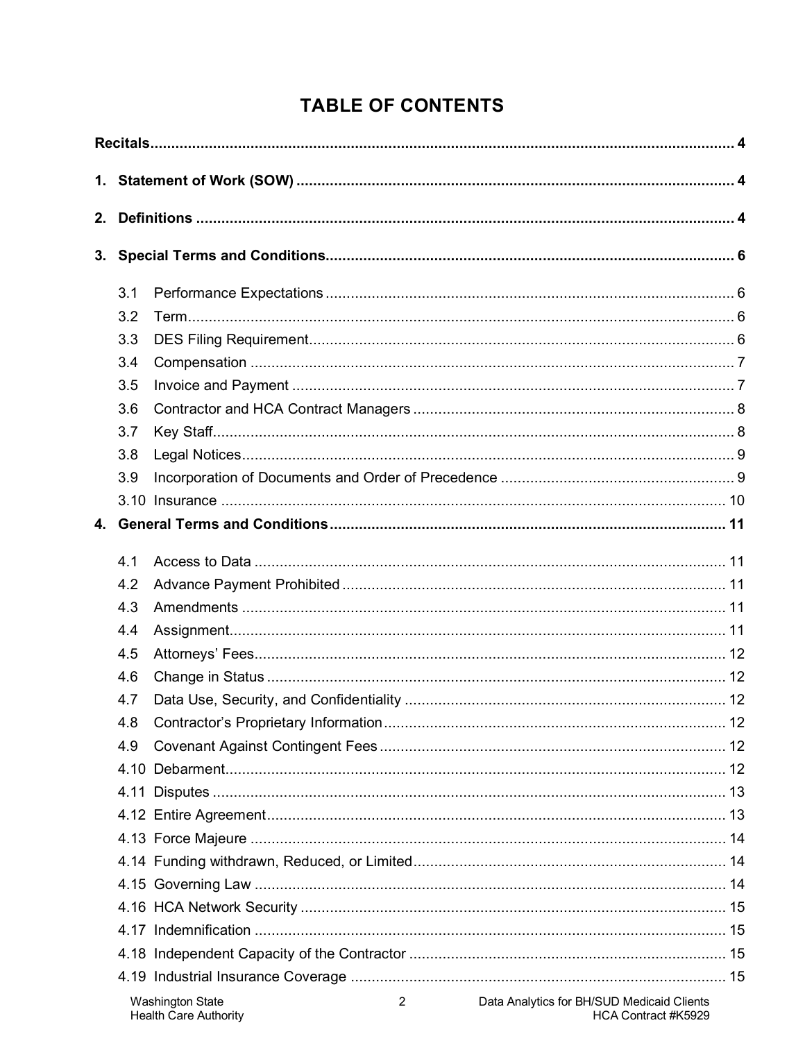# TABLE OF CONTENTS

**Recitals** ........................................................................................................................ **4**

**1. Statement of Work (SOW)** ........................................................................................ **4**

**2. Definitions** ................................................................................................................ **4**

**3. Special Terms and Conditions** ................................................................................. **6**

- 3.1 Performance Expectations ........................................................................ 6
- 3.2 Term ......................................................................................................... 6
- 3.3 DES Filing Requirement ........................................................................... 6
- 3.4 Compensation .......................................................................................... 7
- 3.5 Invoice and Payment ................................................................................ 7
- 3.6 Contractor and HCA Contract Managers .................................................. 8
- 3.7 Key Staff ................................................................................................... 8
- 3.8 Legal Notices ............................................................................................ 9
- 3.9 Incorporation of Documents and Order of Precedence ............................ 9
- 3.10 Insurance ............................................................................................... 10

**4. General Terms and Conditions** ................................................................................ **11**

- 4.1 Access to Data ........................................................................................ 11
- 4.2 Advance Payment Prohibited ................................................................. 11
- 4.3 Amendments ........................................................................................... 11
- 4.4 Assignment ............................................................................................. 11
- 4.5 Attorneys' Fees ....................................................................................... 12
- 4.6 Change in Status ..................................................................................... 12
- 4.7 Data Use, Security, and Confidentiality ................................................... 12
- 4.8 Contractor's Proprietary Information ....................................................... 12
- 4.9 Covenant Against Contingent Fees ......................................................... 12
- 4.10 Debarment ............................................................................................. 12
- 4.11 Disputes ................................................................................................ 13
- 4.12 Entire Agreement .................................................................................. 13
- 4.13 Force Majeure ....................................................................................... 14
- 4.14 Funding withdrawn, Reduced, or Limited .............................................. 14
- 4.15 Governing Law ...................................................................................... 14
- 4.16 HCA Network Security .......................................................................... 15
- 4.17 Indemnification ...................................................................................... 15
- 4.18 Independent Capacity of the Contractor ............................................... 15
- 4.19 Industrial Insurance Coverage .............................................................. 15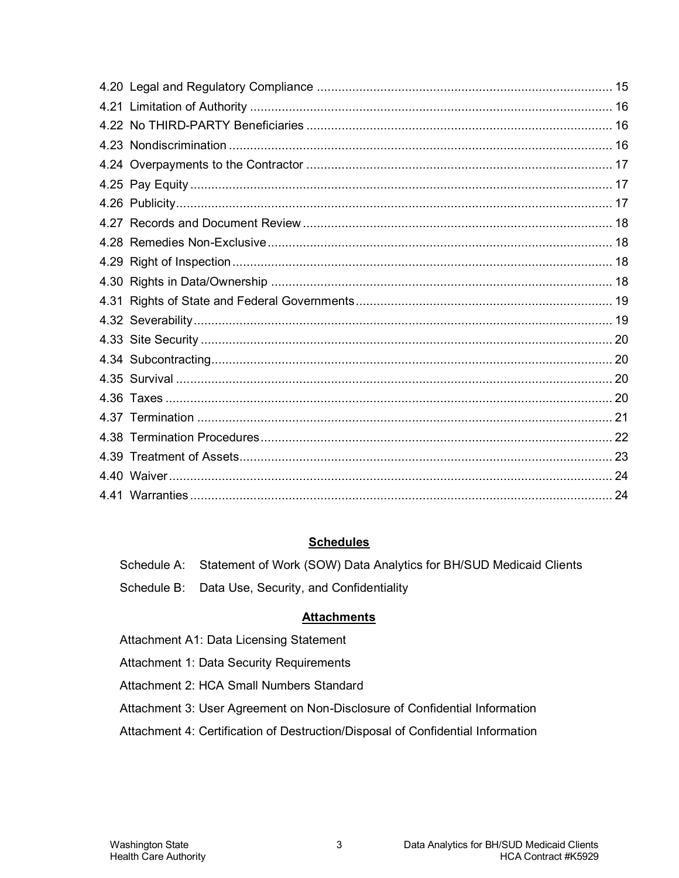4.20 Legal and Regulatory Compliance .................................................................................... 15
4.21 Limitation of Authority ...................................................................................................... 16
4.22 No THIRD-PARTY Beneficiaries ...................................................................................... 16
4.23 Nondiscrimination ............................................................................................................ 16
4.24 Overpayments to the Contractor ...................................................................................... 17
4.25 Pay Equity ........................................................................................................................ 17
4.26 Publicity ............................................................................................................................ 17
4.27 Records and Document Review ....................................................................................... 18
4.28 Remedies Non-Exclusive ................................................................................................. 18
4.29 Right of Inspection ........................................................................................................... 18
4.30 Rights in Data/Ownership ................................................................................................ 18
4.31 Rights of State and Federal Governments ........................................................................ 19
4.32 Severability ...................................................................................................................... 19
4.33 Site Security .................................................................................................................... 20
4.34 Subcontracting ................................................................................................................. 20
4.35 Survival ............................................................................................................................ 20
4.36 Taxes ............................................................................................................................... 20
4.37 Termination ..................................................................................................................... 21
4.38 Termination Procedures ................................................................................................... 22
4.39 Treatment of Assets ......................................................................................................... 23
4.40 Waiver .............................................................................................................................. 24
4.41 Warranties ........................................................................................................................ 24

## Schedules

Schedule A: Statement of Work (SOW) Data Analytics for BH/SUD Medicaid Clients

Schedule B: Data Use, Security, and Confidentiality

## Attachments

Attachment A1: Data Licensing Statement

Attachment 1: Data Security Requirements

Attachment 2: HCA Small Numbers Standard

Attachment 3: User Agreement on Non-Disclosure of Confidential Information

Attachment 4: Certification of Destruction/Disposal of Confidential Information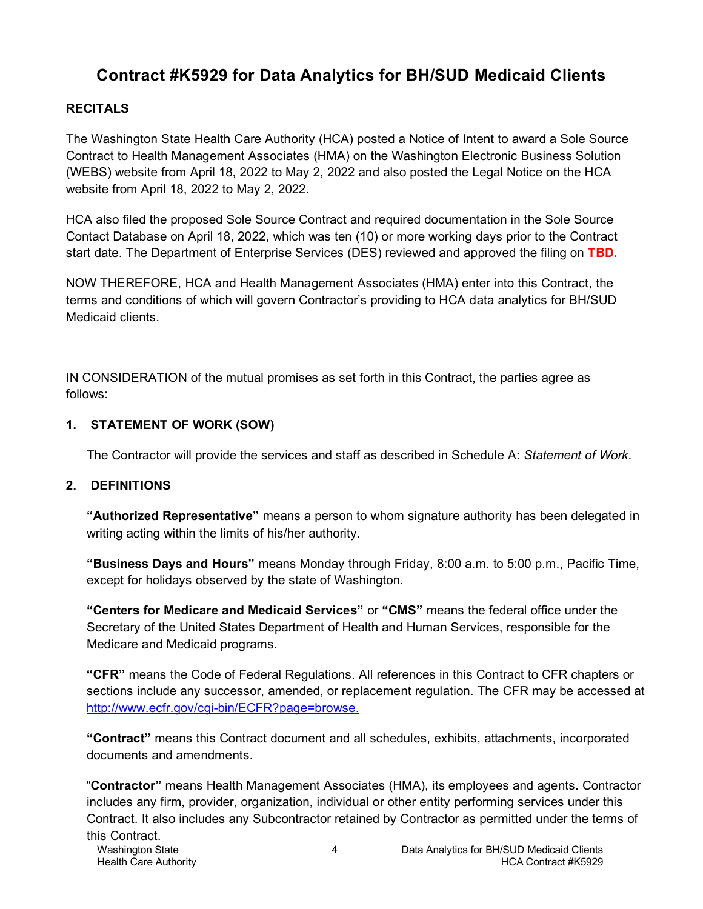# Contract #K5929 for Data Analytics for BH/SUD Medicaid Clients

**RECITALS**

The Washington State Health Care Authority (HCA) posted a Notice of Intent to award a Sole Source Contract to Health Management Associates (HMA) on the Washington Electronic Business Solution (WEBS) website from April 18, 2022 to May 2, 2022 and also posted the Legal Notice on the HCA website from April 18, 2022 to May 2, 2022.

HCA also filed the proposed Sole Source Contract and required documentation in the Sole Source Contact Database on April 18, 2022, which was ten (10) or more working days prior to the Contract start date. The Department of Enterprise Services (DES) reviewed and approved the filing on **TBD.**

NOW THEREFORE, HCA and Health Management Associates (HMA) enter into this Contract, the terms and conditions of which will govern Contractor's providing to HCA data analytics for BH/SUD Medicaid clients.

IN CONSIDERATION of the mutual promises as set forth in this Contract, the parties agree as follows:

## 1. STATEMENT OF WORK (SOW)

The Contractor will provide the services and staff as described in Schedule A: *Statement of Work*.

## 2. DEFINITIONS

**"Authorized Representative"** means a person to whom signature authority has been delegated in writing acting within the limits of his/her authority.

**"Business Days and Hours"** means Monday through Friday, 8:00 a.m. to 5:00 p.m., Pacific Time, except for holidays observed by the state of Washington.

**"Centers for Medicare and Medicaid Services"** or **"CMS"** means the federal office under the Secretary of the United States Department of Health and Human Services, responsible for the Medicare and Medicaid programs.

**"CFR"** means the Code of Federal Regulations. All references in this Contract to CFR chapters or sections include any successor, amended, or replacement regulation. The CFR may be accessed at http://www.ecfr.gov/cgi-bin/ECFR?page=browse.

**"Contract"** means this Contract document and all schedules, exhibits, attachments, incorporated documents and amendments.

"**Contractor"** means Health Management Associates (HMA), its employees and agents. Contractor includes any firm, provider, organization, individual or other entity performing services under this Contract. It also includes any Subcontractor retained by Contractor as permitted under the terms of this Contract.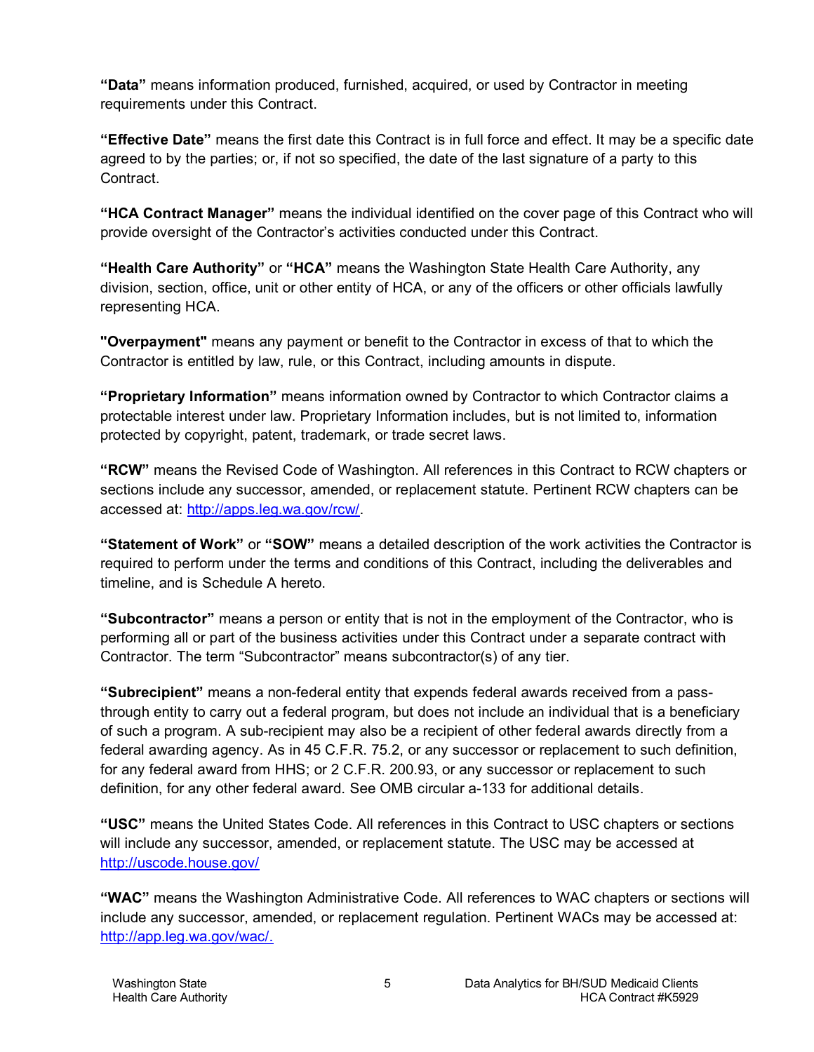**"Data"** means information produced, furnished, acquired, or used by Contractor in meeting requirements under this Contract.

**"Effective Date"** means the first date this Contract is in full force and effect. It may be a specific date agreed to by the parties; or, if not so specified, the date of the last signature of a party to this Contract.

**"HCA Contract Manager"** means the individual identified on the cover page of this Contract who will provide oversight of the Contractor's activities conducted under this Contract.

**"Health Care Authority"** or **"HCA"** means the Washington State Health Care Authority, any division, section, office, unit or other entity of HCA, or any of the officers or other officials lawfully representing HCA.

**"Overpayment"** means any payment or benefit to the Contractor in excess of that to which the Contractor is entitled by law, rule, or this Contract, including amounts in dispute.

**"Proprietary Information"** means information owned by Contractor to which Contractor claims a protectable interest under law. Proprietary Information includes, but is not limited to, information protected by copyright, patent, trademark, or trade secret laws.

**"RCW"** means the Revised Code of Washington. All references in this Contract to RCW chapters or sections include any successor, amended, or replacement statute. Pertinent RCW chapters can be accessed at: http://apps.leg.wa.gov/rcw/.

**"Statement of Work"** or **"SOW"** means a detailed description of the work activities the Contractor is required to perform under the terms and conditions of this Contract, including the deliverables and timeline, and is Schedule A hereto.

**"Subcontractor"** means a person or entity that is not in the employment of the Contractor, who is performing all or part of the business activities under this Contract under a separate contract with Contractor. The term "Subcontractor" means subcontractor(s) of any tier.

**"Subrecipient"** means a non-federal entity that expends federal awards received from a pass-through entity to carry out a federal program, but does not include an individual that is a beneficiary of such a program. A sub-recipient may also be a recipient of other federal awards directly from a federal awarding agency. As in 45 C.F.R. 75.2, or any successor or replacement to such definition, for any federal award from HHS; or 2 C.F.R. 200.93, or any successor or replacement to such definition, for any other federal award. See OMB circular a-133 for additional details.

**"USC"** means the United States Code. All references in this Contract to USC chapters or sections will include any successor, amended, or replacement statute. The USC may be accessed at http://uscode.house.gov/

**"WAC"** means the Washington Administrative Code. All references to WAC chapters or sections will include any successor, amended, or replacement regulation. Pertinent WACs may be accessed at: http://app.leg.wa.gov/wac/.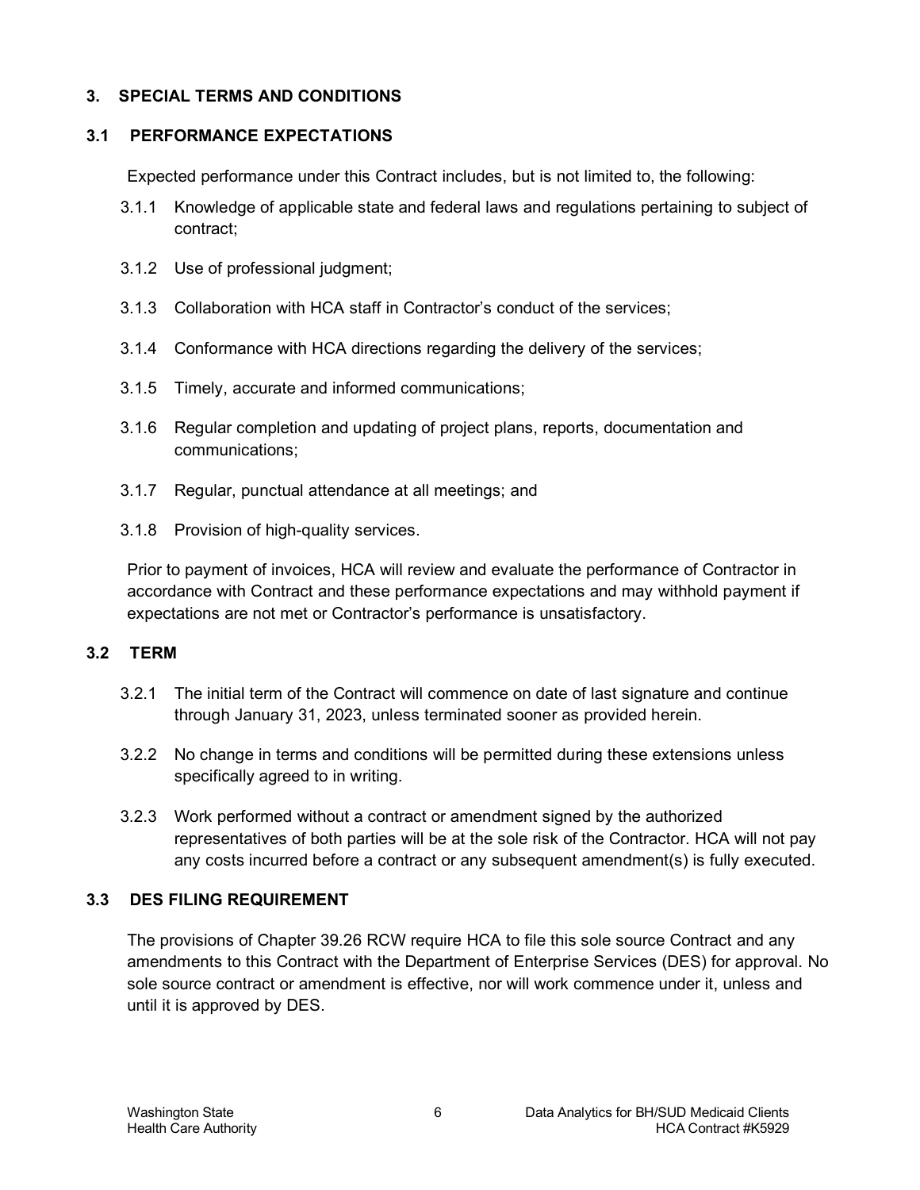## 3. SPECIAL TERMS AND CONDITIONS

### 3.1 PERFORMANCE EXPECTATIONS

Expected performance under this Contract includes, but is not limited to, the following:

3.1.1 Knowledge of applicable state and federal laws and regulations pertaining to subject of contract;

3.1.2 Use of professional judgment;

3.1.3 Collaboration with HCA staff in Contractor's conduct of the services;

3.1.4 Conformance with HCA directions regarding the delivery of the services;

3.1.5 Timely, accurate and informed communications;

3.1.6 Regular completion and updating of project plans, reports, documentation and communications;

3.1.7 Regular, punctual attendance at all meetings; and

3.1.8 Provision of high-quality services.

Prior to payment of invoices, HCA will review and evaluate the performance of Contractor in accordance with Contract and these performance expectations and may withhold payment if expectations are not met or Contractor's performance is unsatisfactory.

### 3.2 TERM

3.2.1 The initial term of the Contract will commence on date of last signature and continue through January 31, 2023, unless terminated sooner as provided herein.

3.2.2 No change in terms and conditions will be permitted during these extensions unless specifically agreed to in writing.

3.2.3 Work performed without a contract or amendment signed by the authorized representatives of both parties will be at the sole risk of the Contractor. HCA will not pay any costs incurred before a contract or any subsequent amendment(s) is fully executed.

### 3.3 DES FILING REQUIREMENT

The provisions of Chapter 39.26 RCW require HCA to file this sole source Contract and any amendments to this Contract with the Department of Enterprise Services (DES) for approval. No sole source contract or amendment is effective, nor will work commence under it, unless and until it is approved by DES.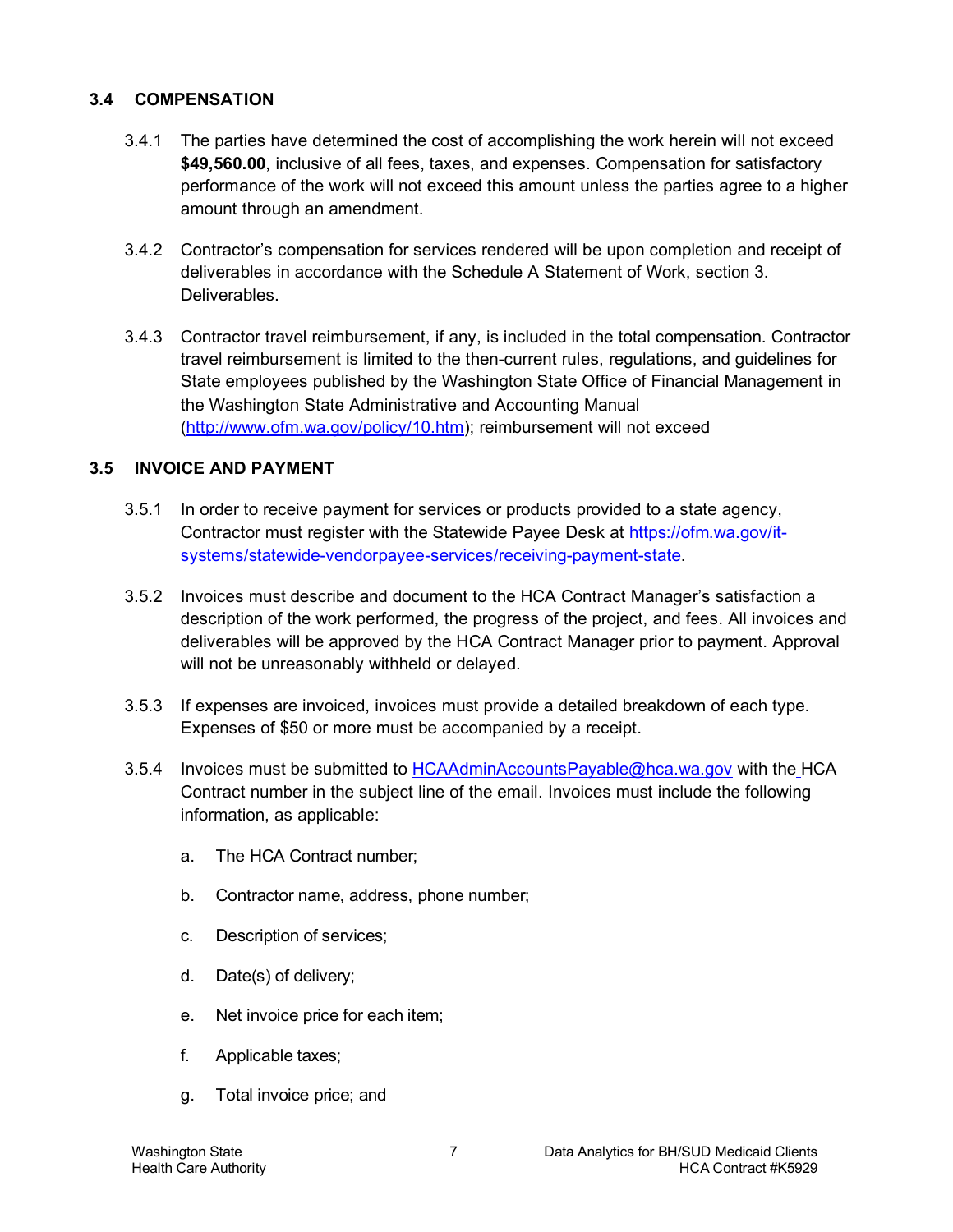### 3.4 COMPENSATION

3.4.1 The parties have determined the cost of accomplishing the work herein will not exceed **$49,560.00**, inclusive of all fees, taxes, and expenses. Compensation for satisfactory performance of the work will not exceed this amount unless the parties agree to a higher amount through an amendment.

3.4.2 Contractor's compensation for services rendered will be upon completion and receipt of deliverables in accordance with the Schedule A Statement of Work, section 3. Deliverables.

3.4.3 Contractor travel reimbursement, if any, is included in the total compensation. Contractor travel reimbursement is limited to the then-current rules, regulations, and guidelines for State employees published by the Washington State Office of Financial Management in the Washington State Administrative and Accounting Manual (http://www.ofm.wa.gov/policy/10.htm); reimbursement will not exceed

### 3.5 INVOICE AND PAYMENT

3.5.1 In order to receive payment for services or products provided to a state agency, Contractor must register with the Statewide Payee Desk at https://ofm.wa.gov/it-systems/statewide-vendorpayee-services/receiving-payment-state.

3.5.2 Invoices must describe and document to the HCA Contract Manager's satisfaction a description of the work performed, the progress of the project, and fees. All invoices and deliverables will be approved by the HCA Contract Manager prior to payment. Approval will not be unreasonably withheld or delayed.

3.5.3 If expenses are invoiced, invoices must provide a detailed breakdown of each type. Expenses of $50 or more must be accompanied by a receipt.

3.5.4 Invoices must be submitted to HCAAdminAccountsPayable@hca.wa.gov with the HCA Contract number in the subject line of the email. Invoices must include the following information, as applicable:

a. The HCA Contract number;

b. Contractor name, address, phone number;

c. Description of services;

d. Date(s) of delivery;

e. Net invoice price for each item;

f. Applicable taxes;

g. Total invoice price; and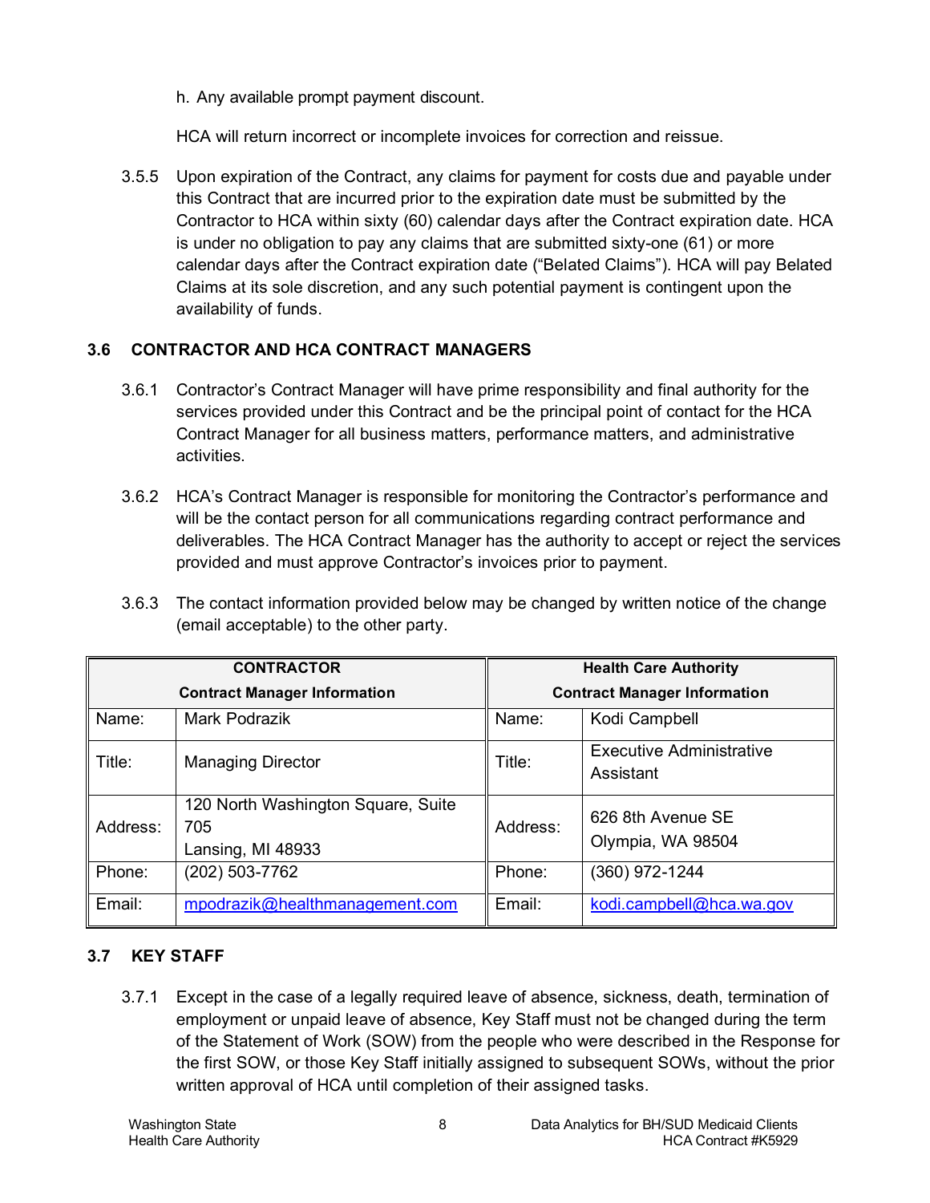h. Any available prompt payment discount.

HCA will return incorrect or incomplete invoices for correction and reissue.

3.5.5 Upon expiration of the Contract, any claims for payment for costs due and payable under this Contract that are incurred prior to the expiration date must be submitted by the Contractor to HCA within sixty (60) calendar days after the Contract expiration date. HCA is under no obligation to pay any claims that are submitted sixty-one (61) or more calendar days after the Contract expiration date ("Belated Claims"). HCA will pay Belated Claims at its sole discretion, and any such potential payment is contingent upon the availability of funds.

### 3.6 CONTRACTOR AND HCA CONTRACT MANAGERS

3.6.1 Contractor's Contract Manager will have prime responsibility and final authority for the services provided under this Contract and be the principal point of contact for the HCA Contract Manager for all business matters, performance matters, and administrative activities.

3.6.2 HCA's Contract Manager is responsible for monitoring the Contractor's performance and will be the contact person for all communications regarding contract performance and deliverables. The HCA Contract Manager has the authority to accept or reject the services provided and must approve Contractor's invoices prior to payment.

3.6.3 The contact information provided below may be changed by written notice of the change (email acceptable) to the other party.

| **CONTRACTOR Contract Manager Information** | | **Health Care Authority Contract Manager Information** | |
|---|---|---|---|
| Name: | Mark Podrazik | Name: | Kodi Campbell |
| Title: | Managing Director | Title: | Executive Administrative Assistant |
| Address: | 120 North Washington Square, Suite 705<br>Lansing, MI 48933 | Address: | 626 8th Avenue SE<br>Olympia, WA 98504 |
| Phone: | (202) 503-7762 | Phone: | (360) 972-1244 |
| Email: | mpodrazik@healthmanagement.com | Email: | kodi.campbell@hca.wa.gov |

### 3.7 KEY STAFF

3.7.1 Except in the case of a legally required leave of absence, sickness, death, termination of employment or unpaid leave of absence, Key Staff must not be changed during the term of the Statement of Work (SOW) from the people who were described in the Response for the first SOW, or those Key Staff initially assigned to subsequent SOWs, without the prior written approval of HCA until completion of their assigned tasks.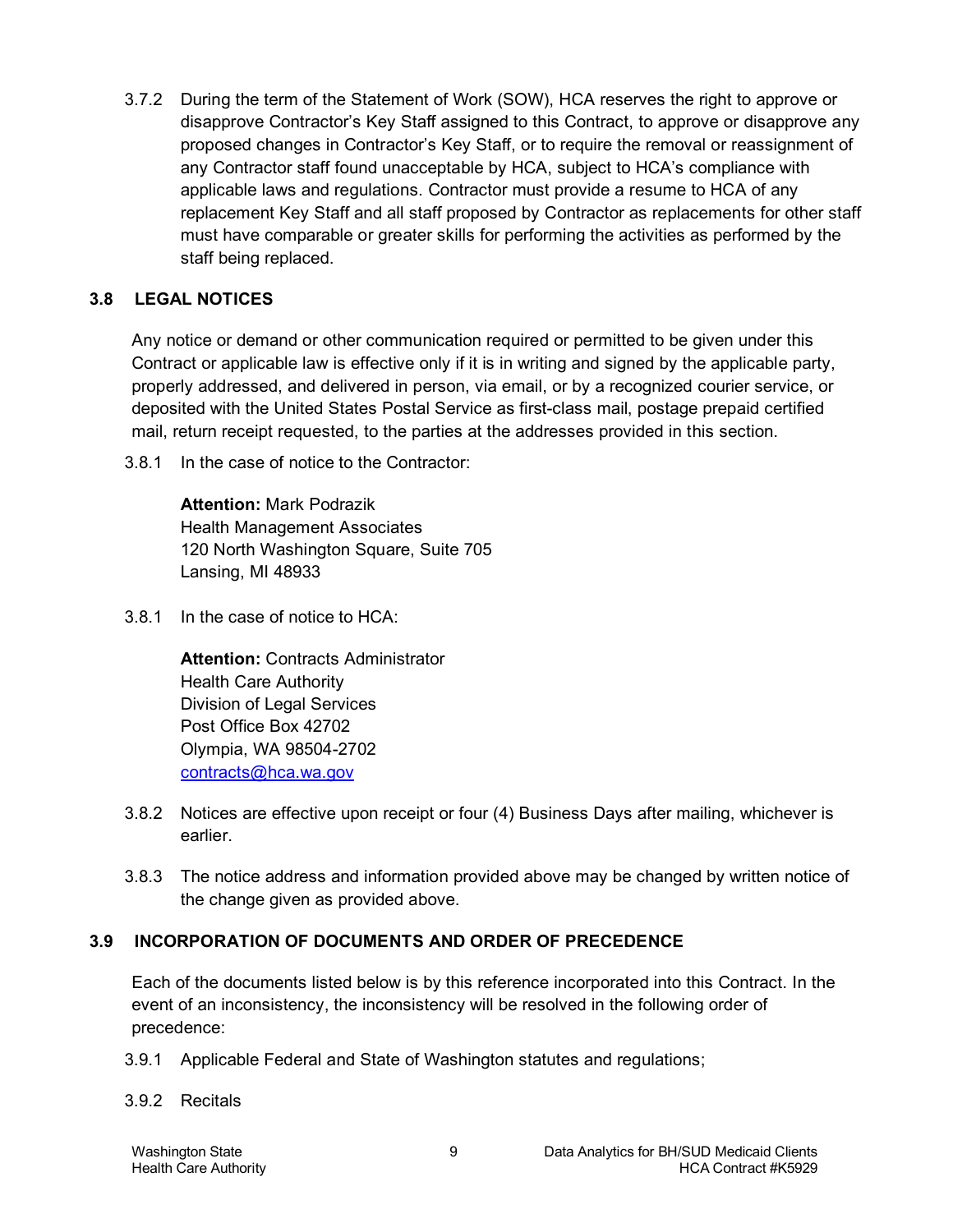3.7.2 During the term of the Statement of Work (SOW), HCA reserves the right to approve or disapprove Contractor's Key Staff assigned to this Contract, to approve or disapprove any proposed changes in Contractor's Key Staff, or to require the removal or reassignment of any Contractor staff found unacceptable by HCA, subject to HCA's compliance with applicable laws and regulations. Contractor must provide a resume to HCA of any replacement Key Staff and all staff proposed by Contractor as replacements for other staff must have comparable or greater skills for performing the activities as performed by the staff being replaced.

## 3.8 LEGAL NOTICES

Any notice or demand or other communication required or permitted to be given under this Contract or applicable law is effective only if it is in writing and signed by the applicable party, properly addressed, and delivered in person, via email, or by a recognized courier service, or deposited with the United States Postal Service as first-class mail, postage prepaid certified mail, return receipt requested, to the parties at the addresses provided in this section.

3.8.1 In the case of notice to the Contractor:

**Attention:** Mark Podrazik
Health Management Associates
120 North Washington Square, Suite 705
Lansing, MI 48933

3.8.1 In the case of notice to HCA:

**Attention:** Contracts Administrator
Health Care Authority
Division of Legal Services
Post Office Box 42702
Olympia, WA 98504-2702
contracts@hca.wa.gov

3.8.2 Notices are effective upon receipt or four (4) Business Days after mailing, whichever is earlier.

3.8.3 The notice address and information provided above may be changed by written notice of the change given as provided above.

## 3.9 INCORPORATION OF DOCUMENTS AND ORDER OF PRECEDENCE

Each of the documents listed below is by this reference incorporated into this Contract. In the event of an inconsistency, the inconsistency will be resolved in the following order of precedence:

3.9.1 Applicable Federal and State of Washington statutes and regulations;

3.9.2 Recitals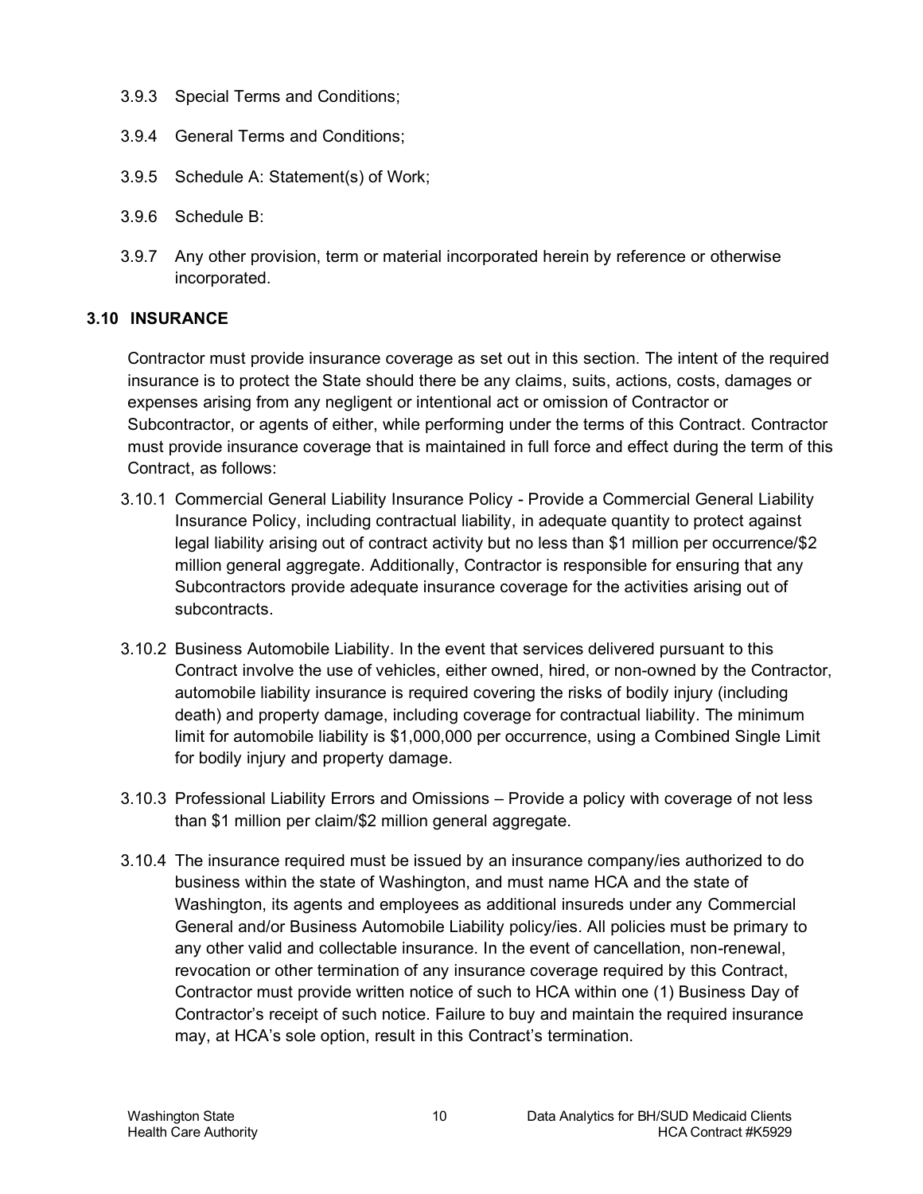3.9.3 Special Terms and Conditions;

3.9.4 General Terms and Conditions;

3.9.5 Schedule A: Statement(s) of Work;

3.9.6 Schedule B:

3.9.7 Any other provision, term or material incorporated herein by reference or otherwise incorporated.

### 3.10 INSURANCE

Contractor must provide insurance coverage as set out in this section. The intent of the required insurance is to protect the State should there be any claims, suits, actions, costs, damages or expenses arising from any negligent or intentional act or omission of Contractor or Subcontractor, or agents of either, while performing under the terms of this Contract. Contractor must provide insurance coverage that is maintained in full force and effect during the term of this Contract, as follows:

3.10.1 Commercial General Liability Insurance Policy - Provide a Commercial General Liability Insurance Policy, including contractual liability, in adequate quantity to protect against legal liability arising out of contract activity but no less than $1 million per occurrence/$2 million general aggregate. Additionally, Contractor is responsible for ensuring that any Subcontractors provide adequate insurance coverage for the activities arising out of subcontracts.

3.10.2 Business Automobile Liability. In the event that services delivered pursuant to this Contract involve the use of vehicles, either owned, hired, or non-owned by the Contractor, automobile liability insurance is required covering the risks of bodily injury (including death) and property damage, including coverage for contractual liability. The minimum limit for automobile liability is $1,000,000 per occurrence, using a Combined Single Limit for bodily injury and property damage.

3.10.3 Professional Liability Errors and Omissions – Provide a policy with coverage of not less than $1 million per claim/$2 million general aggregate.

3.10.4 The insurance required must be issued by an insurance company/ies authorized to do business within the state of Washington, and must name HCA and the state of Washington, its agents and employees as additional insureds under any Commercial General and/or Business Automobile Liability policy/ies. All policies must be primary to any other valid and collectable insurance. In the event of cancellation, non-renewal, revocation or other termination of any insurance coverage required by this Contract, Contractor must provide written notice of such to HCA within one (1) Business Day of Contractor's receipt of such notice. Failure to buy and maintain the required insurance may, at HCA's sole option, result in this Contract's termination.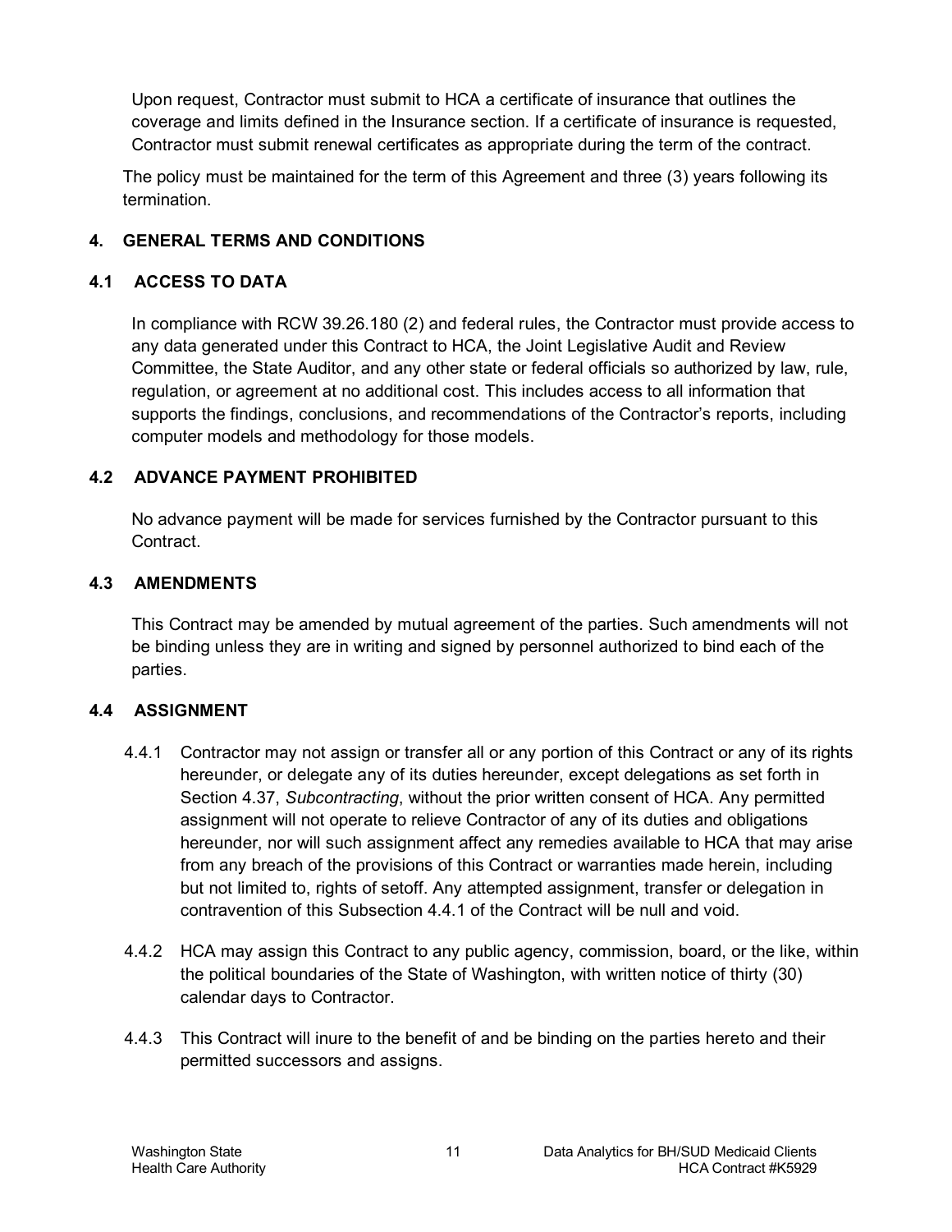Upon request, Contractor must submit to HCA a certificate of insurance that outlines the coverage and limits defined in the Insurance section. If a certificate of insurance is requested, Contractor must submit renewal certificates as appropriate during the term of the contract.

The policy must be maintained for the term of this Agreement and three (3) years following its termination.

## 4. GENERAL TERMS AND CONDITIONS

### 4.1 ACCESS TO DATA

In compliance with RCW 39.26.180 (2) and federal rules, the Contractor must provide access to any data generated under this Contract to HCA, the Joint Legislative Audit and Review Committee, the State Auditor, and any other state or federal officials so authorized by law, rule, regulation, or agreement at no additional cost. This includes access to all information that supports the findings, conclusions, and recommendations of the Contractor's reports, including computer models and methodology for those models.

### 4.2 ADVANCE PAYMENT PROHIBITED

No advance payment will be made for services furnished by the Contractor pursuant to this Contract.

### 4.3 AMENDMENTS

This Contract may be amended by mutual agreement of the parties. Such amendments will not be binding unless they are in writing and signed by personnel authorized to bind each of the parties.

### 4.4 ASSIGNMENT

4.4.1 Contractor may not assign or transfer all or any portion of this Contract or any of its rights hereunder, or delegate any of its duties hereunder, except delegations as set forth in Section 4.37, *Subcontracting*, without the prior written consent of HCA. Any permitted assignment will not operate to relieve Contractor of any of its duties and obligations hereunder, nor will such assignment affect any remedies available to HCA that may arise from any breach of the provisions of this Contract or warranties made herein, including but not limited to, rights of setoff. Any attempted assignment, transfer or delegation in contravention of this Subsection 4.4.1 of the Contract will be null and void.

4.4.2 HCA may assign this Contract to any public agency, commission, board, or the like, within the political boundaries of the State of Washington, with written notice of thirty (30) calendar days to Contractor.

4.4.3 This Contract will inure to the benefit of and be binding on the parties hereto and their permitted successors and assigns.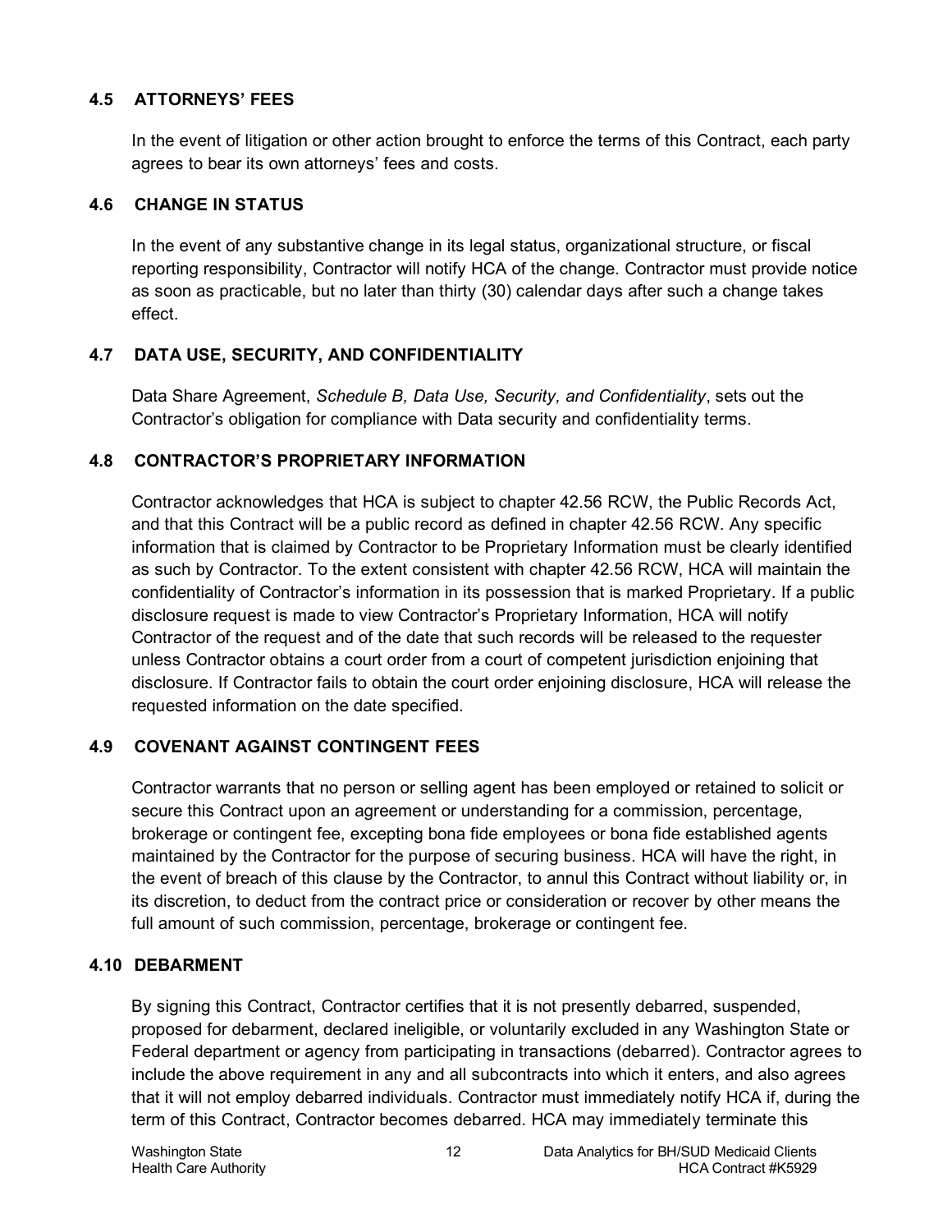### 4.5 ATTORNEYS' FEES

In the event of litigation or other action brought to enforce the terms of this Contract, each party agrees to bear its own attorneys' fees and costs.

### 4.6 CHANGE IN STATUS

In the event of any substantive change in its legal status, organizational structure, or fiscal reporting responsibility, Contractor will notify HCA of the change. Contractor must provide notice as soon as practicable, but no later than thirty (30) calendar days after such a change takes effect.

### 4.7 DATA USE, SECURITY, AND CONFIDENTIALITY

Data Share Agreement, *Schedule B, Data Use, Security, and Confidentiality*, sets out the Contractor's obligation for compliance with Data security and confidentiality terms.

### 4.8 CONTRACTOR'S PROPRIETARY INFORMATION

Contractor acknowledges that HCA is subject to chapter 42.56 RCW, the Public Records Act, and that this Contract will be a public record as defined in chapter 42.56 RCW. Any specific information that is claimed by Contractor to be Proprietary Information must be clearly identified as such by Contractor. To the extent consistent with chapter 42.56 RCW, HCA will maintain the confidentiality of Contractor's information in its possession that is marked Proprietary. If a public disclosure request is made to view Contractor's Proprietary Information, HCA will notify Contractor of the request and of the date that such records will be released to the requester unless Contractor obtains a court order from a court of competent jurisdiction enjoining that disclosure. If Contractor fails to obtain the court order enjoining disclosure, HCA will release the requested information on the date specified.

### 4.9 COVENANT AGAINST CONTINGENT FEES

Contractor warrants that no person or selling agent has been employed or retained to solicit or secure this Contract upon an agreement or understanding for a commission, percentage, brokerage or contingent fee, excepting bona fide employees or bona fide established agents maintained by the Contractor for the purpose of securing business. HCA will have the right, in the event of breach of this clause by the Contractor, to annul this Contract without liability or, in its discretion, to deduct from the contract price or consideration or recover by other means the full amount of such commission, percentage, brokerage or contingent fee.

### 4.10 DEBARMENT

By signing this Contract, Contractor certifies that it is not presently debarred, suspended, proposed for debarment, declared ineligible, or voluntarily excluded in any Washington State or Federal department or agency from participating in transactions (debarred). Contractor agrees to include the above requirement in any and all subcontracts into which it enters, and also agrees that it will not employ debarred individuals. Contractor must immediately notify HCA if, during the term of this Contract, Contractor becomes debarred. HCA may immediately terminate this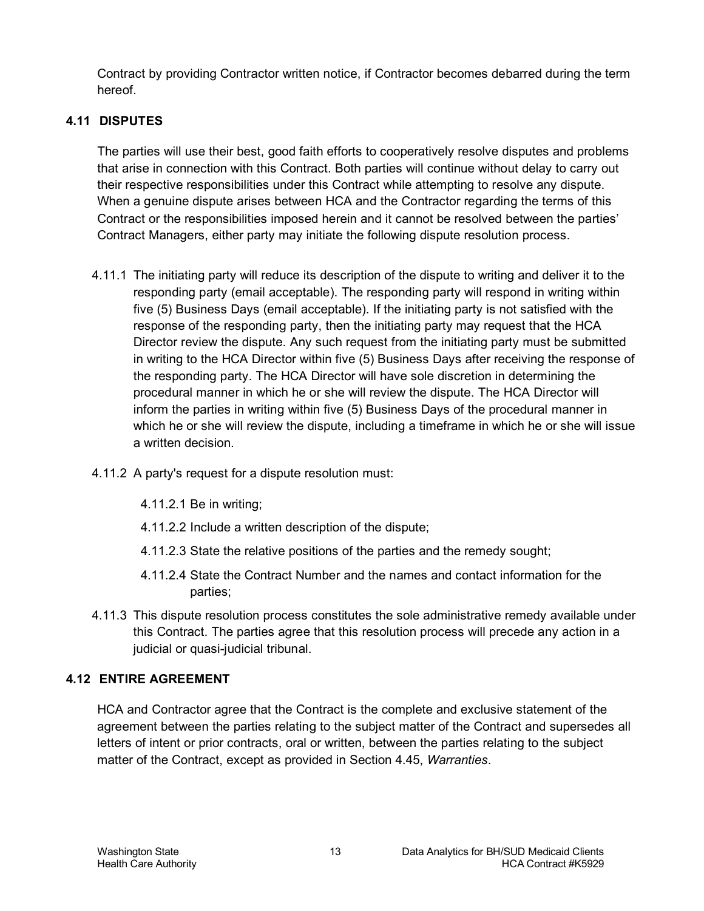Contract by providing Contractor written notice, if Contractor becomes debarred during the term hereof.

### 4.11 DISPUTES

The parties will use their best, good faith efforts to cooperatively resolve disputes and problems that arise in connection with this Contract. Both parties will continue without delay to carry out their respective responsibilities under this Contract while attempting to resolve any dispute. When a genuine dispute arises between HCA and the Contractor regarding the terms of this Contract or the responsibilities imposed herein and it cannot be resolved between the parties' Contract Managers, either party may initiate the following dispute resolution process.

4.11.1 The initiating party will reduce its description of the dispute to writing and deliver it to the responding party (email acceptable). The responding party will respond in writing within five (5) Business Days (email acceptable). If the initiating party is not satisfied with the response of the responding party, then the initiating party may request that the HCA Director review the dispute. Any such request from the initiating party must be submitted in writing to the HCA Director within five (5) Business Days after receiving the response of the responding party. The HCA Director will have sole discretion in determining the procedural manner in which he or she will review the dispute. The HCA Director will inform the parties in writing within five (5) Business Days of the procedural manner in which he or she will review the dispute, including a timeframe in which he or she will issue a written decision.

4.11.2 A party's request for a dispute resolution must:

- 4.11.2.1 Be in writing;
- 4.11.2.2 Include a written description of the dispute;
- 4.11.2.3 State the relative positions of the parties and the remedy sought;
- 4.11.2.4 State the Contract Number and the names and contact information for the parties;

4.11.3 This dispute resolution process constitutes the sole administrative remedy available under this Contract. The parties agree that this resolution process will precede any action in a judicial or quasi-judicial tribunal.

### 4.12 ENTIRE AGREEMENT

HCA and Contractor agree that the Contract is the complete and exclusive statement of the agreement between the parties relating to the subject matter of the Contract and supersedes all letters of intent or prior contracts, oral or written, between the parties relating to the subject matter of the Contract, except as provided in Section 4.45, *Warranties*.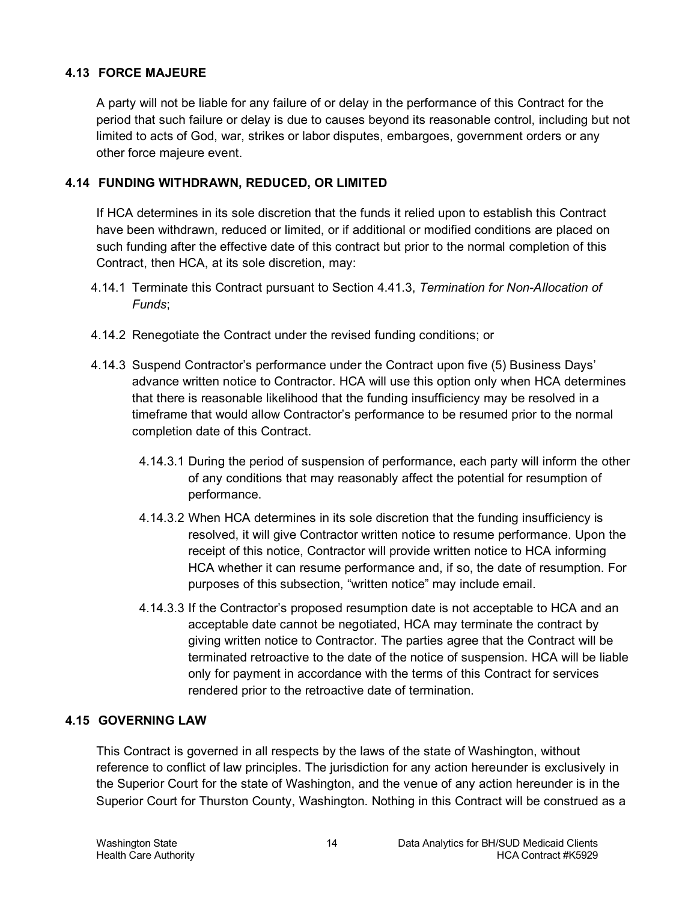### 4.13 FORCE MAJEURE

A party will not be liable for any failure of or delay in the performance of this Contract for the period that such failure or delay is due to causes beyond its reasonable control, including but not limited to acts of God, war, strikes or labor disputes, embargoes, government orders or any other force majeure event.

### 4.14 FUNDING WITHDRAWN, REDUCED, OR LIMITED

If HCA determines in its sole discretion that the funds it relied upon to establish this Contract have been withdrawn, reduced or limited, or if additional or modified conditions are placed on such funding after the effective date of this contract but prior to the normal completion of this Contract, then HCA, at its sole discretion, may:

4.14.1 Terminate this Contract pursuant to Section 4.41.3, *Termination for Non-Allocation of Funds*;

4.14.2 Renegotiate the Contract under the revised funding conditions; or

4.14.3 Suspend Contractor's performance under the Contract upon five (5) Business Days' advance written notice to Contractor. HCA will use this option only when HCA determines that there is reasonable likelihood that the funding insufficiency may be resolved in a timeframe that would allow Contractor's performance to be resumed prior to the normal completion date of this Contract.

4.14.3.1 During the period of suspension of performance, each party will inform the other of any conditions that may reasonably affect the potential for resumption of performance.

4.14.3.2 When HCA determines in its sole discretion that the funding insufficiency is resolved, it will give Contractor written notice to resume performance. Upon the receipt of this notice, Contractor will provide written notice to HCA informing HCA whether it can resume performance and, if so, the date of resumption. For purposes of this subsection, "written notice" may include email.

4.14.3.3 If the Contractor's proposed resumption date is not acceptable to HCA and an acceptable date cannot be negotiated, HCA may terminate the contract by giving written notice to Contractor. The parties agree that the Contract will be terminated retroactive to the date of the notice of suspension. HCA will be liable only for payment in accordance with the terms of this Contract for services rendered prior to the retroactive date of termination.

### 4.15 GOVERNING LAW

This Contract is governed in all respects by the laws of the state of Washington, without reference to conflict of law principles. The jurisdiction for any action hereunder is exclusively in the Superior Court for the state of Washington, and the venue of any action hereunder is in the Superior Court for Thurston County, Washington. Nothing in this Contract will be construed as a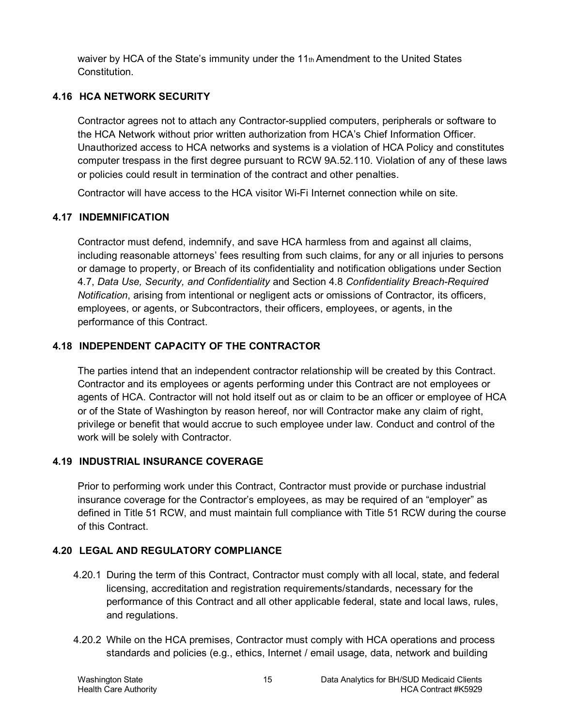waiver by HCA of the State's immunity under the 11th Amendment to the United States Constitution.

### 4.16 HCA NETWORK SECURITY

Contractor agrees not to attach any Contractor-supplied computers, peripherals or software to the HCA Network without prior written authorization from HCA's Chief Information Officer. Unauthorized access to HCA networks and systems is a violation of HCA Policy and constitutes computer trespass in the first degree pursuant to RCW 9A.52.110. Violation of any of these laws or policies could result in termination of the contract and other penalties.

Contractor will have access to the HCA visitor Wi-Fi Internet connection while on site.

### 4.17 INDEMNIFICATION

Contractor must defend, indemnify, and save HCA harmless from and against all claims, including reasonable attorneys' fees resulting from such claims, for any or all injuries to persons or damage to property, or Breach of its confidentiality and notification obligations under Section 4.7, *Data Use, Security, and Confidentiality* and Section 4.8 *Confidentiality Breach-Required Notification*, arising from intentional or negligent acts or omissions of Contractor, its officers, employees, or agents, or Subcontractors, their officers, employees, or agents, in the performance of this Contract.

### 4.18 INDEPENDENT CAPACITY OF THE CONTRACTOR

The parties intend that an independent contractor relationship will be created by this Contract. Contractor and its employees or agents performing under this Contract are not employees or agents of HCA. Contractor will not hold itself out as or claim to be an officer or employee of HCA or of the State of Washington by reason hereof, nor will Contractor make any claim of right, privilege or benefit that would accrue to such employee under law. Conduct and control of the work will be solely with Contractor.

### 4.19 INDUSTRIAL INSURANCE COVERAGE

Prior to performing work under this Contract, Contractor must provide or purchase industrial insurance coverage for the Contractor's employees, as may be required of an "employer" as defined in Title 51 RCW, and must maintain full compliance with Title 51 RCW during the course of this Contract.

### 4.20 LEGAL AND REGULATORY COMPLIANCE

4.20.1 During the term of this Contract, Contractor must comply with all local, state, and federal licensing, accreditation and registration requirements/standards, necessary for the performance of this Contract and all other applicable federal, state and local laws, rules, and regulations.

4.20.2 While on the HCA premises, Contractor must comply with HCA operations and process standards and policies (e.g., ethics, Internet / email usage, data, network and building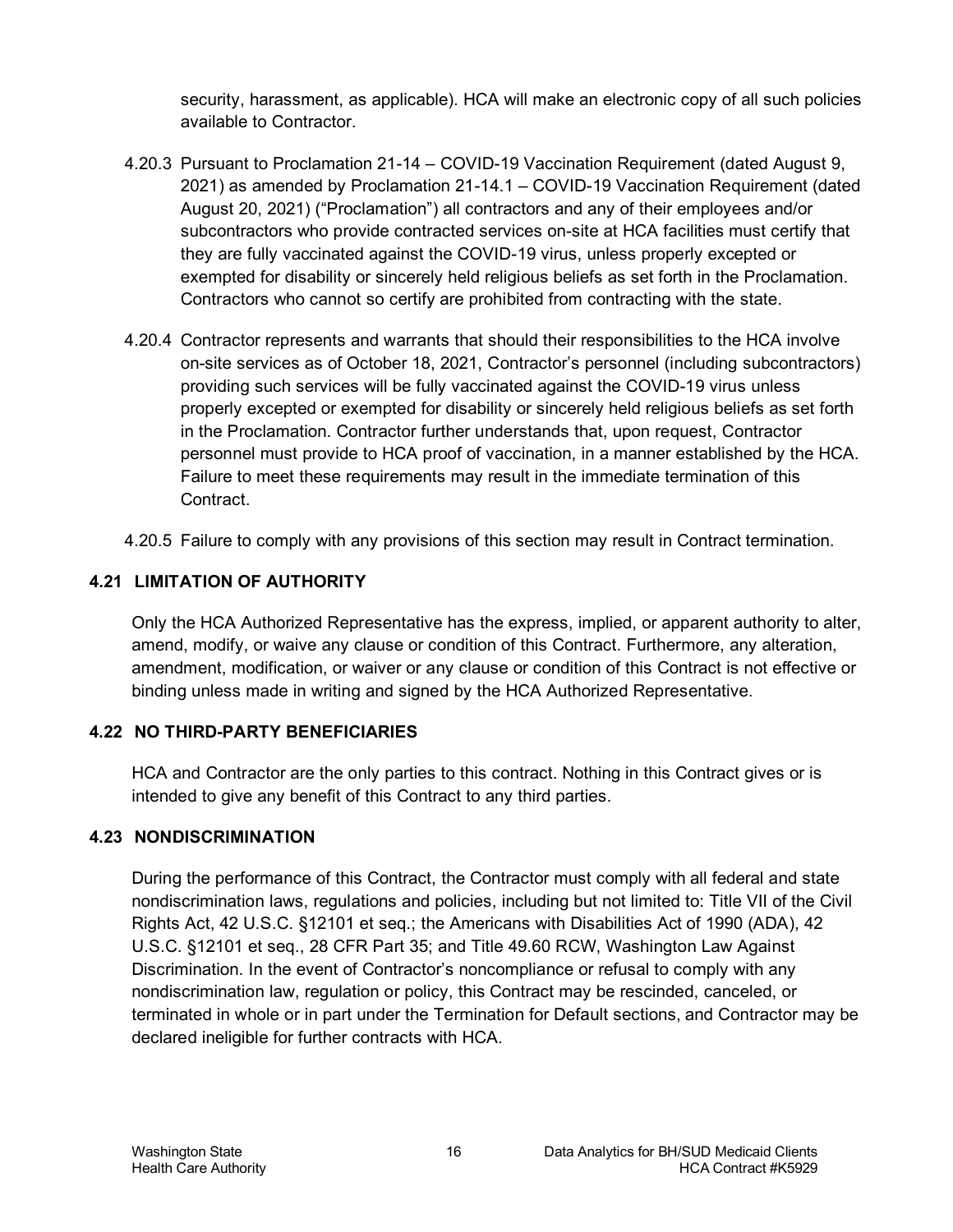security, harassment, as applicable). HCA will make an electronic copy of all such policies available to Contractor.

4.20.3 Pursuant to Proclamation 21-14 – COVID-19 Vaccination Requirement (dated August 9, 2021) as amended by Proclamation 21-14.1 – COVID-19 Vaccination Requirement (dated August 20, 2021) ("Proclamation") all contractors and any of their employees and/or subcontractors who provide contracted services on-site at HCA facilities must certify that they are fully vaccinated against the COVID-19 virus, unless properly excepted or exempted for disability or sincerely held religious beliefs as set forth in the Proclamation. Contractors who cannot so certify are prohibited from contracting with the state.

4.20.4 Contractor represents and warrants that should their responsibilities to the HCA involve on-site services as of October 18, 2021, Contractor's personnel (including subcontractors) providing such services will be fully vaccinated against the COVID-19 virus unless properly excepted or exempted for disability or sincerely held religious beliefs as set forth in the Proclamation. Contractor further understands that, upon request, Contractor personnel must provide to HCA proof of vaccination, in a manner established by the HCA. Failure to meet these requirements may result in the immediate termination of this Contract.

4.20.5 Failure to comply with any provisions of this section may result in Contract termination.

### 4.21 LIMITATION OF AUTHORITY

Only the HCA Authorized Representative has the express, implied, or apparent authority to alter, amend, modify, or waive any clause or condition of this Contract. Furthermore, any alteration, amendment, modification, or waiver or any clause or condition of this Contract is not effective or binding unless made in writing and signed by the HCA Authorized Representative.

### 4.22 NO THIRD-PARTY BENEFICIARIES

HCA and Contractor are the only parties to this contract. Nothing in this Contract gives or is intended to give any benefit of this Contract to any third parties.

### 4.23 NONDISCRIMINATION

During the performance of this Contract, the Contractor must comply with all federal and state nondiscrimination laws, regulations and policies, including but not limited to: Title VII of the Civil Rights Act, 42 U.S.C. §12101 et seq.; the Americans with Disabilities Act of 1990 (ADA), 42 U.S.C. §12101 et seq., 28 CFR Part 35; and Title 49.60 RCW, Washington Law Against Discrimination. In the event of Contractor's noncompliance or refusal to comply with any nondiscrimination law, regulation or policy, this Contract may be rescinded, canceled, or terminated in whole or in part under the Termination for Default sections, and Contractor may be declared ineligible for further contracts with HCA.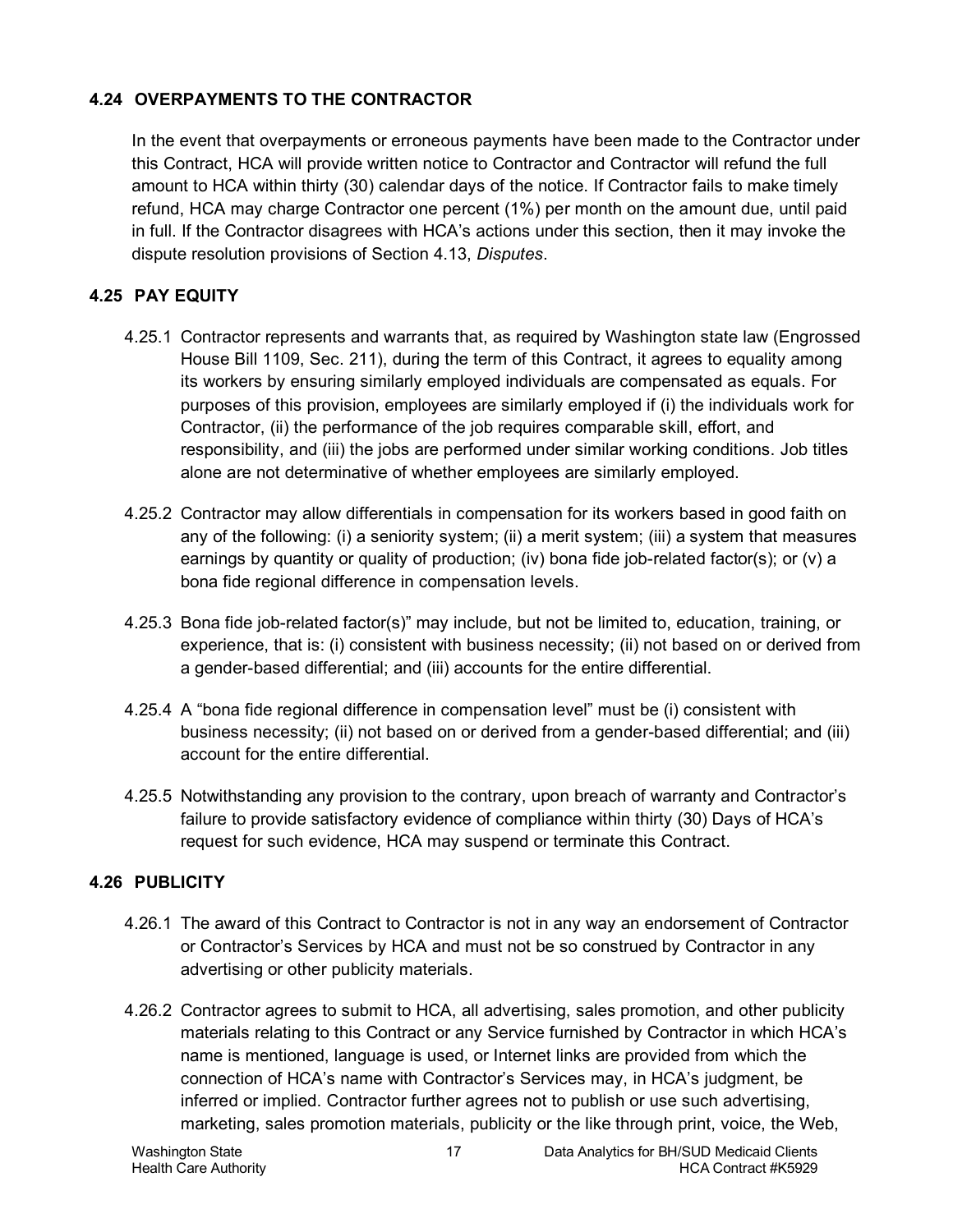## 4.24 OVERPAYMENTS TO THE CONTRACTOR

In the event that overpayments or erroneous payments have been made to the Contractor under this Contract, HCA will provide written notice to Contractor and Contractor will refund the full amount to HCA within thirty (30) calendar days of the notice. If Contractor fails to make timely refund, HCA may charge Contractor one percent (1%) per month on the amount due, until paid in full. If the Contractor disagrees with HCA's actions under this section, then it may invoke the dispute resolution provisions of Section 4.13, *Disputes*.

## 4.25 PAY EQUITY

4.25.1 Contractor represents and warrants that, as required by Washington state law (Engrossed House Bill 1109, Sec. 211), during the term of this Contract, it agrees to equality among its workers by ensuring similarly employed individuals are compensated as equals. For purposes of this provision, employees are similarly employed if (i) the individuals work for Contractor, (ii) the performance of the job requires comparable skill, effort, and responsibility, and (iii) the jobs are performed under similar working conditions. Job titles alone are not determinative of whether employees are similarly employed.

4.25.2 Contractor may allow differentials in compensation for its workers based in good faith on any of the following: (i) a seniority system; (ii) a merit system; (iii) a system that measures earnings by quantity or quality of production; (iv) bona fide job-related factor(s); or (v) a bona fide regional difference in compensation levels.

4.25.3 Bona fide job-related factor(s)" may include, but not be limited to, education, training, or experience, that is: (i) consistent with business necessity; (ii) not based on or derived from a gender-based differential; and (iii) accounts for the entire differential.

4.25.4 A "bona fide regional difference in compensation level" must be (i) consistent with business necessity; (ii) not based on or derived from a gender-based differential; and (iii) account for the entire differential.

4.25.5 Notwithstanding any provision to the contrary, upon breach of warranty and Contractor's failure to provide satisfactory evidence of compliance within thirty (30) Days of HCA's request for such evidence, HCA may suspend or terminate this Contract.

## 4.26 PUBLICITY

4.26.1 The award of this Contract to Contractor is not in any way an endorsement of Contractor or Contractor's Services by HCA and must not be so construed by Contractor in any advertising or other publicity materials.

4.26.2 Contractor agrees to submit to HCA, all advertising, sales promotion, and other publicity materials relating to this Contract or any Service furnished by Contractor in which HCA's name is mentioned, language is used, or Internet links are provided from which the connection of HCA's name with Contractor's Services may, in HCA's judgment, be inferred or implied. Contractor further agrees not to publish or use such advertising, marketing, sales promotion materials, publicity or the like through print, voice, the Web,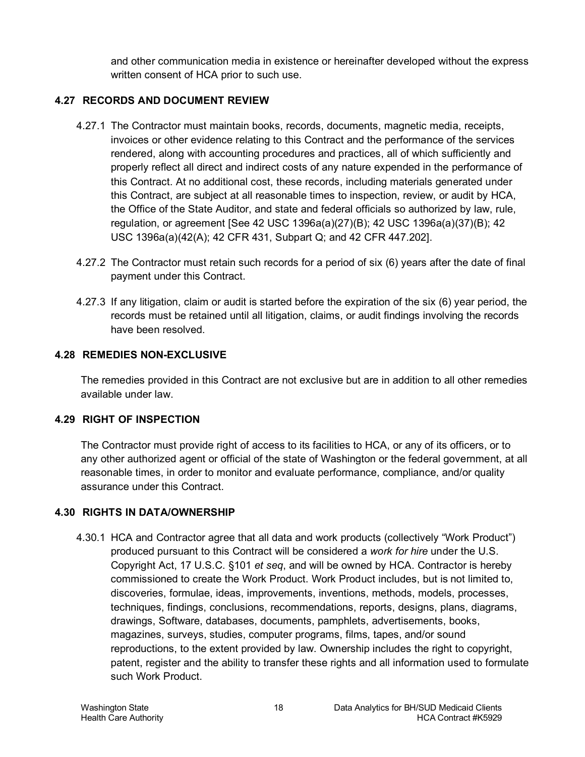and other communication media in existence or hereinafter developed without the express written consent of HCA prior to such use.

## 4.27 RECORDS AND DOCUMENT REVIEW

4.27.1 The Contractor must maintain books, records, documents, magnetic media, receipts, invoices or other evidence relating to this Contract and the performance of the services rendered, along with accounting procedures and practices, all of which sufficiently and properly reflect all direct and indirect costs of any nature expended in the performance of this Contract. At no additional cost, these records, including materials generated under this Contract, are subject at all reasonable times to inspection, review, or audit by HCA, the Office of the State Auditor, and state and federal officials so authorized by law, rule, regulation, or agreement [See 42 USC 1396a(a)(27)(B); 42 USC 1396a(a)(37)(B); 42 USC 1396a(a)(42(A); 42 CFR 431, Subpart Q; and 42 CFR 447.202].

4.27.2 The Contractor must retain such records for a period of six (6) years after the date of final payment under this Contract.

4.27.3 If any litigation, claim or audit is started before the expiration of the six (6) year period, the records must be retained until all litigation, claims, or audit findings involving the records have been resolved.

## 4.28 REMEDIES NON-EXCLUSIVE

The remedies provided in this Contract are not exclusive but are in addition to all other remedies available under law.

## 4.29 RIGHT OF INSPECTION

The Contractor must provide right of access to its facilities to HCA, or any of its officers, or to any other authorized agent or official of the state of Washington or the federal government, at all reasonable times, in order to monitor and evaluate performance, compliance, and/or quality assurance under this Contract.

## 4.30 RIGHTS IN DATA/OWNERSHIP

4.30.1 HCA and Contractor agree that all data and work products (collectively "Work Product") produced pursuant to this Contract will be considered a *work for hire* under the U.S. Copyright Act, 17 U.S.C. §101 *et seq*, and will be owned by HCA. Contractor is hereby commissioned to create the Work Product. Work Product includes, but is not limited to, discoveries, formulae, ideas, improvements, inventions, methods, models, processes, techniques, findings, conclusions, recommendations, reports, designs, plans, diagrams, drawings, Software, databases, documents, pamphlets, advertisements, books, magazines, surveys, studies, computer programs, films, tapes, and/or sound reproductions, to the extent provided by law. Ownership includes the right to copyright, patent, register and the ability to transfer these rights and all information used to formulate such Work Product.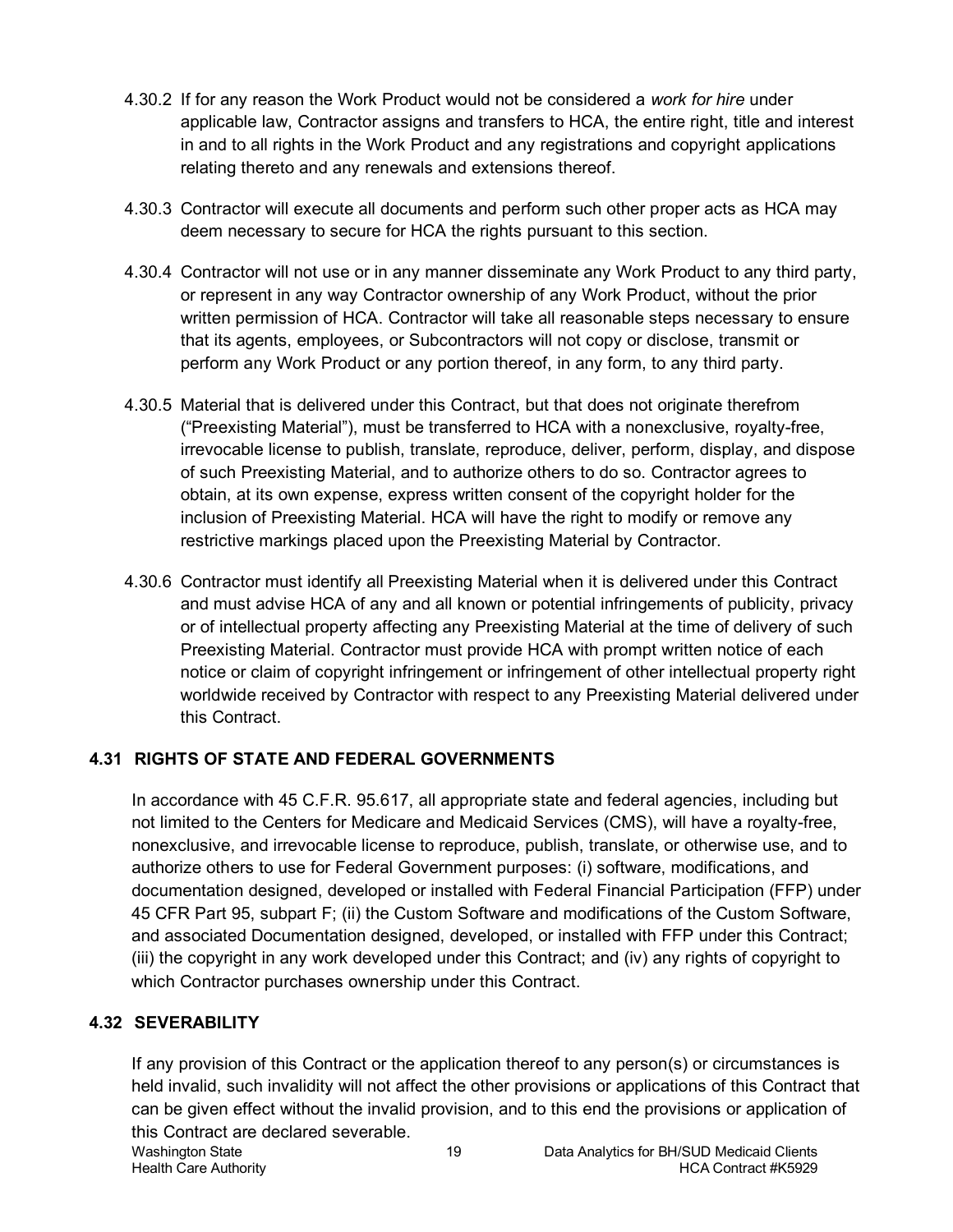4.30.2 If for any reason the Work Product would not be considered a *work for hire* under applicable law, Contractor assigns and transfers to HCA, the entire right, title and interest in and to all rights in the Work Product and any registrations and copyright applications relating thereto and any renewals and extensions thereof.

4.30.3 Contractor will execute all documents and perform such other proper acts as HCA may deem necessary to secure for HCA the rights pursuant to this section.

4.30.4 Contractor will not use or in any manner disseminate any Work Product to any third party, or represent in any way Contractor ownership of any Work Product, without the prior written permission of HCA. Contractor will take all reasonable steps necessary to ensure that its agents, employees, or Subcontractors will not copy or disclose, transmit or perform any Work Product or any portion thereof, in any form, to any third party.

4.30.5 Material that is delivered under this Contract, but that does not originate therefrom ("Preexisting Material"), must be transferred to HCA with a nonexclusive, royalty-free, irrevocable license to publish, translate, reproduce, deliver, perform, display, and dispose of such Preexisting Material, and to authorize others to do so. Contractor agrees to obtain, at its own expense, express written consent of the copyright holder for the inclusion of Preexisting Material. HCA will have the right to modify or remove any restrictive markings placed upon the Preexisting Material by Contractor.

4.30.6 Contractor must identify all Preexisting Material when it is delivered under this Contract and must advise HCA of any and all known or potential infringements of publicity, privacy or of intellectual property affecting any Preexisting Material at the time of delivery of such Preexisting Material. Contractor must provide HCA with prompt written notice of each notice or claim of copyright infringement or infringement of other intellectual property right worldwide received by Contractor with respect to any Preexisting Material delivered under this Contract.

## 4.31 RIGHTS OF STATE AND FEDERAL GOVERNMENTS

In accordance with 45 C.F.R. 95.617, all appropriate state and federal agencies, including but not limited to the Centers for Medicare and Medicaid Services (CMS), will have a royalty-free, nonexclusive, and irrevocable license to reproduce, publish, translate, or otherwise use, and to authorize others to use for Federal Government purposes: (i) software, modifications, and documentation designed, developed or installed with Federal Financial Participation (FFP) under 45 CFR Part 95, subpart F; (ii) the Custom Software and modifications of the Custom Software, and associated Documentation designed, developed, or installed with FFP under this Contract; (iii) the copyright in any work developed under this Contract; and (iv) any rights of copyright to which Contractor purchases ownership under this Contract.

## 4.32 SEVERABILITY

If any provision of this Contract or the application thereof to any person(s) or circumstances is held invalid, such invalidity will not affect the other provisions or applications of this Contract that can be given effect without the invalid provision, and to this end the provisions or application of this Contract are declared severable.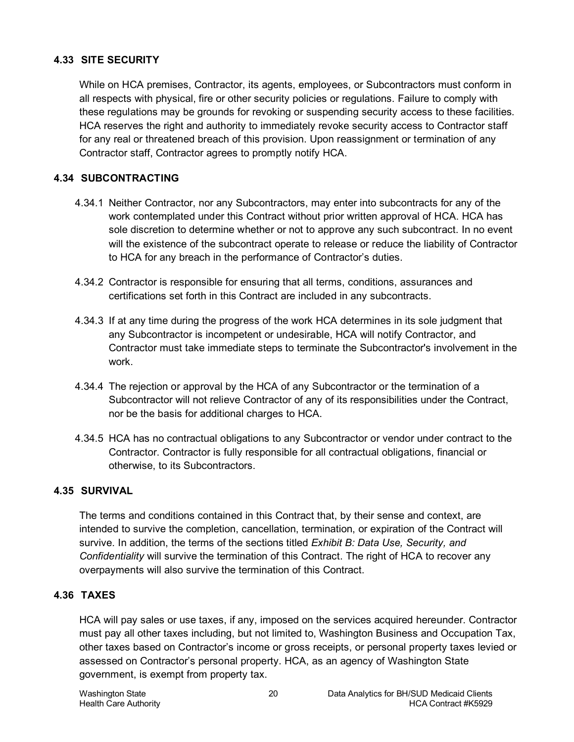### 4.33 SITE SECURITY

While on HCA premises, Contractor, its agents, employees, or Subcontractors must conform in all respects with physical, fire or other security policies or regulations. Failure to comply with these regulations may be grounds for revoking or suspending security access to these facilities. HCA reserves the right and authority to immediately revoke security access to Contractor staff for any real or threatened breach of this provision. Upon reassignment or termination of any Contractor staff, Contractor agrees to promptly notify HCA.

### 4.34 SUBCONTRACTING

4.34.1 Neither Contractor, nor any Subcontractors, may enter into subcontracts for any of the work contemplated under this Contract without prior written approval of HCA. HCA has sole discretion to determine whether or not to approve any such subcontract. In no event will the existence of the subcontract operate to release or reduce the liability of Contractor to HCA for any breach in the performance of Contractor's duties.

4.34.2 Contractor is responsible for ensuring that all terms, conditions, assurances and certifications set forth in this Contract are included in any subcontracts.

4.34.3 If at any time during the progress of the work HCA determines in its sole judgment that any Subcontractor is incompetent or undesirable, HCA will notify Contractor, and Contractor must take immediate steps to terminate the Subcontractor's involvement in the work.

4.34.4 The rejection or approval by the HCA of any Subcontractor or the termination of a Subcontractor will not relieve Contractor of any of its responsibilities under the Contract, nor be the basis for additional charges to HCA.

4.34.5 HCA has no contractual obligations to any Subcontractor or vendor under contract to the Contractor. Contractor is fully responsible for all contractual obligations, financial or otherwise, to its Subcontractors.

### 4.35 SURVIVAL

The terms and conditions contained in this Contract that, by their sense and context, are intended to survive the completion, cancellation, termination, or expiration of the Contract will survive. In addition, the terms of the sections titled *Exhibit B: Data Use, Security, and Confidentiality* will survive the termination of this Contract. The right of HCA to recover any overpayments will also survive the termination of this Contract.

### 4.36 TAXES

HCA will pay sales or use taxes, if any, imposed on the services acquired hereunder. Contractor must pay all other taxes including, but not limited to, Washington Business and Occupation Tax, other taxes based on Contractor's income or gross receipts, or personal property taxes levied or assessed on Contractor's personal property. HCA, as an agency of Washington State government, is exempt from property tax.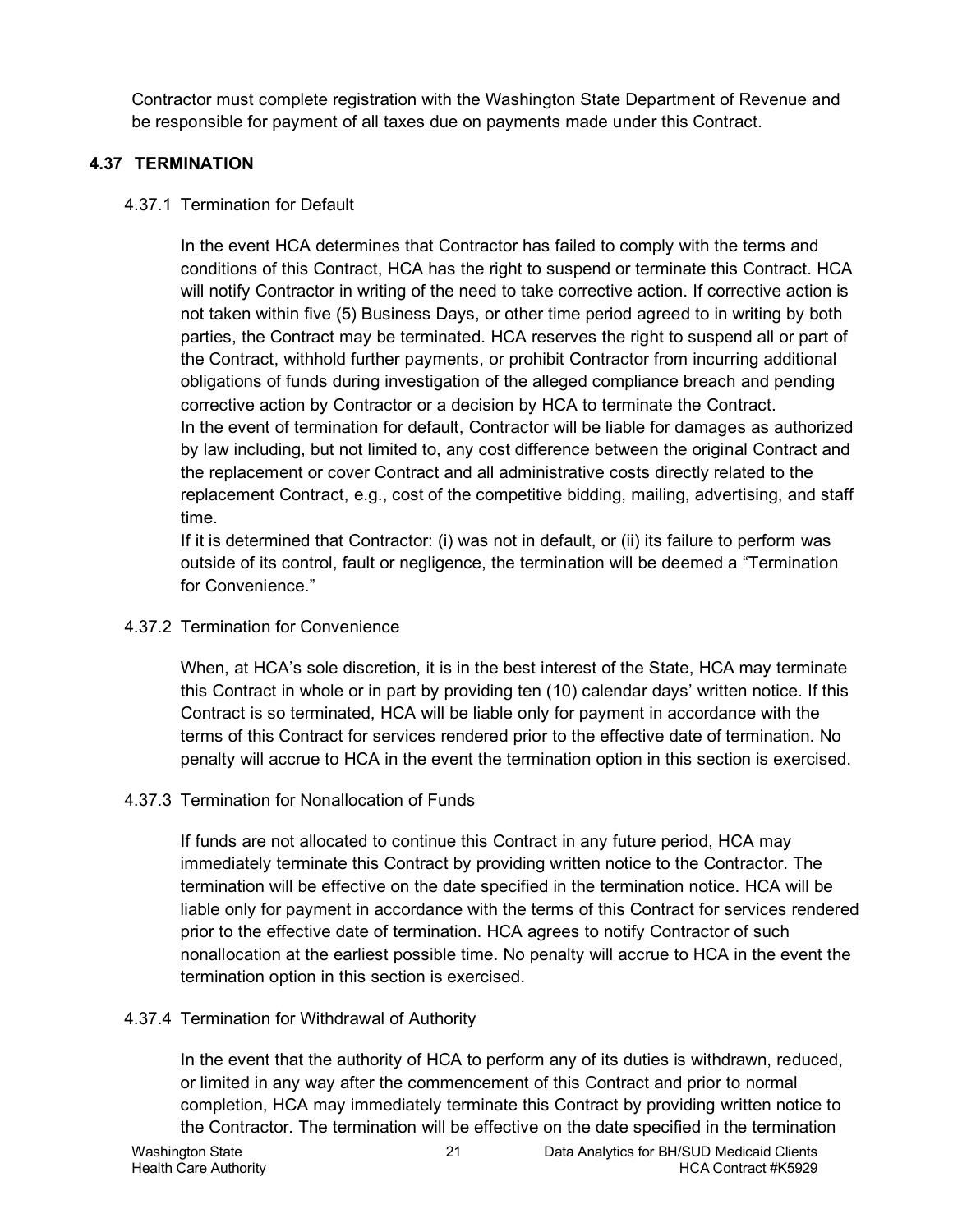Contractor must complete registration with the Washington State Department of Revenue and be responsible for payment of all taxes due on payments made under this Contract.

### 4.37 TERMINATION

#### 4.37.1 Termination for Default

In the event HCA determines that Contractor has failed to comply with the terms and conditions of this Contract, HCA has the right to suspend or terminate this Contract. HCA will notify Contractor in writing of the need to take corrective action. If corrective action is not taken within five (5) Business Days, or other time period agreed to in writing by both parties, the Contract may be terminated. HCA reserves the right to suspend all or part of the Contract, withhold further payments, or prohibit Contractor from incurring additional obligations of funds during investigation of the alleged compliance breach and pending corrective action by Contractor or a decision by HCA to terminate the Contract.

In the event of termination for default, Contractor will be liable for damages as authorized by law including, but not limited to, any cost difference between the original Contract and the replacement or cover Contract and all administrative costs directly related to the replacement Contract, e.g., cost of the competitive bidding, mailing, advertising, and staff time.

If it is determined that Contractor: (i) was not in default, or (ii) its failure to perform was outside of its control, fault or negligence, the termination will be deemed a "Termination for Convenience."

#### 4.37.2 Termination for Convenience

When, at HCA's sole discretion, it is in the best interest of the State, HCA may terminate this Contract in whole or in part by providing ten (10) calendar days' written notice. If this Contract is so terminated, HCA will be liable only for payment in accordance with the terms of this Contract for services rendered prior to the effective date of termination. No penalty will accrue to HCA in the event the termination option in this section is exercised.

#### 4.37.3 Termination for Nonallocation of Funds

If funds are not allocated to continue this Contract in any future period, HCA may immediately terminate this Contract by providing written notice to the Contractor. The termination will be effective on the date specified in the termination notice. HCA will be liable only for payment in accordance with the terms of this Contract for services rendered prior to the effective date of termination. HCA agrees to notify Contractor of such nonallocation at the earliest possible time. No penalty will accrue to HCA in the event the termination option in this section is exercised.

#### 4.37.4 Termination for Withdrawal of Authority

In the event that the authority of HCA to perform any of its duties is withdrawn, reduced, or limited in any way after the commencement of this Contract and prior to normal completion, HCA may immediately terminate this Contract by providing written notice to the Contractor. The termination will be effective on the date specified in the termination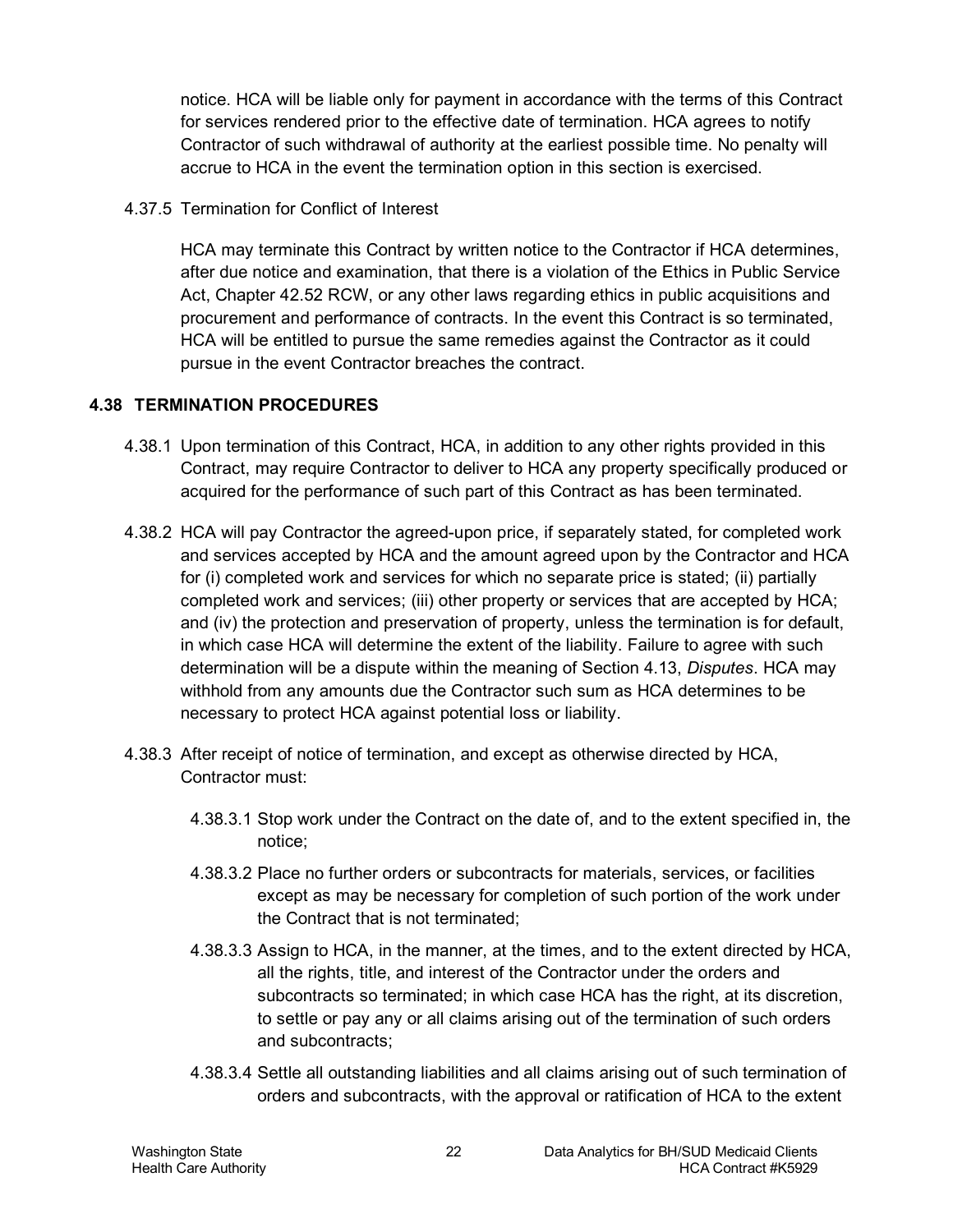notice. HCA will be liable only for payment in accordance with the terms of this Contract for services rendered prior to the effective date of termination. HCA agrees to notify Contractor of such withdrawal of authority at the earliest possible time. No penalty will accrue to HCA in the event the termination option in this section is exercised.

4.37.5 Termination for Conflict of Interest

HCA may terminate this Contract by written notice to the Contractor if HCA determines, after due notice and examination, that there is a violation of the Ethics in Public Service Act, Chapter 42.52 RCW, or any other laws regarding ethics in public acquisitions and procurement and performance of contracts. In the event this Contract is so terminated, HCA will be entitled to pursue the same remedies against the Contractor as it could pursue in the event Contractor breaches the contract.

### 4.38 TERMINATION PROCEDURES

4.38.1 Upon termination of this Contract, HCA, in addition to any other rights provided in this Contract, may require Contractor to deliver to HCA any property specifically produced or acquired for the performance of such part of this Contract as has been terminated.

4.38.2 HCA will pay Contractor the agreed-upon price, if separately stated, for completed work and services accepted by HCA and the amount agreed upon by the Contractor and HCA for (i) completed work and services for which no separate price is stated; (ii) partially completed work and services; (iii) other property or services that are accepted by HCA; and (iv) the protection and preservation of property, unless the termination is for default, in which case HCA will determine the extent of the liability. Failure to agree with such determination will be a dispute within the meaning of Section 4.13, *Disputes*. HCA may withhold from any amounts due the Contractor such sum as HCA determines to be necessary to protect HCA against potential loss or liability.

4.38.3 After receipt of notice of termination, and except as otherwise directed by HCA, Contractor must:

4.38.3.1 Stop work under the Contract on the date of, and to the extent specified in, the notice;

4.38.3.2 Place no further orders or subcontracts for materials, services, or facilities except as may be necessary for completion of such portion of the work under the Contract that is not terminated;

4.38.3.3 Assign to HCA, in the manner, at the times, and to the extent directed by HCA, all the rights, title, and interest of the Contractor under the orders and subcontracts so terminated; in which case HCA has the right, at its discretion, to settle or pay any or all claims arising out of the termination of such orders and subcontracts;

4.38.3.4 Settle all outstanding liabilities and all claims arising out of such termination of orders and subcontracts, with the approval or ratification of HCA to the extent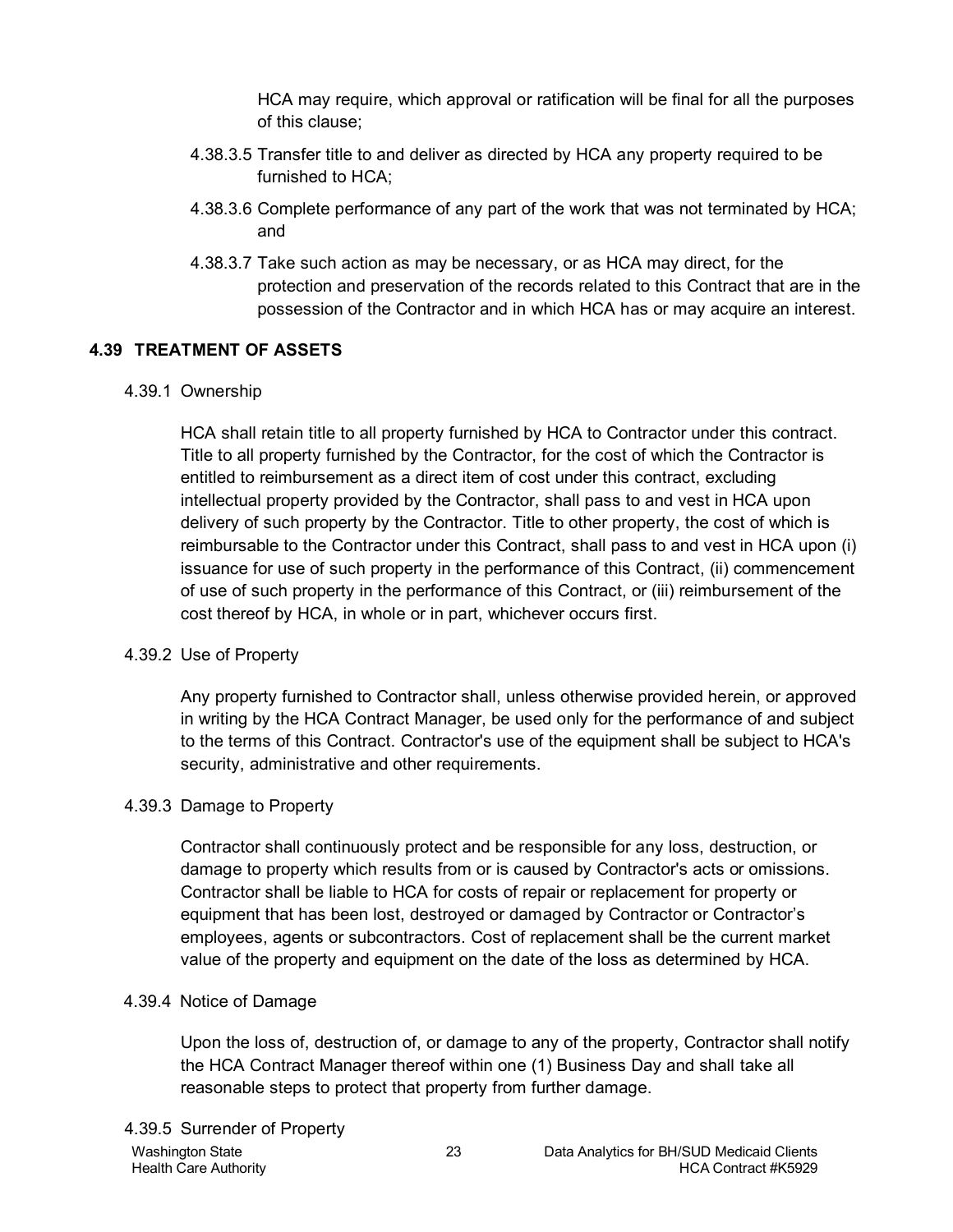HCA may require, which approval or ratification will be final for all the purposes of this clause;

4.38.3.5 Transfer title to and deliver as directed by HCA any property required to be furnished to HCA;

4.38.3.6 Complete performance of any part of the work that was not terminated by HCA; and

4.38.3.7 Take such action as may be necessary, or as HCA may direct, for the protection and preservation of the records related to this Contract that are in the possession of the Contractor and in which HCA has or may acquire an interest.

## 4.39 TREATMENT OF ASSETS

4.39.1 Ownership

HCA shall retain title to all property furnished by HCA to Contractor under this contract. Title to all property furnished by the Contractor, for the cost of which the Contractor is entitled to reimbursement as a direct item of cost under this contract, excluding intellectual property provided by the Contractor, shall pass to and vest in HCA upon delivery of such property by the Contractor. Title to other property, the cost of which is reimbursable to the Contractor under this Contract, shall pass to and vest in HCA upon (i) issuance for use of such property in the performance of this Contract, (ii) commencement of use of such property in the performance of this Contract, or (iii) reimbursement of the cost thereof by HCA, in whole or in part, whichever occurs first.

4.39.2 Use of Property

Any property furnished to Contractor shall, unless otherwise provided herein, or approved in writing by the HCA Contract Manager, be used only for the performance of and subject to the terms of this Contract. Contractor's use of the equipment shall be subject to HCA's security, administrative and other requirements.

4.39.3 Damage to Property

Contractor shall continuously protect and be responsible for any loss, destruction, or damage to property which results from or is caused by Contractor's acts or omissions. Contractor shall be liable to HCA for costs of repair or replacement for property or equipment that has been lost, destroyed or damaged by Contractor or Contractor's employees, agents or subcontractors. Cost of replacement shall be the current market value of the property and equipment on the date of the loss as determined by HCA.

4.39.4 Notice of Damage

Upon the loss of, destruction of, or damage to any of the property, Contractor shall notify the HCA Contract Manager thereof within one (1) Business Day and shall take all reasonable steps to protect that property from further damage.

4.39.5 Surrender of Property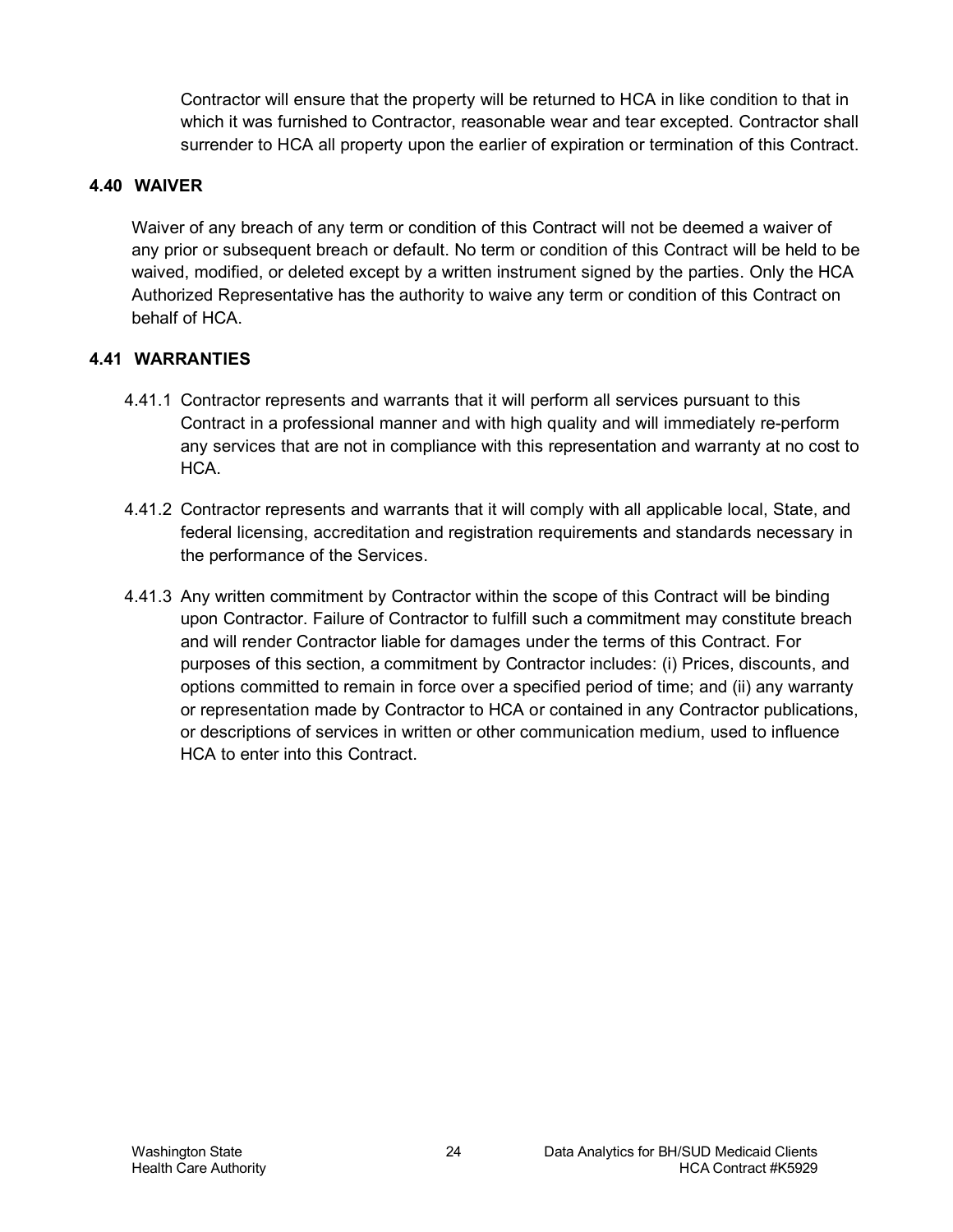Contractor will ensure that the property will be returned to HCA in like condition to that in which it was furnished to Contractor, reasonable wear and tear excepted. Contractor shall surrender to HCA all property upon the earlier of expiration or termination of this Contract.

## 4.40 WAIVER

Waiver of any breach of any term or condition of this Contract will not be deemed a waiver of any prior or subsequent breach or default. No term or condition of this Contract will be held to be waived, modified, or deleted except by a written instrument signed by the parties. Only the HCA Authorized Representative has the authority to waive any term or condition of this Contract on behalf of HCA.

## 4.41 WARRANTIES

4.41.1 Contractor represents and warrants that it will perform all services pursuant to this Contract in a professional manner and with high quality and will immediately re-perform any services that are not in compliance with this representation and warranty at no cost to HCA.

4.41.2 Contractor represents and warrants that it will comply with all applicable local, State, and federal licensing, accreditation and registration requirements and standards necessary in the performance of the Services.

4.41.3 Any written commitment by Contractor within the scope of this Contract will be binding upon Contractor. Failure of Contractor to fulfill such a commitment may constitute breach and will render Contractor liable for damages under the terms of this Contract. For purposes of this section, a commitment by Contractor includes: (i) Prices, discounts, and options committed to remain in force over a specified period of time; and (ii) any warranty or representation made by Contractor to HCA or contained in any Contractor publications, or descriptions of services in written or other communication medium, used to influence HCA to enter into this Contract.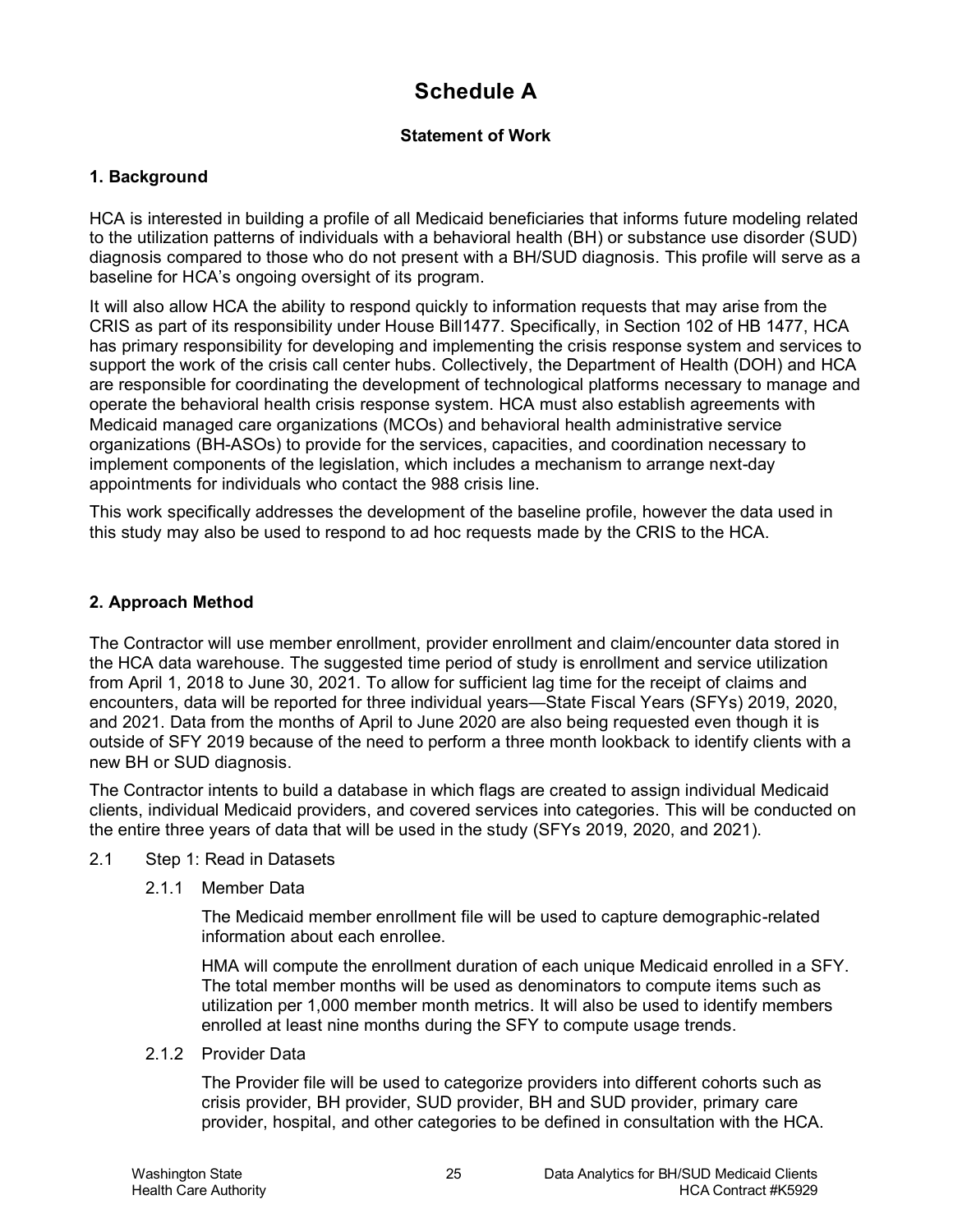# Schedule A

### Statement of Work

## 1. Background

HCA is interested in building a profile of all Medicaid beneficiaries that informs future modeling related to the utilization patterns of individuals with a behavioral health (BH) or substance use disorder (SUD) diagnosis compared to those who do not present with a BH/SUD diagnosis. This profile will serve as a baseline for HCA's ongoing oversight of its program.

It will also allow HCA the ability to respond quickly to information requests that may arise from the CRIS as part of its responsibility under House Bill1477. Specifically, in Section 102 of HB 1477, HCA has primary responsibility for developing and implementing the crisis response system and services to support the work of the crisis call center hubs. Collectively, the Department of Health (DOH) and HCA are responsible for coordinating the development of technological platforms necessary to manage and operate the behavioral health crisis response system. HCA must also establish agreements with Medicaid managed care organizations (MCOs) and behavioral health administrative service organizations (BH-ASOs) to provide for the services, capacities, and coordination necessary to implement components of the legislation, which includes a mechanism to arrange next-day appointments for individuals who contact the 988 crisis line.

This work specifically addresses the development of the baseline profile, however the data used in this study may also be used to respond to ad hoc requests made by the CRIS to the HCA.

## 2. Approach Method

The Contractor will use member enrollment, provider enrollment and claim/encounter data stored in the HCA data warehouse. The suggested time period of study is enrollment and service utilization from April 1, 2018 to June 30, 2021. To allow for sufficient lag time for the receipt of claims and encounters, data will be reported for three individual years—State Fiscal Years (SFYs) 2019, 2020, and 2021. Data from the months of April to June 2020 are also being requested even though it is outside of SFY 2019 because of the need to perform a three month lookback to identify clients with a new BH or SUD diagnosis.

The Contractor intents to build a database in which flags are created to assign individual Medicaid clients, individual Medicaid providers, and covered services into categories. This will be conducted on the entire three years of data that will be used in the study (SFYs 2019, 2020, and 2021).

2.1 Step 1: Read in Datasets

2.1.1 Member Data

The Medicaid member enrollment file will be used to capture demographic-related information about each enrollee.

HMA will compute the enrollment duration of each unique Medicaid enrolled in a SFY. The total member months will be used as denominators to compute items such as utilization per 1,000 member month metrics. It will also be used to identify members enrolled at least nine months during the SFY to compute usage trends.

2.1.2 Provider Data

The Provider file will be used to categorize providers into different cohorts such as crisis provider, BH provider, SUD provider, BH and SUD provider, primary care provider, hospital, and other categories to be defined in consultation with the HCA.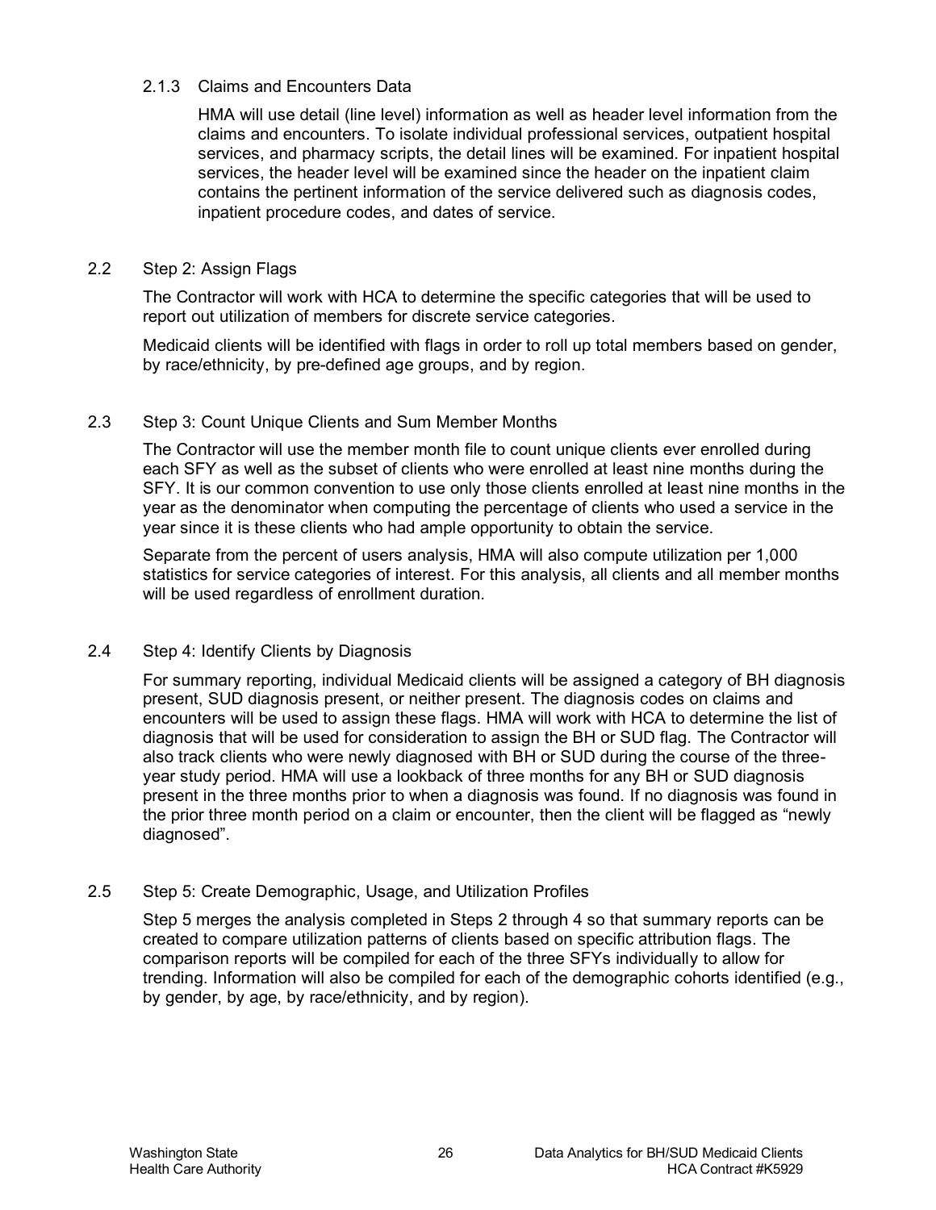#### 2.1.3 Claims and Encounters Data

HMA will use detail (line level) information as well as header level information from the claims and encounters. To isolate individual professional services, outpatient hospital services, and pharmacy scripts, the detail lines will be examined. For inpatient hospital services, the header level will be examined since the header on the inpatient claim contains the pertinent information of the service delivered such as diagnosis codes, inpatient procedure codes, and dates of service.

### 2.2 Step 2: Assign Flags

The Contractor will work with HCA to determine the specific categories that will be used to report out utilization of members for discrete service categories.

Medicaid clients will be identified with flags in order to roll up total members based on gender, by race/ethnicity, by pre-defined age groups, and by region.

### 2.3 Step 3: Count Unique Clients and Sum Member Months

The Contractor will use the member month file to count unique clients ever enrolled during each SFY as well as the subset of clients who were enrolled at least nine months during the SFY. It is our common convention to use only those clients enrolled at least nine months in the year as the denominator when computing the percentage of clients who used a service in the year since it is these clients who had ample opportunity to obtain the service.

Separate from the percent of users analysis, HMA will also compute utilization per 1,000 statistics for service categories of interest. For this analysis, all clients and all member months will be used regardless of enrollment duration.

### 2.4 Step 4: Identify Clients by Diagnosis

For summary reporting, individual Medicaid clients will be assigned a category of BH diagnosis present, SUD diagnosis present, or neither present. The diagnosis codes on claims and encounters will be used to assign these flags. HMA will work with HCA to determine the list of diagnosis that will be used for consideration to assign the BH or SUD flag. The Contractor will also track clients who were newly diagnosed with BH or SUD during the course of the three-year study period. HMA will use a lookback of three months for any BH or SUD diagnosis present in the three months prior to when a diagnosis was found. If no diagnosis was found in the prior three month period on a claim or encounter, then the client will be flagged as "newly diagnosed".

### 2.5 Step 5: Create Demographic, Usage, and Utilization Profiles

Step 5 merges the analysis completed in Steps 2 through 4 so that summary reports can be created to compare utilization patterns of clients based on specific attribution flags. The comparison reports will be compiled for each of the three SFYs individually to allow for trending. Information will also be compiled for each of the demographic cohorts identified (e.g., by gender, by age, by race/ethnicity, and by region).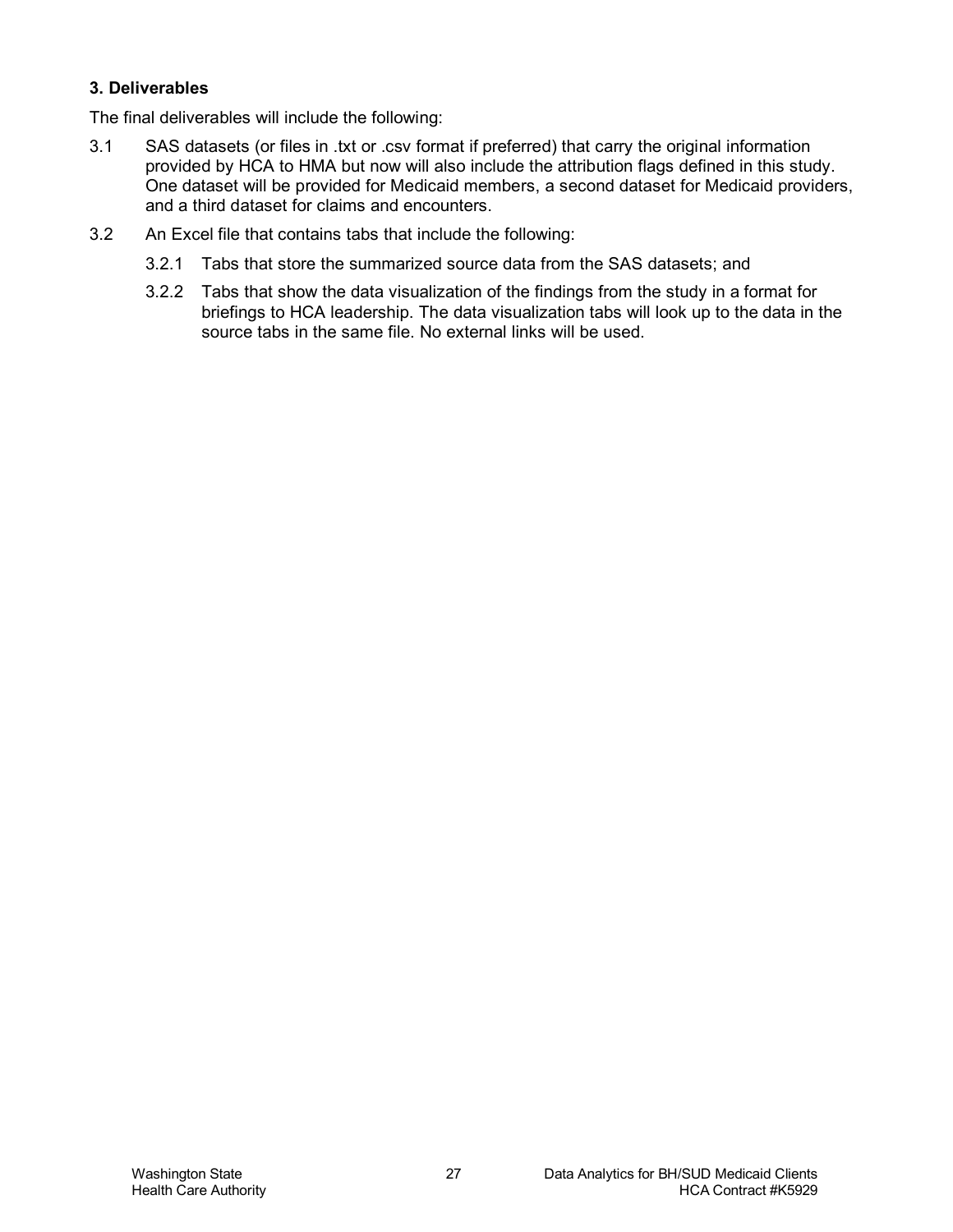### 3. Deliverables

The final deliverables will include the following:

3.1 SAS datasets (or files in .txt or .csv format if preferred) that carry the original information provided by HCA to HMA but now will also include the attribution flags defined in this study. One dataset will be provided for Medicaid members, a second dataset for Medicaid providers, and a third dataset for claims and encounters.

3.2 An Excel file that contains tabs that include the following:

  3.2.1 Tabs that store the summarized source data from the SAS datasets; and

  3.2.2 Tabs that show the data visualization of the findings from the study in a format for briefings to HCA leadership. The data visualization tabs will look up to the data in the source tabs in the same file. No external links will be used.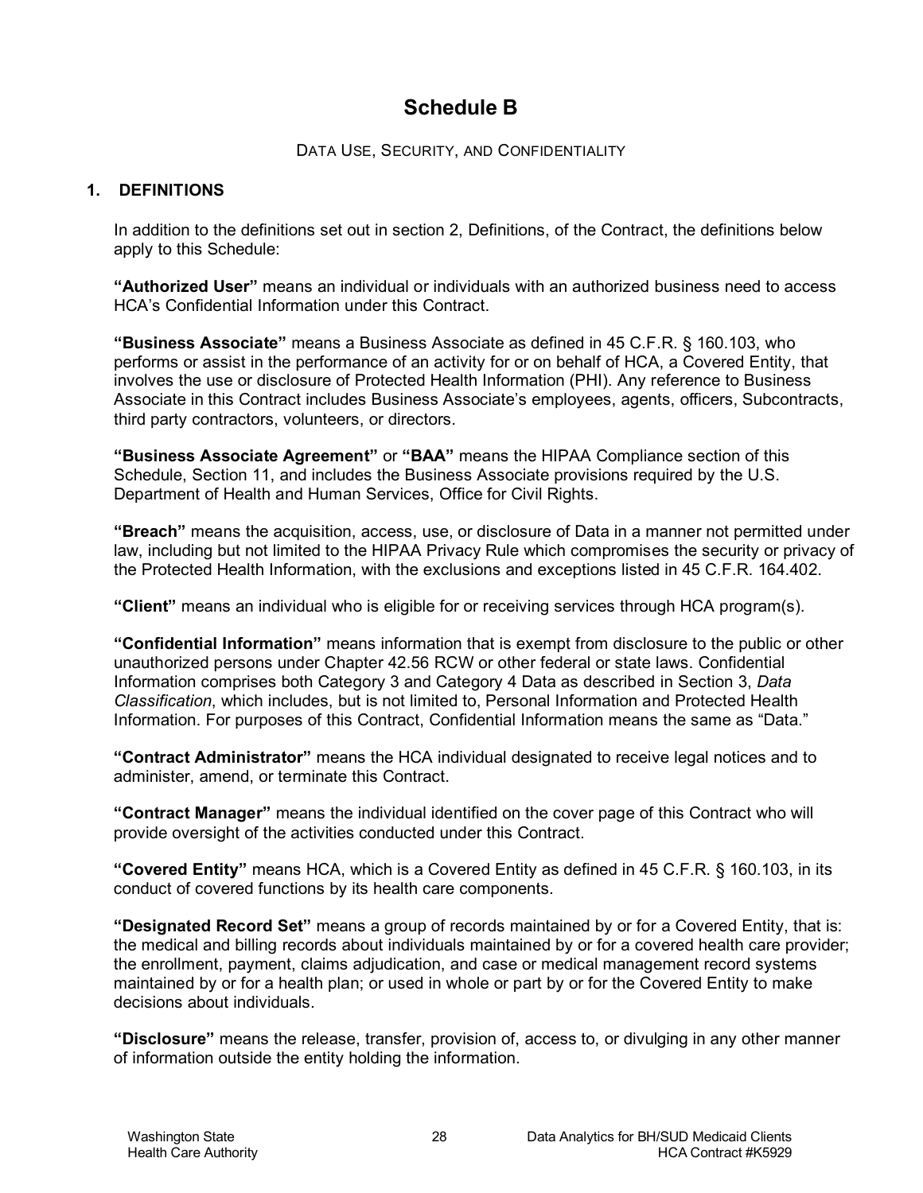# Schedule B

DATA USE, SECURITY, AND CONFIDENTIALITY

## 1. DEFINITIONS

In addition to the definitions set out in section 2, Definitions, of the Contract, the definitions below apply to this Schedule:

**"Authorized User"** means an individual or individuals with an authorized business need to access HCA's Confidential Information under this Contract.

**"Business Associate"** means a Business Associate as defined in 45 C.F.R. § 160.103, who performs or assist in the performance of an activity for or on behalf of HCA, a Covered Entity, that involves the use or disclosure of Protected Health Information (PHI). Any reference to Business Associate in this Contract includes Business Associate's employees, agents, officers, Subcontracts, third party contractors, volunteers, or directors.

**"Business Associate Agreement"** or **"BAA"** means the HIPAA Compliance section of this Schedule, Section 11, and includes the Business Associate provisions required by the U.S. Department of Health and Human Services, Office for Civil Rights.

**"Breach"** means the acquisition, access, use, or disclosure of Data in a manner not permitted under law, including but not limited to the HIPAA Privacy Rule which compromises the security or privacy of the Protected Health Information, with the exclusions and exceptions listed in 45 C.F.R. 164.402.

**"Client"** means an individual who is eligible for or receiving services through HCA program(s).

**"Confidential Information"** means information that is exempt from disclosure to the public or other unauthorized persons under Chapter 42.56 RCW or other federal or state laws. Confidential Information comprises both Category 3 and Category 4 Data as described in Section 3, *Data Classification*, which includes, but is not limited to, Personal Information and Protected Health Information. For purposes of this Contract, Confidential Information means the same as "Data."

**"Contract Administrator"** means the HCA individual designated to receive legal notices and to administer, amend, or terminate this Contract.

**"Contract Manager"** means the individual identified on the cover page of this Contract who will provide oversight of the activities conducted under this Contract.

**"Covered Entity"** means HCA, which is a Covered Entity as defined in 45 C.F.R. § 160.103, in its conduct of covered functions by its health care components.

**"Designated Record Set"** means a group of records maintained by or for a Covered Entity, that is: the medical and billing records about individuals maintained by or for a covered health care provider; the enrollment, payment, claims adjudication, and case or medical management record systems maintained by or for a health plan; or used in whole or part by or for the Covered Entity to make decisions about individuals.

**"Disclosure"** means the release, transfer, provision of, access to, or divulging in any other manner of information outside the entity holding the information.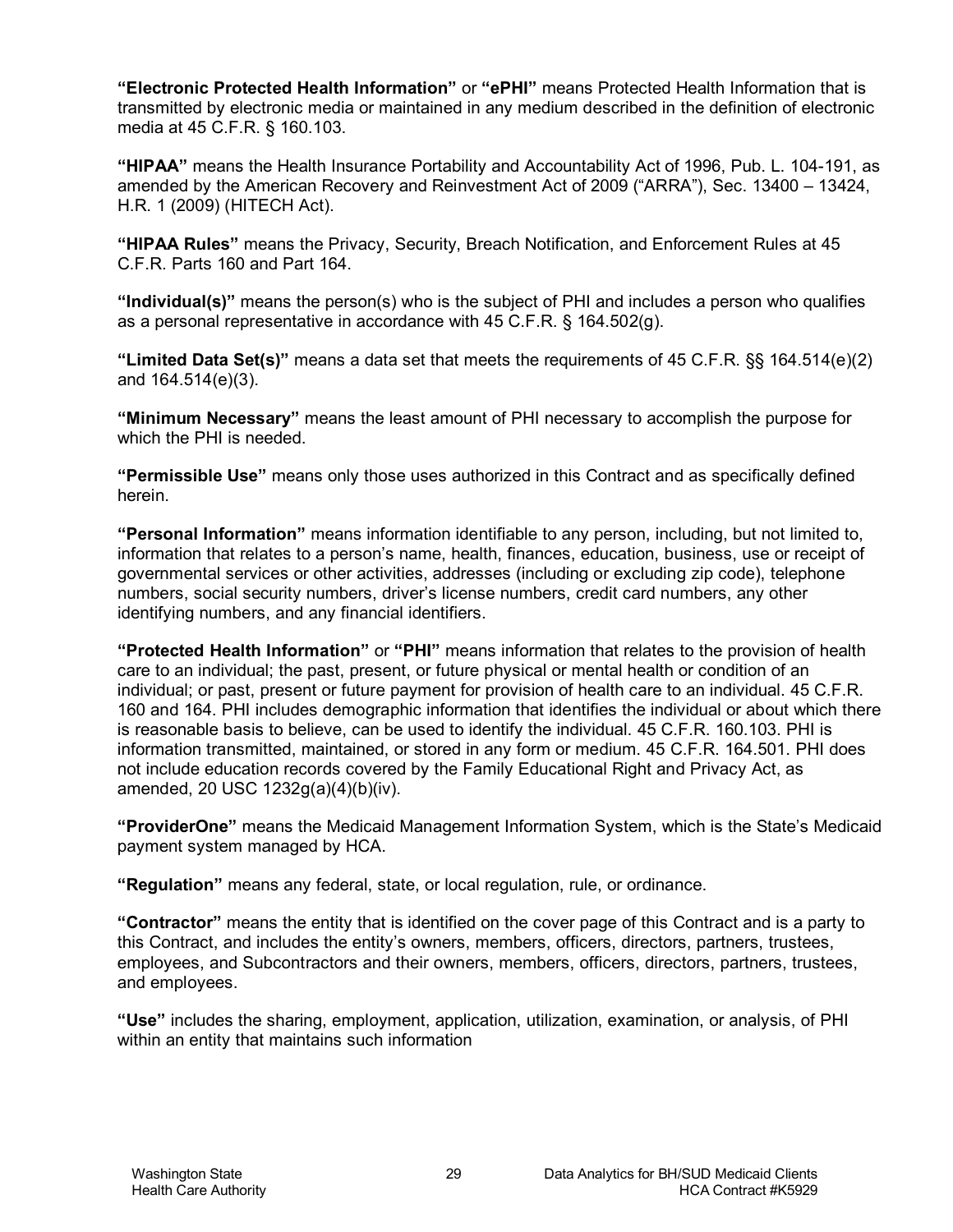**"Electronic Protected Health Information"** or **"ePHI"** means Protected Health Information that is transmitted by electronic media or maintained in any medium described in the definition of electronic media at 45 C.F.R. § 160.103.

**"HIPAA"** means the Health Insurance Portability and Accountability Act of 1996, Pub. L. 104-191, as amended by the American Recovery and Reinvestment Act of 2009 ("ARRA"), Sec. 13400 – 13424, H.R. 1 (2009) (HITECH Act).

**"HIPAA Rules"** means the Privacy, Security, Breach Notification, and Enforcement Rules at 45 C.F.R. Parts 160 and Part 164.

**"Individual(s)"** means the person(s) who is the subject of PHI and includes a person who qualifies as a personal representative in accordance with 45 C.F.R. § 164.502(g).

**"Limited Data Set(s)"** means a data set that meets the requirements of 45 C.F.R. §§ 164.514(e)(2) and 164.514(e)(3).

**"Minimum Necessary"** means the least amount of PHI necessary to accomplish the purpose for which the PHI is needed.

**"Permissible Use"** means only those uses authorized in this Contract and as specifically defined herein.

**"Personal Information"** means information identifiable to any person, including, but not limited to, information that relates to a person's name, health, finances, education, business, use or receipt of governmental services or other activities, addresses (including or excluding zip code), telephone numbers, social security numbers, driver's license numbers, credit card numbers, any other identifying numbers, and any financial identifiers.

**"Protected Health Information"** or **"PHI"** means information that relates to the provision of health care to an individual; the past, present, or future physical or mental health or condition of an individual; or past, present or future payment for provision of health care to an individual. 45 C.F.R. 160 and 164. PHI includes demographic information that identifies the individual or about which there is reasonable basis to believe, can be used to identify the individual. 45 C.F.R. 160.103. PHI is information transmitted, maintained, or stored in any form or medium. 45 C.F.R. 164.501. PHI does not include education records covered by the Family Educational Right and Privacy Act, as amended, 20 USC 1232g(a)(4)(b)(iv).

**"ProviderOne"** means the Medicaid Management Information System, which is the State's Medicaid payment system managed by HCA.

**"Regulation"** means any federal, state, or local regulation, rule, or ordinance.

**"Contractor"** means the entity that is identified on the cover page of this Contract and is a party to this Contract, and includes the entity's owners, members, officers, directors, partners, trustees, employees, and Subcontractors and their owners, members, officers, directors, partners, trustees, and employees.

**"Use"** includes the sharing, employment, application, utilization, examination, or analysis, of PHI within an entity that maintains such information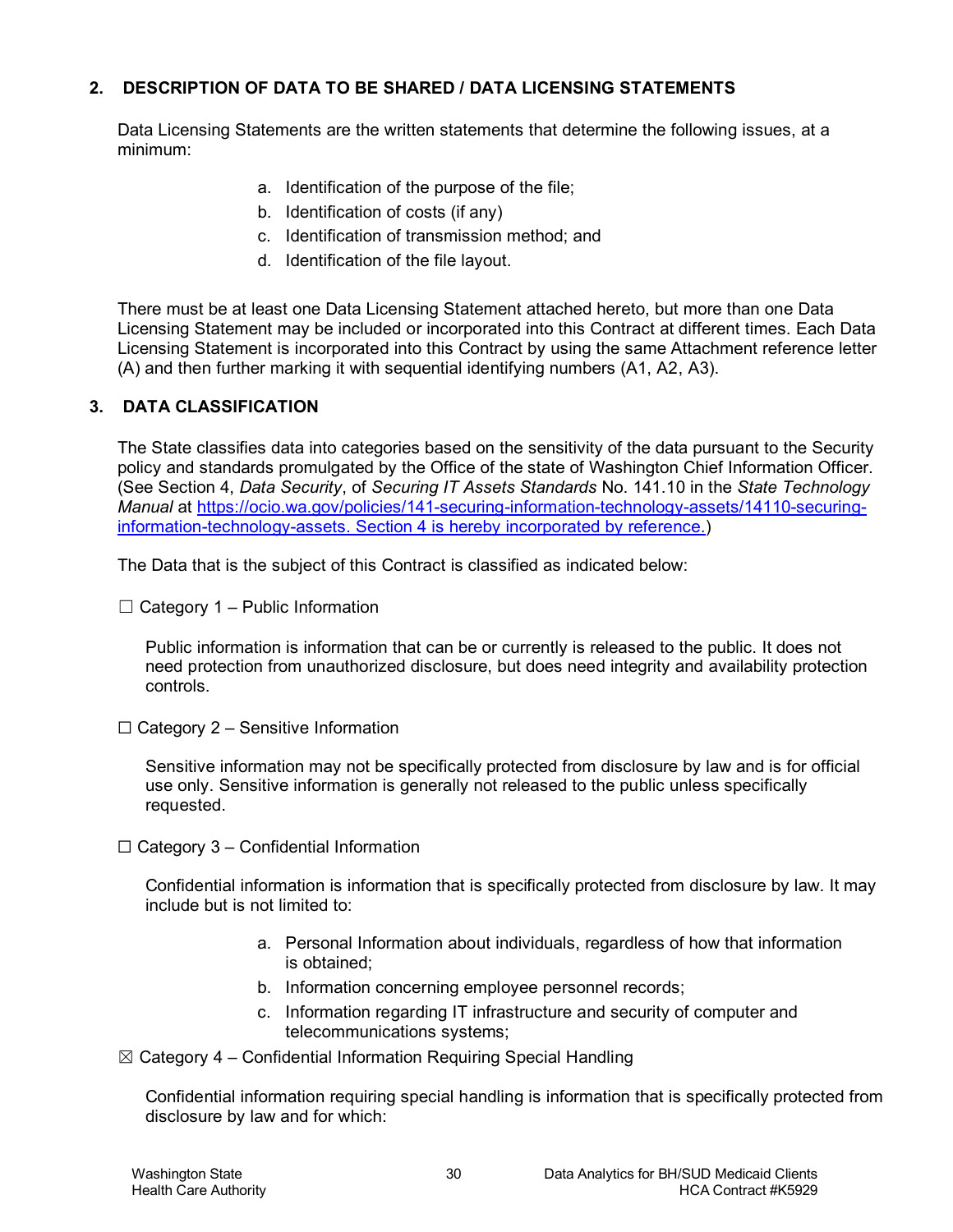## 2. DESCRIPTION OF DATA TO BE SHARED / DATA LICENSING STATEMENTS

Data Licensing Statements are the written statements that determine the following issues, at a minimum:

a. Identification of the purpose of the file;
b. Identification of costs (if any)
c. Identification of transmission method; and
d. Identification of the file layout.

There must be at least one Data Licensing Statement attached hereto, but more than one Data Licensing Statement may be included or incorporated into this Contract at different times. Each Data Licensing Statement is incorporated into this Contract by using the same Attachment reference letter (A) and then further marking it with sequential identifying numbers (A1, A2, A3).

## 3. DATA CLASSIFICATION

The State classifies data into categories based on the sensitivity of the data pursuant to the Security policy and standards promulgated by the Office of the state of Washington Chief Information Officer. (See Section 4, *Data Security*, of *Securing IT Assets Standards* No. 141.10 in the *State Technology Manual* at https://ocio.wa.gov/policies/141-securing-information-technology-assets/14110-securing-information-technology-assets. Section 4 is hereby incorporated by reference.)

The Data that is the subject of this Contract is classified as indicated below:

☐ Category 1 – Public Information

Public information is information that can be or currently is released to the public. It does not need protection from unauthorized disclosure, but does need integrity and availability protection controls.

☐ Category 2 – Sensitive Information

Sensitive information may not be specifically protected from disclosure by law and is for official use only. Sensitive information is generally not released to the public unless specifically requested.

☐ Category 3 – Confidential Information

Confidential information is information that is specifically protected from disclosure by law. It may include but is not limited to:

a. Personal Information about individuals, regardless of how that information is obtained;
b. Information concerning employee personnel records;
c. Information regarding IT infrastructure and security of computer and telecommunications systems;

☒ Category 4 – Confidential Information Requiring Special Handling

Confidential information requiring special handling is information that is specifically protected from disclosure by law and for which: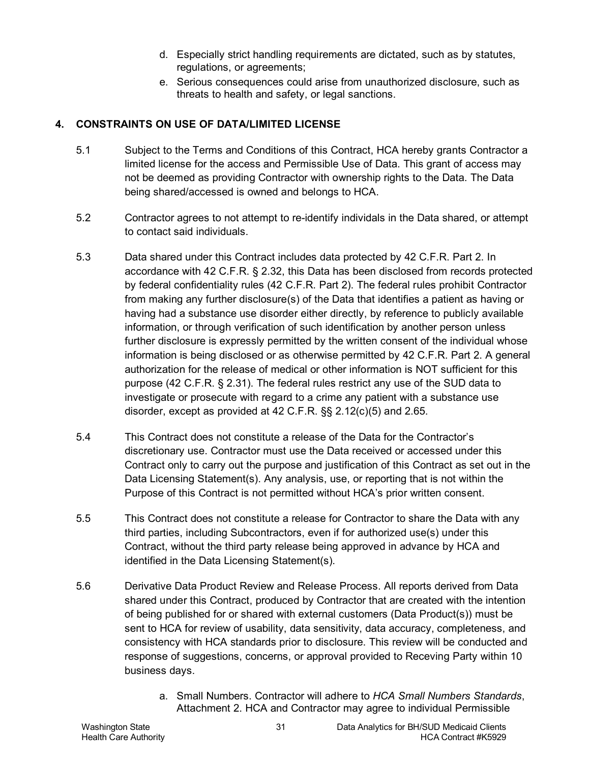d. Especially strict handling requirements are dictated, such as by statutes, regulations, or agreements;

e. Serious consequences could arise from unauthorized disclosure, such as threats to health and safety, or legal sanctions.

## 4. CONSTRAINTS ON USE OF DATA/LIMITED LICENSE

5.1 Subject to the Terms and Conditions of this Contract, HCA hereby grants Contractor a limited license for the access and Permissible Use of Data. This grant of access may not be deemed as providing Contractor with ownership rights to the Data. The Data being shared/accessed is owned and belongs to HCA.

5.2 Contractor agrees to not attempt to re-identify individuals in the Data shared, or attempt to contact said individuals.

5.3 Data shared under this Contract includes data protected by 42 C.F.R. Part 2. In accordance with 42 C.F.R. § 2.32, this Data has been disclosed from records protected by federal confidentiality rules (42 C.F.R. Part 2). The federal rules prohibit Contractor from making any further disclosure(s) of the Data that identifies a patient as having or having had a substance use disorder either directly, by reference to publicly available information, or through verification of such identification by another person unless further disclosure is expressly permitted by the written consent of the individual whose information is being disclosed or as otherwise permitted by 42 C.F.R. Part 2. A general authorization for the release of medical or other information is NOT sufficient for this purpose (42 C.F.R. § 2.31). The federal rules restrict any use of the SUD data to investigate or prosecute with regard to a crime any patient with a substance use disorder, except as provided at 42 C.F.R. §§ 2.12(c)(5) and 2.65.

5.4 This Contract does not constitute a release of the Data for the Contractor's discretionary use. Contractor must use the Data received or accessed under this Contract only to carry out the purpose and justification of this Contract as set out in the Data Licensing Statement(s). Any analysis, use, or reporting that is not within the Purpose of this Contract is not permitted without HCA's prior written consent.

5.5 This Contract does not constitute a release for Contractor to share the Data with any third parties, including Subcontractors, even if for authorized use(s) under this Contract, without the third party release being approved in advance by HCA and identified in the Data Licensing Statement(s).

5.6 Derivative Data Product Review and Release Process. All reports derived from Data shared under this Contract, produced by Contractor that are created with the intention of being published for or shared with external customers (Data Product(s)) must be sent to HCA for review of usability, data sensitivity, data accuracy, completeness, and consistency with HCA standards prior to disclosure. This review will be conducted and response of suggestions, concerns, or approval provided to Receving Party within 10 business days.

a. Small Numbers. Contractor will adhere to *HCA Small Numbers Standards*, Attachment 2. HCA and Contractor may agree to individual Permissible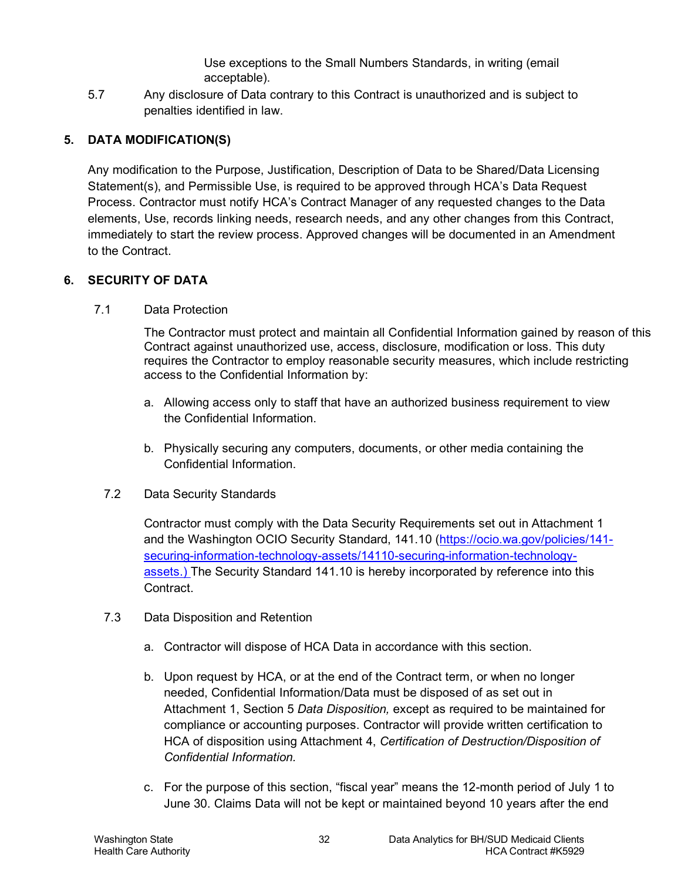Use exceptions to the Small Numbers Standards, in writing (email acceptable).

5.7 Any disclosure of Data contrary to this Contract is unauthorized and is subject to penalties identified in law.

## 5. DATA MODIFICATION(S)

Any modification to the Purpose, Justification, Description of Data to be Shared/Data Licensing Statement(s), and Permissible Use, is required to be approved through HCA's Data Request Process. Contractor must notify HCA's Contract Manager of any requested changes to the Data elements, Use, records linking needs, research needs, and any other changes from this Contract, immediately to start the review process. Approved changes will be documented in an Amendment to the Contract.

## 6. SECURITY OF DATA

7.1 Data Protection

The Contractor must protect and maintain all Confidential Information gained by reason of this Contract against unauthorized use, access, disclosure, modification or loss. This duty requires the Contractor to employ reasonable security measures, which include restricting access to the Confidential Information by:

a. Allowing access only to staff that have an authorized business requirement to view the Confidential Information.

b. Physically securing any computers, documents, or other media containing the Confidential Information.

7.2 Data Security Standards

Contractor must comply with the Data Security Requirements set out in Attachment 1 and the Washington OCIO Security Standard, 141.10 (https://ocio.wa.gov/policies/141-securing-information-technology-assets/14110-securing-information-technology-assets.) The Security Standard 141.10 is hereby incorporated by reference into this Contract.

7.3 Data Disposition and Retention

a. Contractor will dispose of HCA Data in accordance with this section.

b. Upon request by HCA, or at the end of the Contract term, or when no longer needed, Confidential Information/Data must be disposed of as set out in Attachment 1, Section 5 *Data Disposition,* except as required to be maintained for compliance or accounting purposes. Contractor will provide written certification to HCA of disposition using Attachment 4, *Certification of Destruction/Disposition of Confidential Information.*

c. For the purpose of this section, "fiscal year" means the 12-month period of July 1 to June 30. Claims Data will not be kept or maintained beyond 10 years after the end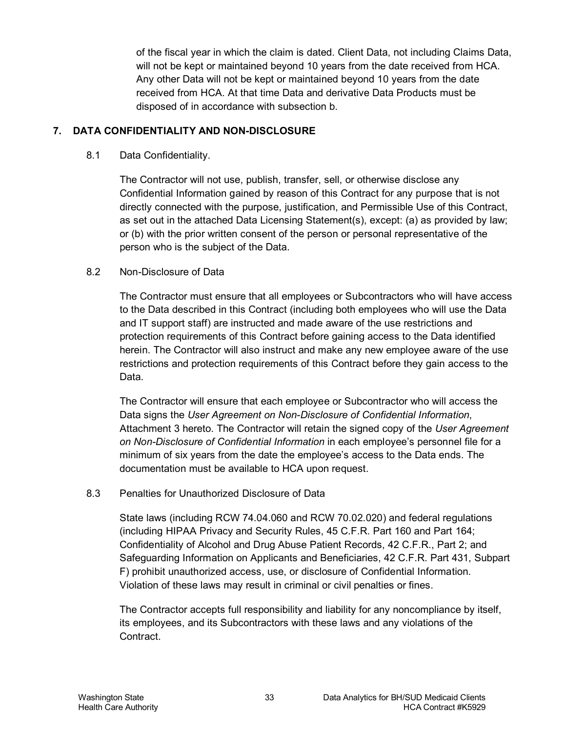of the fiscal year in which the claim is dated. Client Data, not including Claims Data, will not be kept or maintained beyond 10 years from the date received from HCA. Any other Data will not be kept or maintained beyond 10 years from the date received from HCA. At that time Data and derivative Data Products must be disposed of in accordance with subsection b.

## 7. DATA CONFIDENTIALITY AND NON-DISCLOSURE

### 8.1 Data Confidentiality.

The Contractor will not use, publish, transfer, sell, or otherwise disclose any Confidential Information gained by reason of this Contract for any purpose that is not directly connected with the purpose, justification, and Permissible Use of this Contract, as set out in the attached Data Licensing Statement(s), except: (a) as provided by law; or (b) with the prior written consent of the person or personal representative of the person who is the subject of the Data.

### 8.2 Non-Disclosure of Data

The Contractor must ensure that all employees or Subcontractors who will have access to the Data described in this Contract (including both employees who will use the Data and IT support staff) are instructed and made aware of the use restrictions and protection requirements of this Contract before gaining access to the Data identified herein. The Contractor will also instruct and make any new employee aware of the use restrictions and protection requirements of this Contract before they gain access to the Data.

The Contractor will ensure that each employee or Subcontractor who will access the Data signs the *User Agreement on Non-Disclosure of Confidential Information*, Attachment 3 hereto. The Contractor will retain the signed copy of the *User Agreement on Non-Disclosure of Confidential Information* in each employee's personnel file for a minimum of six years from the date the employee's access to the Data ends. The documentation must be available to HCA upon request.

### 8.3 Penalties for Unauthorized Disclosure of Data

State laws (including RCW 74.04.060 and RCW 70.02.020) and federal regulations (including HIPAA Privacy and Security Rules, 45 C.F.R. Part 160 and Part 164; Confidentiality of Alcohol and Drug Abuse Patient Records, 42 C.F.R., Part 2; and Safeguarding Information on Applicants and Beneficiaries, 42 C.F.R. Part 431, Subpart F) prohibit unauthorized access, use, or disclosure of Confidential Information. Violation of these laws may result in criminal or civil penalties or fines.

The Contractor accepts full responsibility and liability for any noncompliance by itself, its employees, and its Subcontractors with these laws and any violations of the Contract.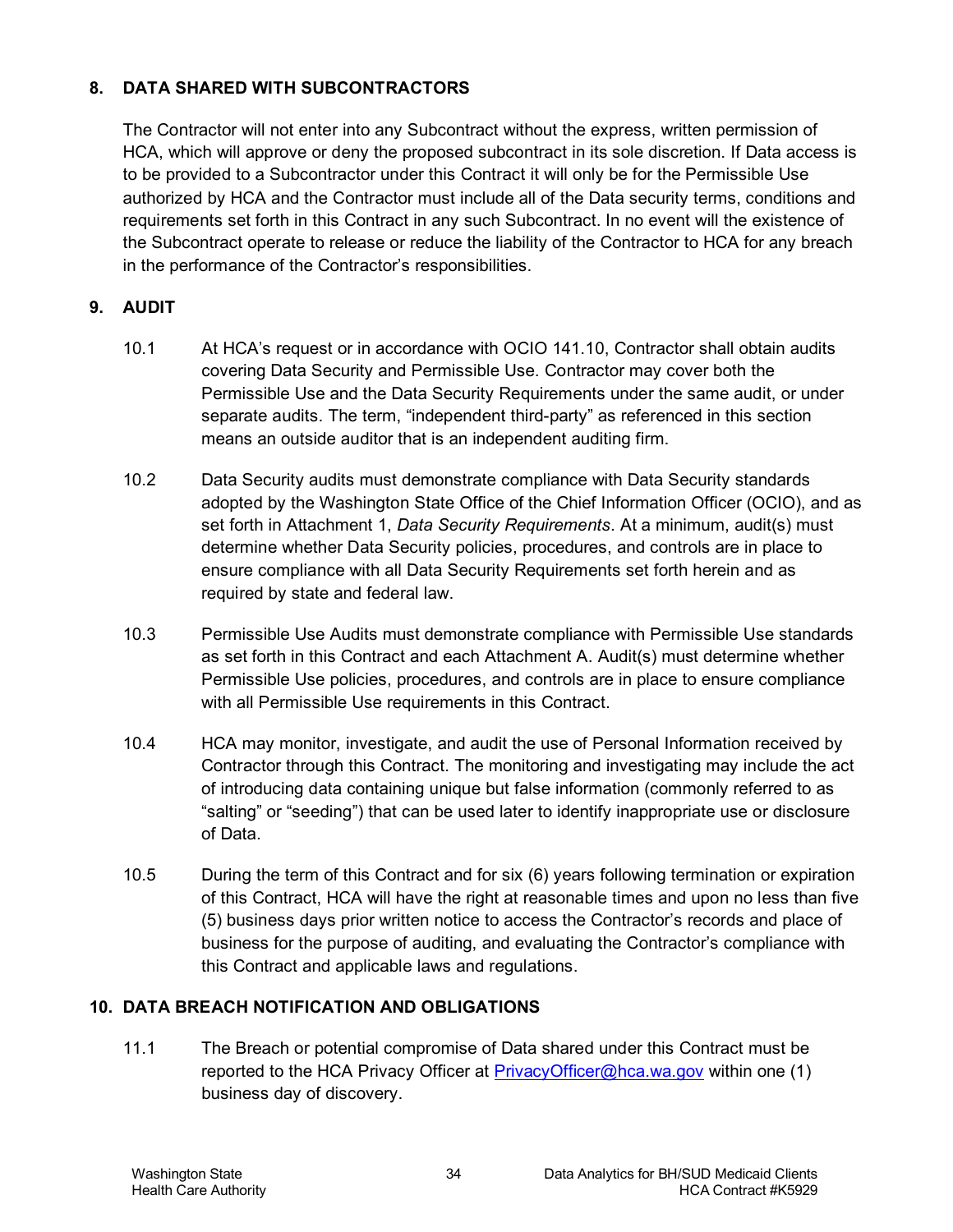## 8. DATA SHARED WITH SUBCONTRACTORS

The Contractor will not enter into any Subcontract without the express, written permission of HCA, which will approve or deny the proposed subcontract in its sole discretion. If Data access is to be provided to a Subcontractor under this Contract it will only be for the Permissible Use authorized by HCA and the Contractor must include all of the Data security terms, conditions and requirements set forth in this Contract in any such Subcontract. In no event will the existence of the Subcontract operate to release or reduce the liability of the Contractor to HCA for any breach in the performance of the Contractor's responsibilities.

## 9. AUDIT

10.1 At HCA's request or in accordance with OCIO 141.10, Contractor shall obtain audits covering Data Security and Permissible Use. Contractor may cover both the Permissible Use and the Data Security Requirements under the same audit, or under separate audits. The term, "independent third-party" as referenced in this section means an outside auditor that is an independent auditing firm.

10.2 Data Security audits must demonstrate compliance with Data Security standards adopted by the Washington State Office of the Chief Information Officer (OCIO), and as set forth in Attachment 1, *Data Security Requirements*. At a minimum, audit(s) must determine whether Data Security policies, procedures, and controls are in place to ensure compliance with all Data Security Requirements set forth herein and as required by state and federal law.

10.3 Permissible Use Audits must demonstrate compliance with Permissible Use standards as set forth in this Contract and each Attachment A. Audit(s) must determine whether Permissible Use policies, procedures, and controls are in place to ensure compliance with all Permissible Use requirements in this Contract.

10.4 HCA may monitor, investigate, and audit the use of Personal Information received by Contractor through this Contract. The monitoring and investigating may include the act of introducing data containing unique but false information (commonly referred to as "salting" or "seeding") that can be used later to identify inappropriate use or disclosure of Data.

10.5 During the term of this Contract and for six (6) years following termination or expiration of this Contract, HCA will have the right at reasonable times and upon no less than five (5) business days prior written notice to access the Contractor's records and place of business for the purpose of auditing, and evaluating the Contractor's compliance with this Contract and applicable laws and regulations.

## 10. DATA BREACH NOTIFICATION AND OBLIGATIONS

11.1 The Breach or potential compromise of Data shared under this Contract must be reported to the HCA Privacy Officer at [PrivacyOfficer@hca.wa.gov](mailto:PrivacyOfficer@hca.wa.gov) within one (1) business day of discovery.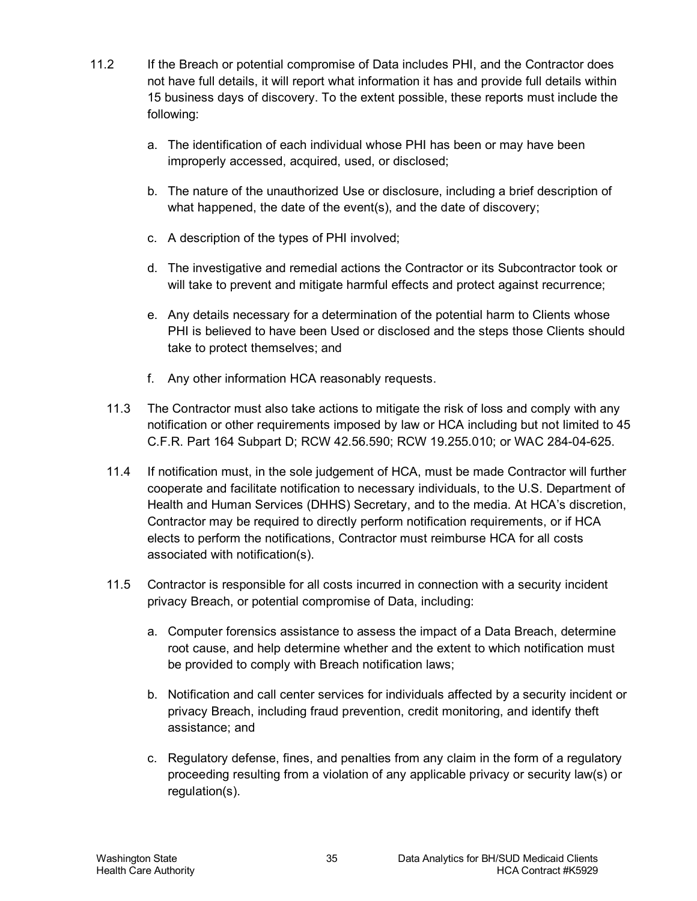11.2 If the Breach or potential compromise of Data includes PHI, and the Contractor does not have full details, it will report what information it has and provide full details within 15 business days of discovery. To the extent possible, these reports must include the following:

a. The identification of each individual whose PHI has been or may have been improperly accessed, acquired, used, or disclosed;

b. The nature of the unauthorized Use or disclosure, including a brief description of what happened, the date of the event(s), and the date of discovery;

c. A description of the types of PHI involved;

d. The investigative and remedial actions the Contractor or its Subcontractor took or will take to prevent and mitigate harmful effects and protect against recurrence;

e. Any details necessary for a determination of the potential harm to Clients whose PHI is believed to have been Used or disclosed and the steps those Clients should take to protect themselves; and

f. Any other information HCA reasonably requests.

11.3 The Contractor must also take actions to mitigate the risk of loss and comply with any notification or other requirements imposed by law or HCA including but not limited to 45 C.F.R. Part 164 Subpart D; RCW 42.56.590; RCW 19.255.010; or WAC 284-04-625.

11.4 If notification must, in the sole judgement of HCA, must be made Contractor will further cooperate and facilitate notification to necessary individuals, to the U.S. Department of Health and Human Services (DHHS) Secretary, and to the media. At HCA's discretion, Contractor may be required to directly perform notification requirements, or if HCA elects to perform the notifications, Contractor must reimburse HCA for all costs associated with notification(s).

11.5 Contractor is responsible for all costs incurred in connection with a security incident privacy Breach, or potential compromise of Data, including:

a. Computer forensics assistance to assess the impact of a Data Breach, determine root cause, and help determine whether and the extent to which notification must be provided to comply with Breach notification laws;

b. Notification and call center services for individuals affected by a security incident or privacy Breach, including fraud prevention, credit monitoring, and identify theft assistance; and

c. Regulatory defense, fines, and penalties from any claim in the form of a regulatory proceeding resulting from a violation of any applicable privacy or security law(s) or regulation(s).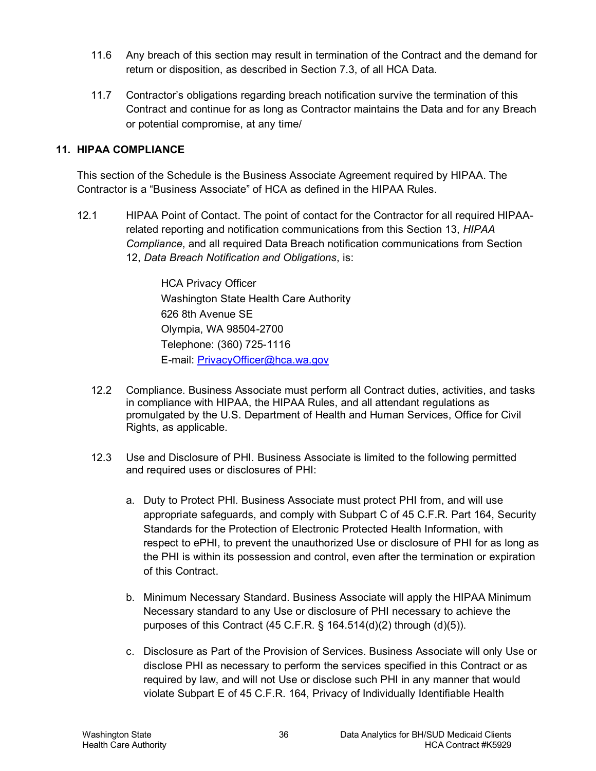11.6 Any breach of this section may result in termination of the Contract and the demand for return or disposition, as described in Section 7.3, of all HCA Data.

11.7 Contractor's obligations regarding breach notification survive the termination of this Contract and continue for as long as Contractor maintains the Data and for any Breach or potential compromise, at any time/

## 11. HIPAA COMPLIANCE

This section of the Schedule is the Business Associate Agreement required by HIPAA. The Contractor is a "Business Associate" of HCA as defined in the HIPAA Rules.

12.1 HIPAA Point of Contact. The point of contact for the Contractor for all required HIPAA-related reporting and notification communications from this Section 13, *HIPAA Compliance*, and all required Data Breach notification communications from Section 12, *Data Breach Notification and Obligations*, is:

> HCA Privacy Officer
> Washington State Health Care Authority
> 626 8th Avenue SE
> Olympia, WA 98504-2700
> Telephone: (360) 725-1116
> E-mail: PrivacyOfficer@hca.wa.gov

12.2 Compliance. Business Associate must perform all Contract duties, activities, and tasks in compliance with HIPAA, the HIPAA Rules, and all attendant regulations as promulgated by the U.S. Department of Health and Human Services, Office for Civil Rights, as applicable.

12.3 Use and Disclosure of PHI. Business Associate is limited to the following permitted and required uses or disclosures of PHI:

a. Duty to Protect PHI. Business Associate must protect PHI from, and will use appropriate safeguards, and comply with Subpart C of 45 C.F.R. Part 164, Security Standards for the Protection of Electronic Protected Health Information, with respect to ePHI, to prevent the unauthorized Use or disclosure of PHI for as long as the PHI is within its possession and control, even after the termination or expiration of this Contract.

b. Minimum Necessary Standard. Business Associate will apply the HIPAA Minimum Necessary standard to any Use or disclosure of PHI necessary to achieve the purposes of this Contract (45 C.F.R. § 164.514(d)(2) through (d)(5)).

c. Disclosure as Part of the Provision of Services. Business Associate will only Use or disclose PHI as necessary to perform the services specified in this Contract or as required by law, and will not Use or disclose such PHI in any manner that would violate Subpart E of 45 C.F.R. 164, Privacy of Individually Identifiable Health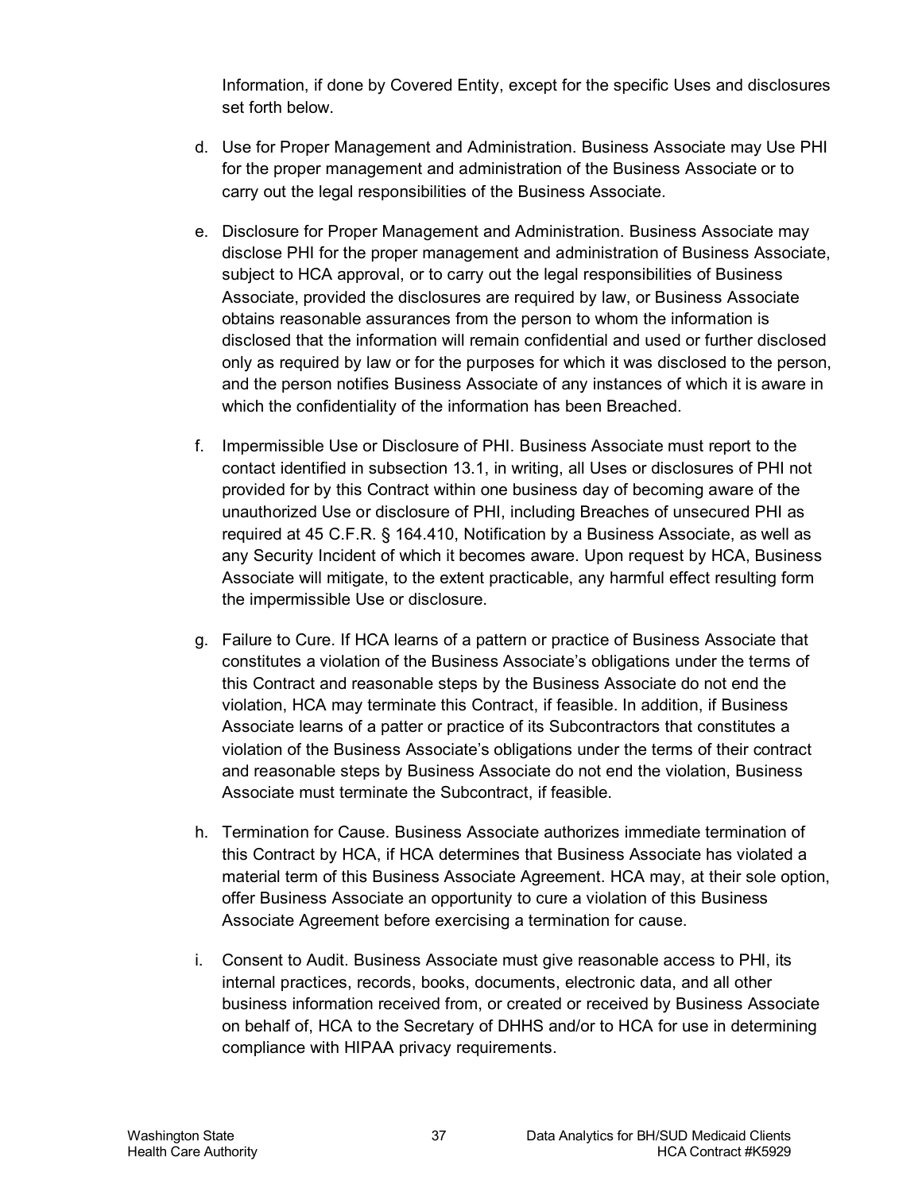Information, if done by Covered Entity, except for the specific Uses and disclosures set forth below.

d. Use for Proper Management and Administration. Business Associate may Use PHI for the proper management and administration of the Business Associate or to carry out the legal responsibilities of the Business Associate.

e. Disclosure for Proper Management and Administration. Business Associate may disclose PHI for the proper management and administration of Business Associate, subject to HCA approval, or to carry out the legal responsibilities of Business Associate, provided the disclosures are required by law, or Business Associate obtains reasonable assurances from the person to whom the information is disclosed that the information will remain confidential and used or further disclosed only as required by law or for the purposes for which it was disclosed to the person, and the person notifies Business Associate of any instances of which it is aware in which the confidentiality of the information has been Breached.

f. Impermissible Use or Disclosure of PHI. Business Associate must report to the contact identified in subsection 13.1, in writing, all Uses or disclosures of PHI not provided for by this Contract within one business day of becoming aware of the unauthorized Use or disclosure of PHI, including Breaches of unsecured PHI as required at 45 C.F.R. § 164.410, Notification by a Business Associate, as well as any Security Incident of which it becomes aware. Upon request by HCA, Business Associate will mitigate, to the extent practicable, any harmful effect resulting form the impermissible Use or disclosure.

g. Failure to Cure. If HCA learns of a pattern or practice of Business Associate that constitutes a violation of the Business Associate's obligations under the terms of this Contract and reasonable steps by the Business Associate do not end the violation, HCA may terminate this Contract, if feasible. In addition, if Business Associate learns of a patter or practice of its Subcontractors that constitutes a violation of the Business Associate's obligations under the terms of their contract and reasonable steps by Business Associate do not end the violation, Business Associate must terminate the Subcontract, if feasible.

h. Termination for Cause. Business Associate authorizes immediate termination of this Contract by HCA, if HCA determines that Business Associate has violated a material term of this Business Associate Agreement. HCA may, at their sole option, offer Business Associate an opportunity to cure a violation of this Business Associate Agreement before exercising a termination for cause.

i. Consent to Audit. Business Associate must give reasonable access to PHI, its internal practices, records, books, documents, electronic data, and all other business information received from, or created or received by Business Associate on behalf of, HCA to the Secretary of DHHS and/or to HCA for use in determining compliance with HIPAA privacy requirements.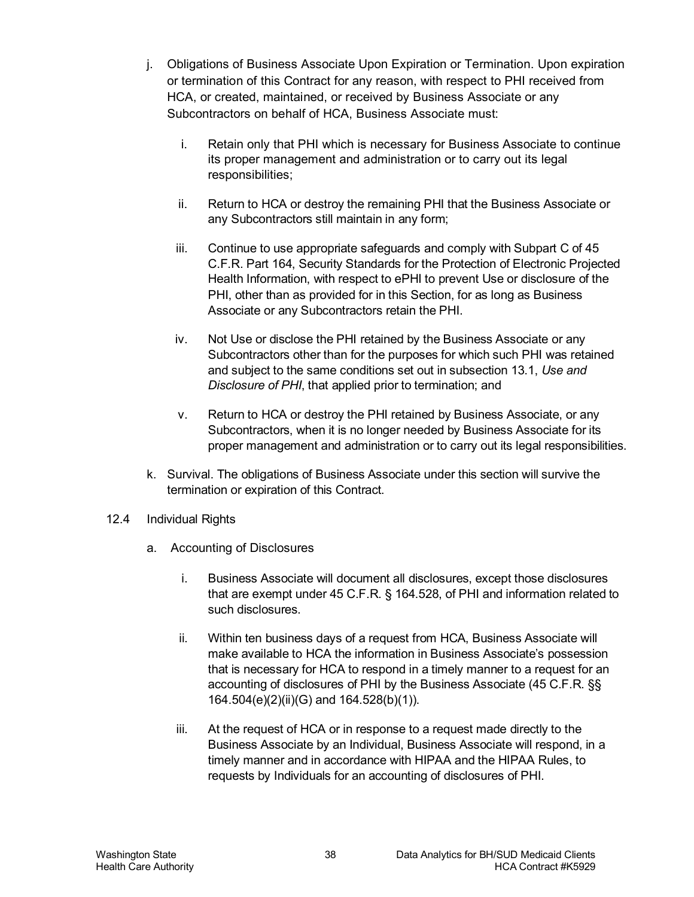j. Obligations of Business Associate Upon Expiration or Termination. Upon expiration or termination of this Contract for any reason, with respect to PHI received from HCA, or created, maintained, or received by Business Associate or any Subcontractors on behalf of HCA, Business Associate must:

   i. Retain only that PHI which is necessary for Business Associate to continue its proper management and administration or to carry out its legal responsibilities;

   ii. Return to HCA or destroy the remaining PHI that the Business Associate or any Subcontractors still maintain in any form;

   iii. Continue to use appropriate safeguards and comply with Subpart C of 45 C.F.R. Part 164, Security Standards for the Protection of Electronic Projected Health Information, with respect to ePHI to prevent Use or disclosure of the PHI, other than as provided for in this Section, for as long as Business Associate or any Subcontractors retain the PHI.

   iv. Not Use or disclose the PHI retained by the Business Associate or any Subcontractors other than for the purposes for which such PHI was retained and subject to the same conditions set out in subsection 13.1, *Use and Disclosure of PHI*, that applied prior to termination; and

   v. Return to HCA or destroy the PHI retained by Business Associate, or any Subcontractors, when it is no longer needed by Business Associate for its proper management and administration or to carry out its legal responsibilities.

k. Survival. The obligations of Business Associate under this section will survive the termination or expiration of this Contract.

12.4 Individual Rights

a. Accounting of Disclosures

   i. Business Associate will document all disclosures, except those disclosures that are exempt under 45 C.F.R. § 164.528, of PHI and information related to such disclosures.

   ii. Within ten business days of a request from HCA, Business Associate will make available to HCA the information in Business Associate's possession that is necessary for HCA to respond in a timely manner to a request for an accounting of disclosures of PHI by the Business Associate (45 C.F.R. §§ 164.504(e)(2)(ii)(G) and 164.528(b)(1)).

   iii. At the request of HCA or in response to a request made directly to the Business Associate by an Individual, Business Associate will respond, in a timely manner and in accordance with HIPAA and the HIPAA Rules, to requests by Individuals for an accounting of disclosures of PHI.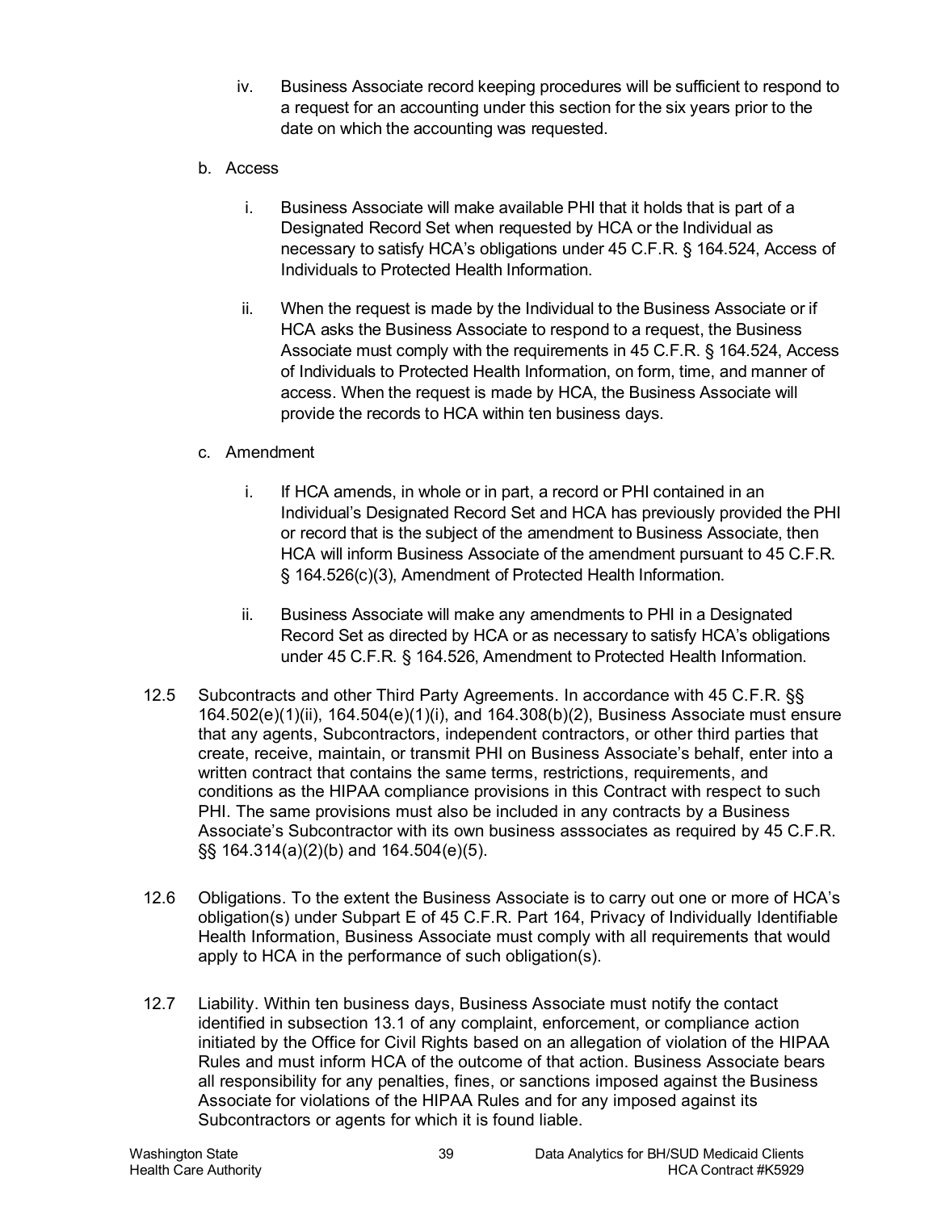iv. Business Associate record keeping procedures will be sufficient to respond to a request for an accounting under this section for the six years prior to the date on which the accounting was requested.

b. Access

i. Business Associate will make available PHI that it holds that is part of a Designated Record Set when requested by HCA or the Individual as necessary to satisfy HCA's obligations under 45 C.F.R. § 164.524, Access of Individuals to Protected Health Information.

ii. When the request is made by the Individual to the Business Associate or if HCA asks the Business Associate to respond to a request, the Business Associate must comply with the requirements in 45 C.F.R. § 164.524, Access of Individuals to Protected Health Information, on form, time, and manner of access. When the request is made by HCA, the Business Associate will provide the records to HCA within ten business days.

c. Amendment

i. If HCA amends, in whole or in part, a record or PHI contained in an Individual's Designated Record Set and HCA has previously provided the PHI or record that is the subject of the amendment to Business Associate, then HCA will inform Business Associate of the amendment pursuant to 45 C.F.R. § 164.526(c)(3), Amendment of Protected Health Information.

ii. Business Associate will make any amendments to PHI in a Designated Record Set as directed by HCA or as necessary to satisfy HCA's obligations under 45 C.F.R. § 164.526, Amendment to Protected Health Information.

12.5 Subcontracts and other Third Party Agreements. In accordance with 45 C.F.R. §§ 164.502(e)(1)(ii), 164.504(e)(1)(i), and 164.308(b)(2), Business Associate must ensure that any agents, Subcontractors, independent contractors, or other third parties that create, receive, maintain, or transmit PHI on Business Associate's behalf, enter into a written contract that contains the same terms, restrictions, requirements, and conditions as the HIPAA compliance provisions in this Contract with respect to such PHI. The same provisions must also be included in any contracts by a Business Associate's Subcontractor with its own business asssociates as required by 45 C.F.R. §§ 164.314(a)(2)(b) and 164.504(e)(5).

12.6 Obligations. To the extent the Business Associate is to carry out one or more of HCA's obligation(s) under Subpart E of 45 C.F.R. Part 164, Privacy of Individually Identifiable Health Information, Business Associate must comply with all requirements that would apply to HCA in the performance of such obligation(s).

12.7 Liability. Within ten business days, Business Associate must notify the contact identified in subsection 13.1 of any complaint, enforcement, or compliance action initiated by the Office for Civil Rights based on an allegation of violation of the HIPAA Rules and must inform HCA of the outcome of that action. Business Associate bears all responsibility for any penalties, fines, or sanctions imposed against the Business Associate for violations of the HIPAA Rules and for any imposed against its Subcontractors or agents for which it is found liable.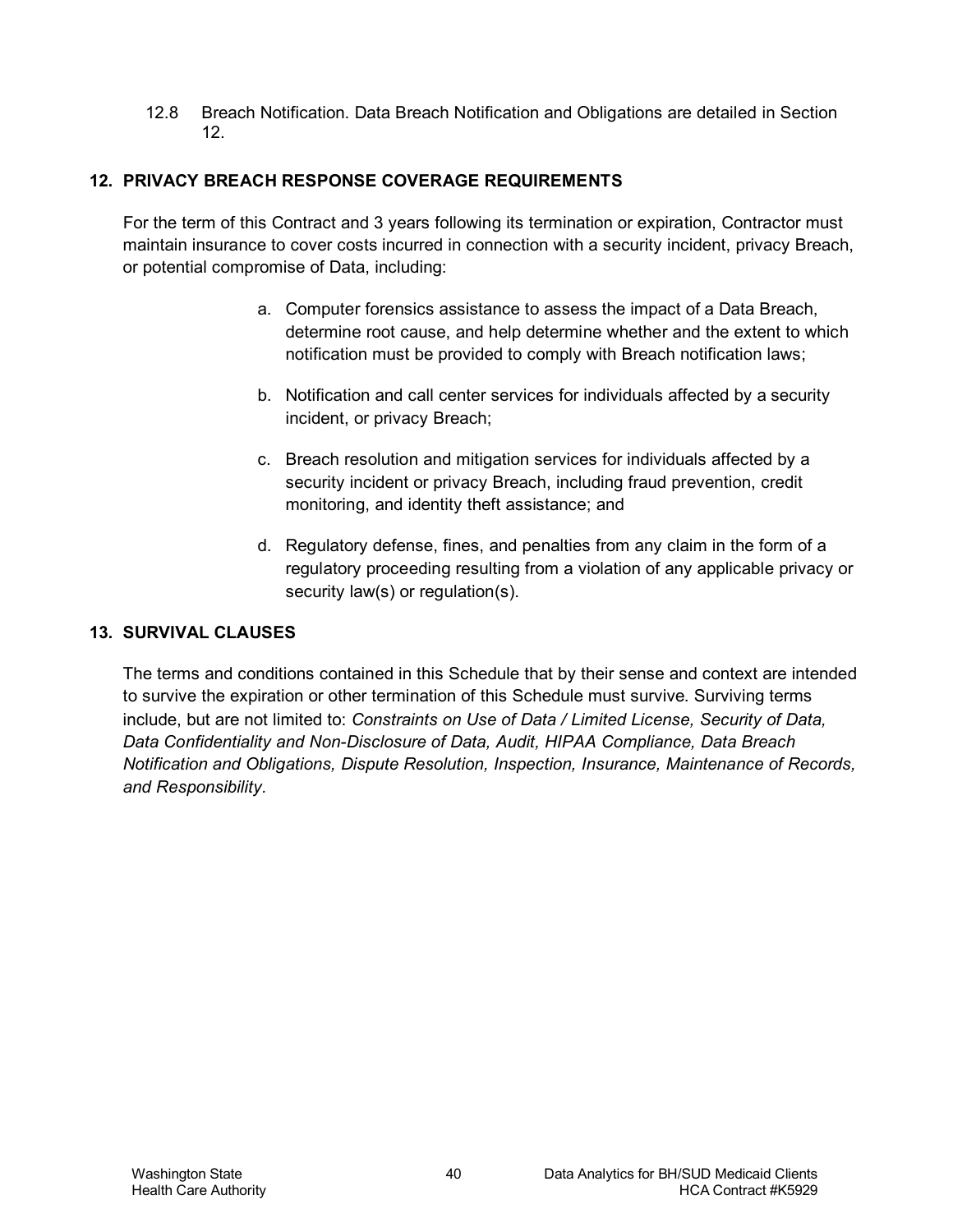12.8 Breach Notification. Data Breach Notification and Obligations are detailed in Section 12.

## 12. PRIVACY BREACH RESPONSE COVERAGE REQUIREMENTS

For the term of this Contract and 3 years following its termination or expiration, Contractor must maintain insurance to cover costs incurred in connection with a security incident, privacy Breach, or potential compromise of Data, including:

a. Computer forensics assistance to assess the impact of a Data Breach, determine root cause, and help determine whether and the extent to which notification must be provided to comply with Breach notification laws;

b. Notification and call center services for individuals affected by a security incident, or privacy Breach;

c. Breach resolution and mitigation services for individuals affected by a security incident or privacy Breach, including fraud prevention, credit monitoring, and identity theft assistance; and

d. Regulatory defense, fines, and penalties from any claim in the form of a regulatory proceeding resulting from a violation of any applicable privacy or security law(s) or regulation(s).

## 13. SURVIVAL CLAUSES

The terms and conditions contained in this Schedule that by their sense and context are intended to survive the expiration or other termination of this Schedule must survive. Surviving terms include, but are not limited to: *Constraints on Use of Data / Limited License, Security of Data, Data Confidentiality and Non-Disclosure of Data, Audit, HIPAA Compliance, Data Breach Notification and Obligations, Dispute Resolution, Inspection, Insurance, Maintenance of Records, and Responsibility*.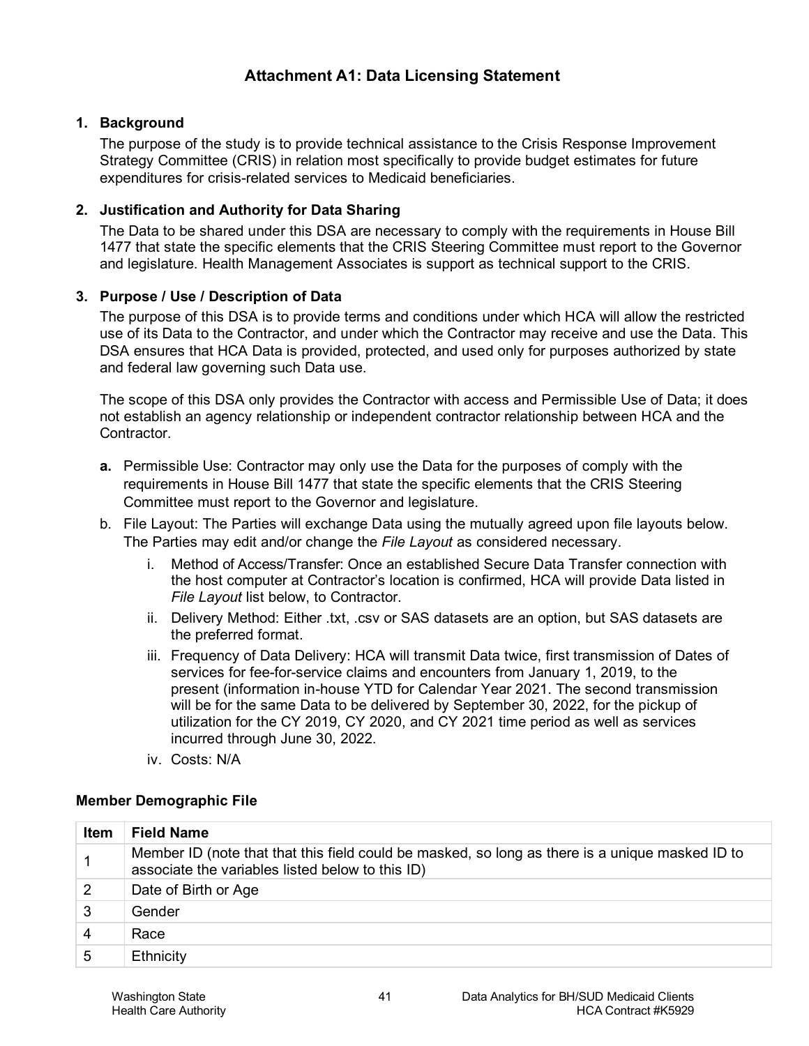# Attachment A1: Data Licensing Statement

## 1. Background

The purpose of the study is to provide technical assistance to the Crisis Response Improvement Strategy Committee (CRIS) in relation most specifically to provide budget estimates for future expenditures for crisis-related services to Medicaid beneficiaries.

## 2. Justification and Authority for Data Sharing

The Data to be shared under this DSA are necessary to comply with the requirements in House Bill 1477 that state the specific elements that the CRIS Steering Committee must report to the Governor and legislature. Health Management Associates is support as technical support to the CRIS.

## 3. Purpose / Use / Description of Data

The purpose of this DSA is to provide terms and conditions under which HCA will allow the restricted use of its Data to the Contractor, and under which the Contractor may receive and use the Data. This DSA ensures that HCA Data is provided, protected, and used only for purposes authorized by state and federal law governing such Data use.

The scope of this DSA only provides the Contractor with access and Permissible Use of Data; it does not establish an agency relationship or independent contractor relationship between HCA and the Contractor.

**a.** Permissible Use: Contractor may only use the Data for the purposes of comply with the requirements in House Bill 1477 that state the specific elements that the CRIS Steering Committee must report to the Governor and legislature.

b. File Layout: The Parties will exchange Data using the mutually agreed upon file layouts below. The Parties may edit and/or change the *File Layout* as considered necessary.

   i. Method of Access/Transfer: Once an established Secure Data Transfer connection with the host computer at Contractor's location is confirmed, HCA will provide Data listed in *File Layout* list below, to Contractor.

   ii. Delivery Method: Either .txt, .csv or SAS datasets are an option, but SAS datasets are the preferred format.

   iii. Frequency of Data Delivery: HCA will transmit Data twice, first transmission of Dates of services for fee-for-service claims and encounters from January 1, 2019, to the present (information in-house YTD for Calendar Year 2021. The second transmission will be for the same Data to be delivered by September 30, 2022, for the pickup of utilization for the CY 2019, CY 2020, and CY 2021 time period as well as services incurred through June 30, 2022.

   iv. Costs: N/A

**Member Demographic File**

| Item | Field Name |
|---|---|
| 1 | Member ID (note that that this field could be masked, so long as there is a unique masked ID to associate the variables listed below to this ID) |
| 2 | Date of Birth or Age |
| 3 | Gender |
| 4 | Race |
| 5 | Ethnicity |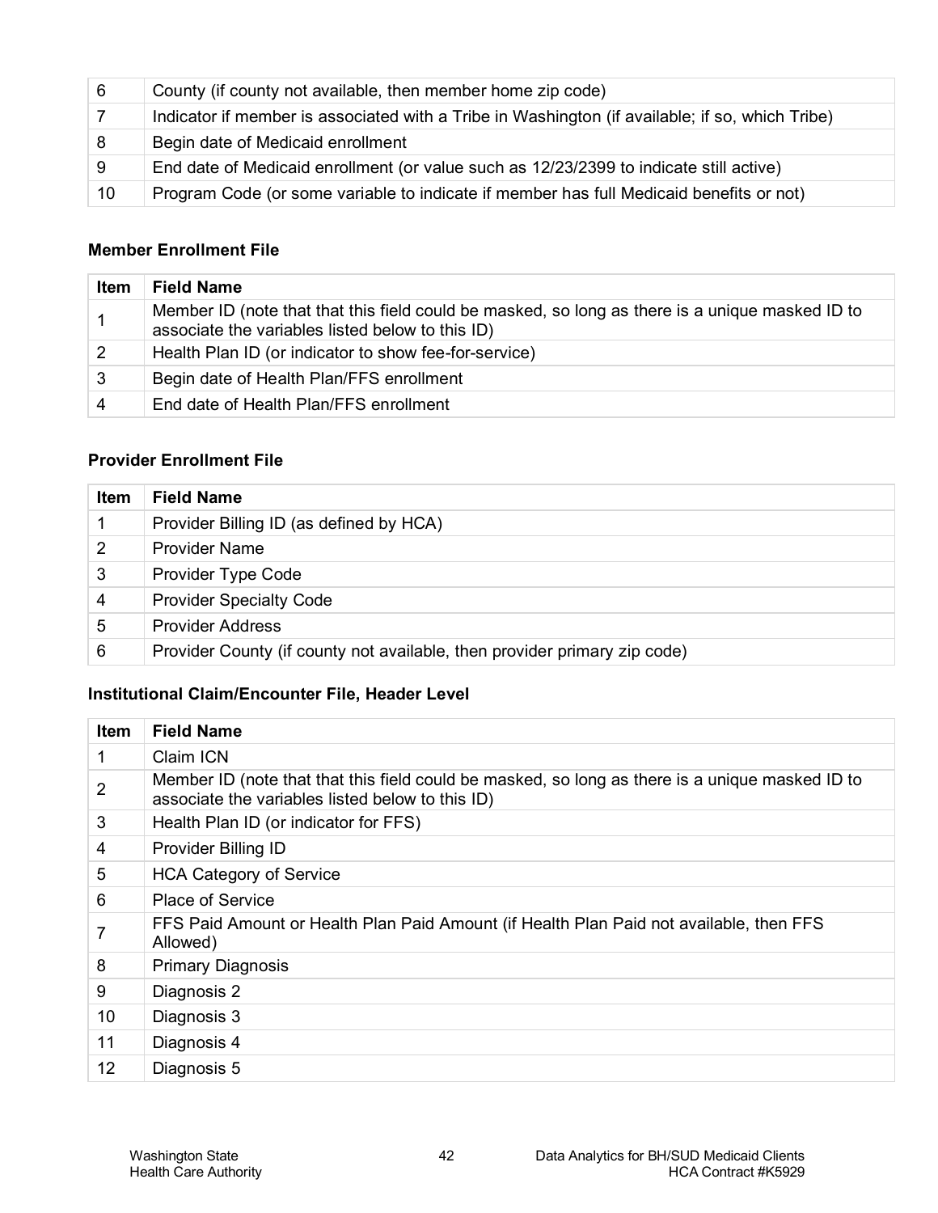| | |
|---|---|
| 6 | County (if county not available, then member home zip code) |
| 7 | Indicator if member is associated with a Tribe in Washington (if available; if so, which Tribe) |
| 8 | Begin date of Medicaid enrollment |
| 9 | End date of Medicaid enrollment (or value such as 12/23/2399 to indicate still active) |
| 10 | Program Code (or some variable to indicate if member has full Medicaid benefits or not) |

**Member Enrollment File**

| Item | Field Name |
|---|---|
| 1 | Member ID (note that that this field could be masked, so long as there is a unique masked ID to associate the variables listed below to this ID) |
| 2 | Health Plan ID (or indicator to show fee-for-service) |
| 3 | Begin date of Health Plan/FFS enrollment |
| 4 | End date of Health Plan/FFS enrollment |

**Provider Enrollment File**

| Item | Field Name |
|---|---|
| 1 | Provider Billing ID (as defined by HCA) |
| 2 | Provider Name |
| 3 | Provider Type Code |
| 4 | Provider Specialty Code |
| 5 | Provider Address |
| 6 | Provider County (if county not available, then provider primary zip code) |

**Institutional Claim/Encounter File, Header Level**

| Item | Field Name |
|---|---|
| 1 | Claim ICN |
| 2 | Member ID (note that that this field could be masked, so long as there is a unique masked ID to associate the variables listed below to this ID) |
| 3 | Health Plan ID (or indicator for FFS) |
| 4 | Provider Billing ID |
| 5 | HCA Category of Service |
| 6 | Place of Service |
| 7 | FFS Paid Amount or Health Plan Paid Amount (if Health Plan Paid not available, then FFS Allowed) |
| 8 | Primary Diagnosis |
| 9 | Diagnosis 2 |
| 10 | Diagnosis 3 |
| 11 | Diagnosis 4 |
| 12 | Diagnosis 5 |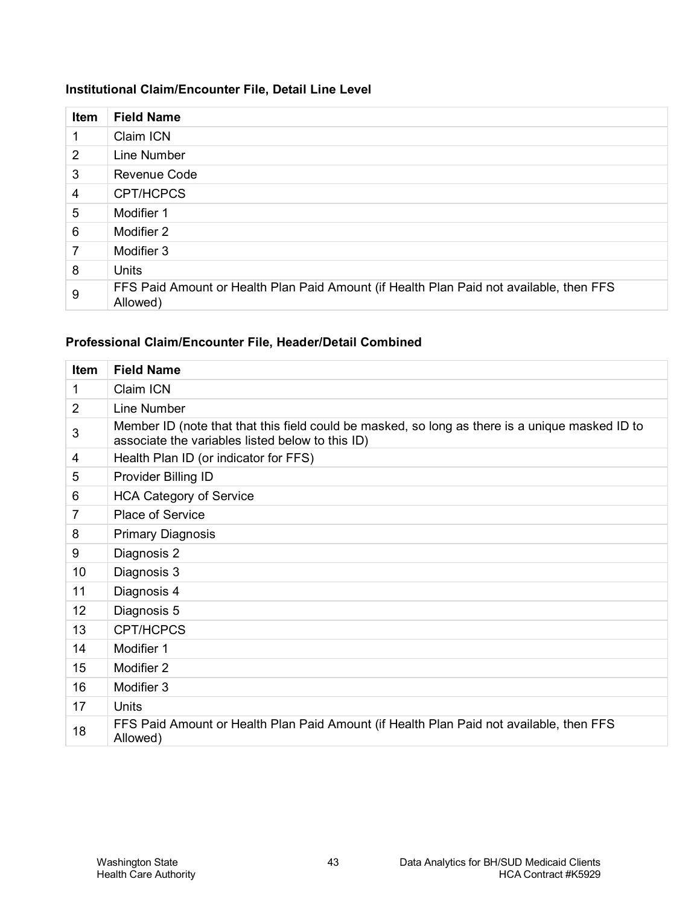### Institutional Claim/Encounter File, Detail Line Level

| Item | Field Name |
|---|---|
| 1 | Claim ICN |
| 2 | Line Number |
| 3 | Revenue Code |
| 4 | CPT/HCPCS |
| 5 | Modifier 1 |
| 6 | Modifier 2 |
| 7 | Modifier 3 |
| 8 | Units |
| 9 | FFS Paid Amount or Health Plan Paid Amount (if Health Plan Paid not available, then FFS Allowed) |

### Professional Claim/Encounter File, Header/Detail Combined

| Item | Field Name |
|---|---|
| 1 | Claim ICN |
| 2 | Line Number |
| 3 | Member ID (note that that this field could be masked, so long as there is a unique masked ID to associate the variables listed below to this ID) |
| 4 | Health Plan ID (or indicator for FFS) |
| 5 | Provider Billing ID |
| 6 | HCA Category of Service |
| 7 | Place of Service |
| 8 | Primary Diagnosis |
| 9 | Diagnosis 2 |
| 10 | Diagnosis 3 |
| 11 | Diagnosis 4 |
| 12 | Diagnosis 5 |
| 13 | CPT/HCPCS |
| 14 | Modifier 1 |
| 15 | Modifier 2 |
| 16 | Modifier 3 |
| 17 | Units |
| 18 | FFS Paid Amount or Health Plan Paid Amount (if Health Plan Paid not available, then FFS Allowed) |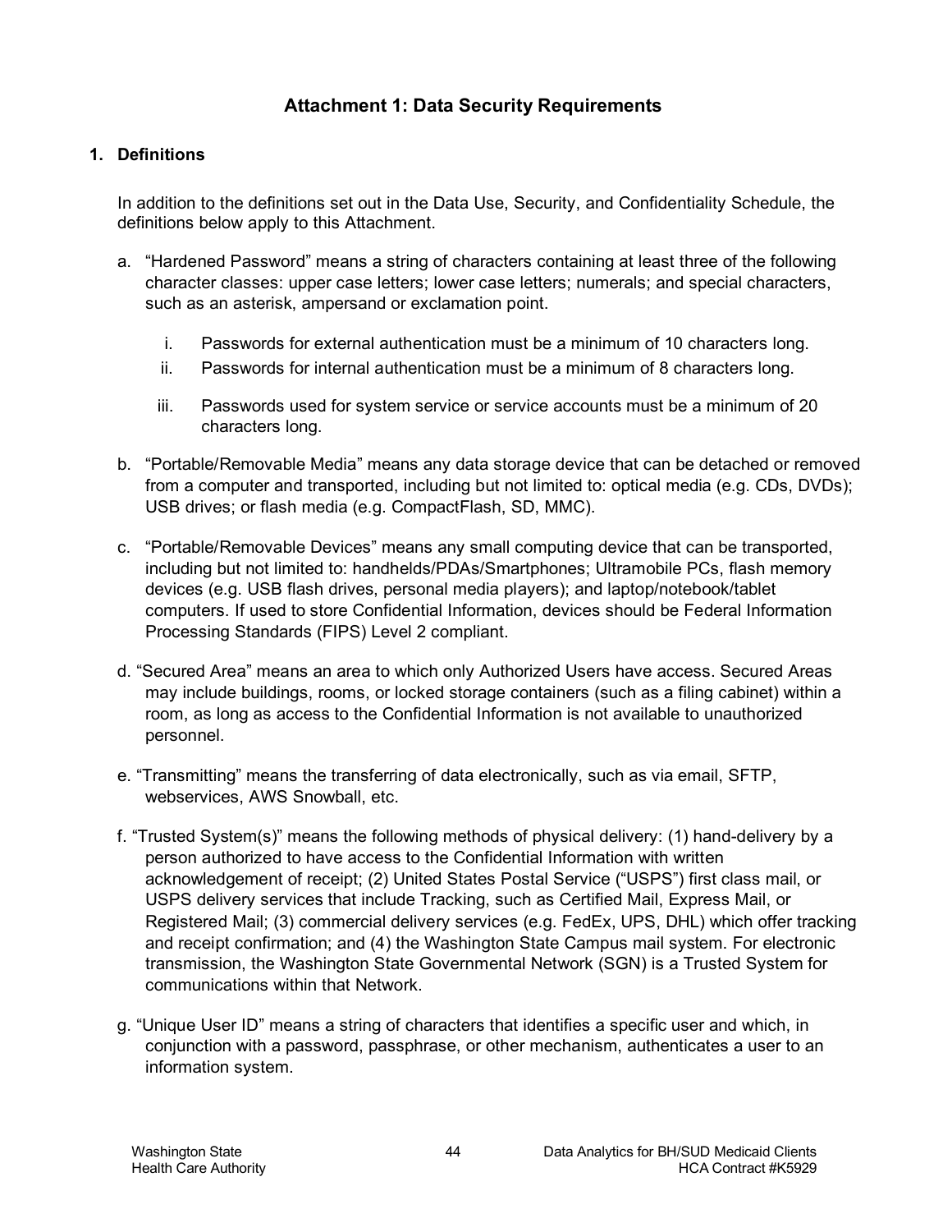# Attachment 1: Data Security Requirements

## 1. Definitions

In addition to the definitions set out in the Data Use, Security, and Confidentiality Schedule, the definitions below apply to this Attachment.

a. "Hardened Password" means a string of characters containing at least three of the following character classes: upper case letters; lower case letters; numerals; and special characters, such as an asterisk, ampersand or exclamation point.

   i. Passwords for external authentication must be a minimum of 10 characters long.
   
   ii. Passwords for internal authentication must be a minimum of 8 characters long.
   
   iii. Passwords used for system service or service accounts must be a minimum of 20 characters long.

b. "Portable/Removable Media" means any data storage device that can be detached or removed from a computer and transported, including but not limited to: optical media (e.g. CDs, DVDs); USB drives; or flash media (e.g. CompactFlash, SD, MMC).

c. "Portable/Removable Devices" means any small computing device that can be transported, including but not limited to: handhelds/PDAs/Smartphones; Ultramobile PCs, flash memory devices (e.g. USB flash drives, personal media players); and laptop/notebook/tablet computers. If used to store Confidential Information, devices should be Federal Information Processing Standards (FIPS) Level 2 compliant.

d. "Secured Area" means an area to which only Authorized Users have access. Secured Areas may include buildings, rooms, or locked storage containers (such as a filing cabinet) within a room, as long as access to the Confidential Information is not available to unauthorized personnel.

e. "Transmitting" means the transferring of data electronically, such as via email, SFTP, webservices, AWS Snowball, etc.

f. "Trusted System(s)" means the following methods of physical delivery: (1) hand-delivery by a person authorized to have access to the Confidential Information with written acknowledgement of receipt; (2) United States Postal Service ("USPS") first class mail, or USPS delivery services that include Tracking, such as Certified Mail, Express Mail, or Registered Mail; (3) commercial delivery services (e.g. FedEx, UPS, DHL) which offer tracking and receipt confirmation; and (4) the Washington State Campus mail system. For electronic transmission, the Washington State Governmental Network (SGN) is a Trusted System for communications within that Network.

g. "Unique User ID" means a string of characters that identifies a specific user and which, in conjunction with a password, passphrase, or other mechanism, authenticates a user to an information system.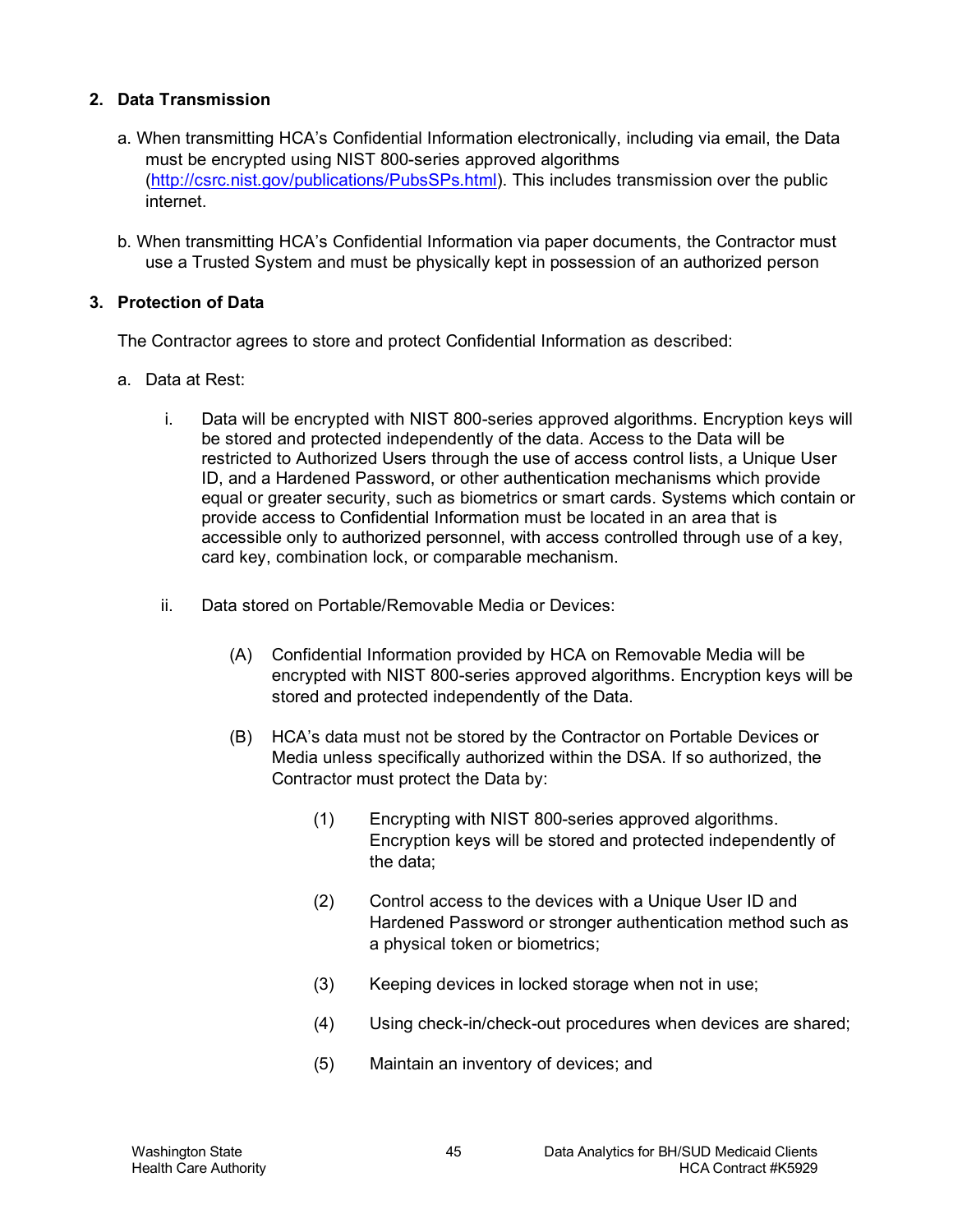## 2. Data Transmission

a. When transmitting HCA's Confidential Information electronically, including via email, the Data must be encrypted using NIST 800-series approved algorithms (http://csrc.nist.gov/publications/PubsSPs.html). This includes transmission over the public internet.

b. When transmitting HCA's Confidential Information via paper documents, the Contractor must use a Trusted System and must be physically kept in possession of an authorized person

## 3. Protection of Data

The Contractor agrees to store and protect Confidential Information as described:

a. Data at Rest:

i. Data will be encrypted with NIST 800-series approved algorithms. Encryption keys will be stored and protected independently of the data. Access to the Data will be restricted to Authorized Users through the use of access control lists, a Unique User ID, and a Hardened Password, or other authentication mechanisms which provide equal or greater security, such as biometrics or smart cards. Systems which contain or provide access to Confidential Information must be located in an area that is accessible only to authorized personnel, with access controlled through use of a key, card key, combination lock, or comparable mechanism.

ii. Data stored on Portable/Removable Media or Devices:

(A) Confidential Information provided by HCA on Removable Media will be encrypted with NIST 800-series approved algorithms. Encryption keys will be stored and protected independently of the Data.

(B) HCA's data must not be stored by the Contractor on Portable Devices or Media unless specifically authorized within the DSA. If so authorized, the Contractor must protect the Data by:

(1) Encrypting with NIST 800-series approved algorithms. Encryption keys will be stored and protected independently of the data;

(2) Control access to the devices with a Unique User ID and Hardened Password or stronger authentication method such as a physical token or biometrics;

(3) Keeping devices in locked storage when not in use;

(4) Using check-in/check-out procedures when devices are shared;

(5) Maintain an inventory of devices; and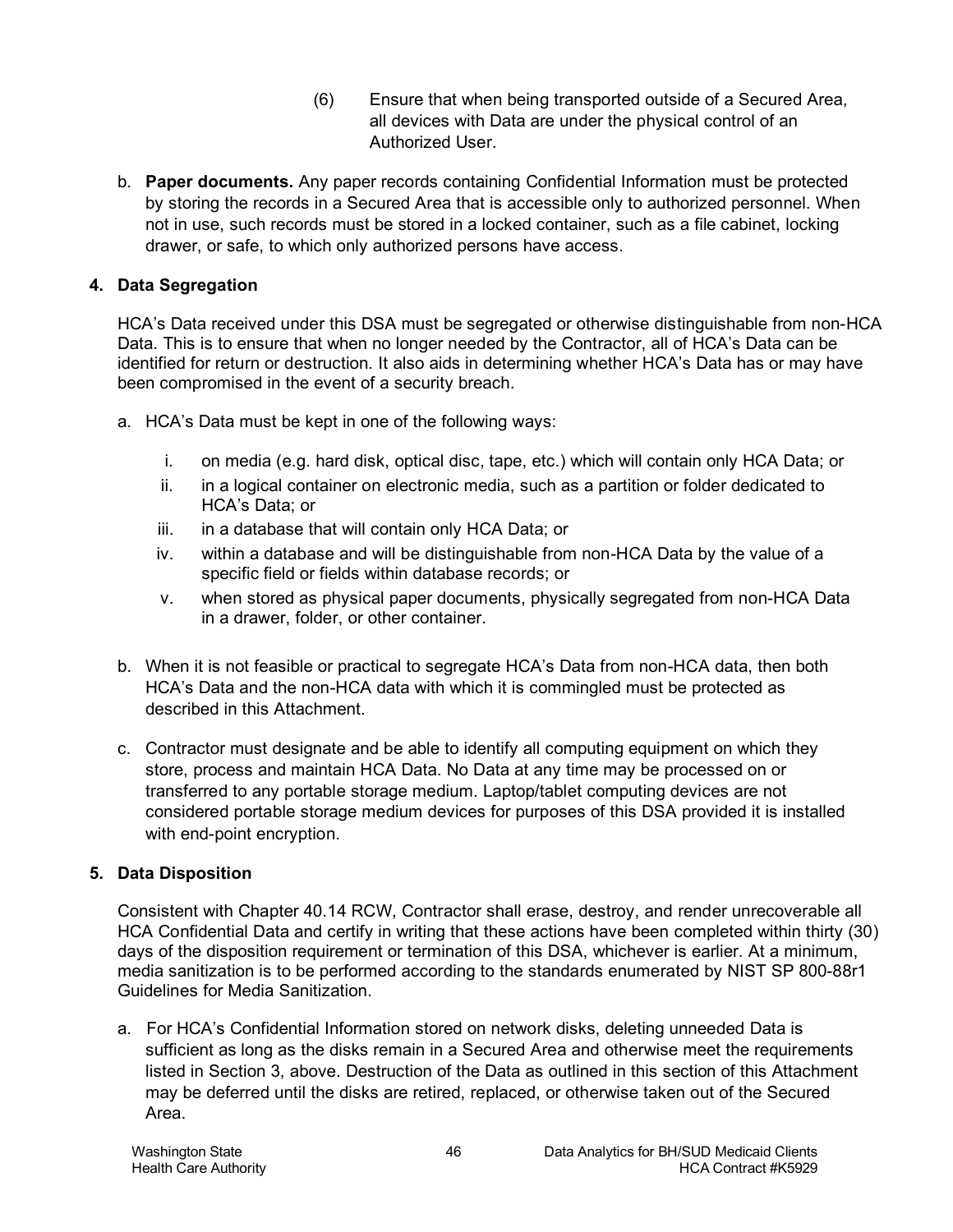(6) Ensure that when being transported outside of a Secured Area, all devices with Data are under the physical control of an Authorized User.

b. **Paper documents.** Any paper records containing Confidential Information must be protected by storing the records in a Secured Area that is accessible only to authorized personnel. When not in use, such records must be stored in a locked container, such as a file cabinet, locking drawer, or safe, to which only authorized persons have access.

**4. Data Segregation**

HCA's Data received under this DSA must be segregated or otherwise distinguishable from non-HCA Data. This is to ensure that when no longer needed by the Contractor, all of HCA's Data can be identified for return or destruction. It also aids in determining whether HCA's Data has or may have been compromised in the event of a security breach.

a. HCA's Data must be kept in one of the following ways:

   i. on media (e.g. hard disk, optical disc, tape, etc.) which will contain only HCA Data; or

   ii. in a logical container on electronic media, such as a partition or folder dedicated to HCA's Data; or

   iii. in a database that will contain only HCA Data; or

   iv. within a database and will be distinguishable from non-HCA Data by the value of a specific field or fields within database records; or

   v. when stored as physical paper documents, physically segregated from non-HCA Data in a drawer, folder, or other container.

b. When it is not feasible or practical to segregate HCA's Data from non-HCA data, then both HCA's Data and the non-HCA data with which it is commingled must be protected as described in this Attachment.

c. Contractor must designate and be able to identify all computing equipment on which they store, process and maintain HCA Data. No Data at any time may be processed on or transferred to any portable storage medium. Laptop/tablet computing devices are not considered portable storage medium devices for purposes of this DSA provided it is installed with end-point encryption.

**5. Data Disposition**

Consistent with Chapter 40.14 RCW, Contractor shall erase, destroy, and render unrecoverable all HCA Confidential Data and certify in writing that these actions have been completed within thirty (30) days of the disposition requirement or termination of this DSA, whichever is earlier. At a minimum, media sanitization is to be performed according to the standards enumerated by NIST SP 800-88r1 Guidelines for Media Sanitization.

a. For HCA's Confidential Information stored on network disks, deleting unneeded Data is sufficient as long as the disks remain in a Secured Area and otherwise meet the requirements listed in Section 3, above. Destruction of the Data as outlined in this section of this Attachment may be deferred until the disks are retired, replaced, or otherwise taken out of the Secured Area.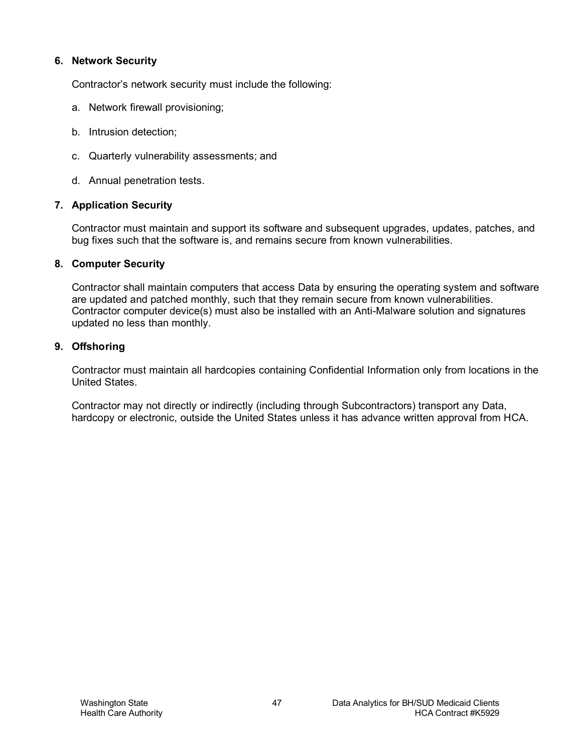**6. Network Security**

Contractor's network security must include the following:

a. Network firewall provisioning;

b. Intrusion detection;

c. Quarterly vulnerability assessments; and

d. Annual penetration tests.

**7. Application Security**

Contractor must maintain and support its software and subsequent upgrades, updates, patches, and bug fixes such that the software is, and remains secure from known vulnerabilities.

**8. Computer Security**

Contractor shall maintain computers that access Data by ensuring the operating system and software are updated and patched monthly, such that they remain secure from known vulnerabilities. Contractor computer device(s) must also be installed with an Anti-Malware solution and signatures updated no less than monthly.

**9. Offshoring**

Contractor must maintain all hardcopies containing Confidential Information only from locations in the United States.

Contractor may not directly or indirectly (including through Subcontractors) transport any Data, hardcopy or electronic, outside the United States unless it has advance written approval from HCA.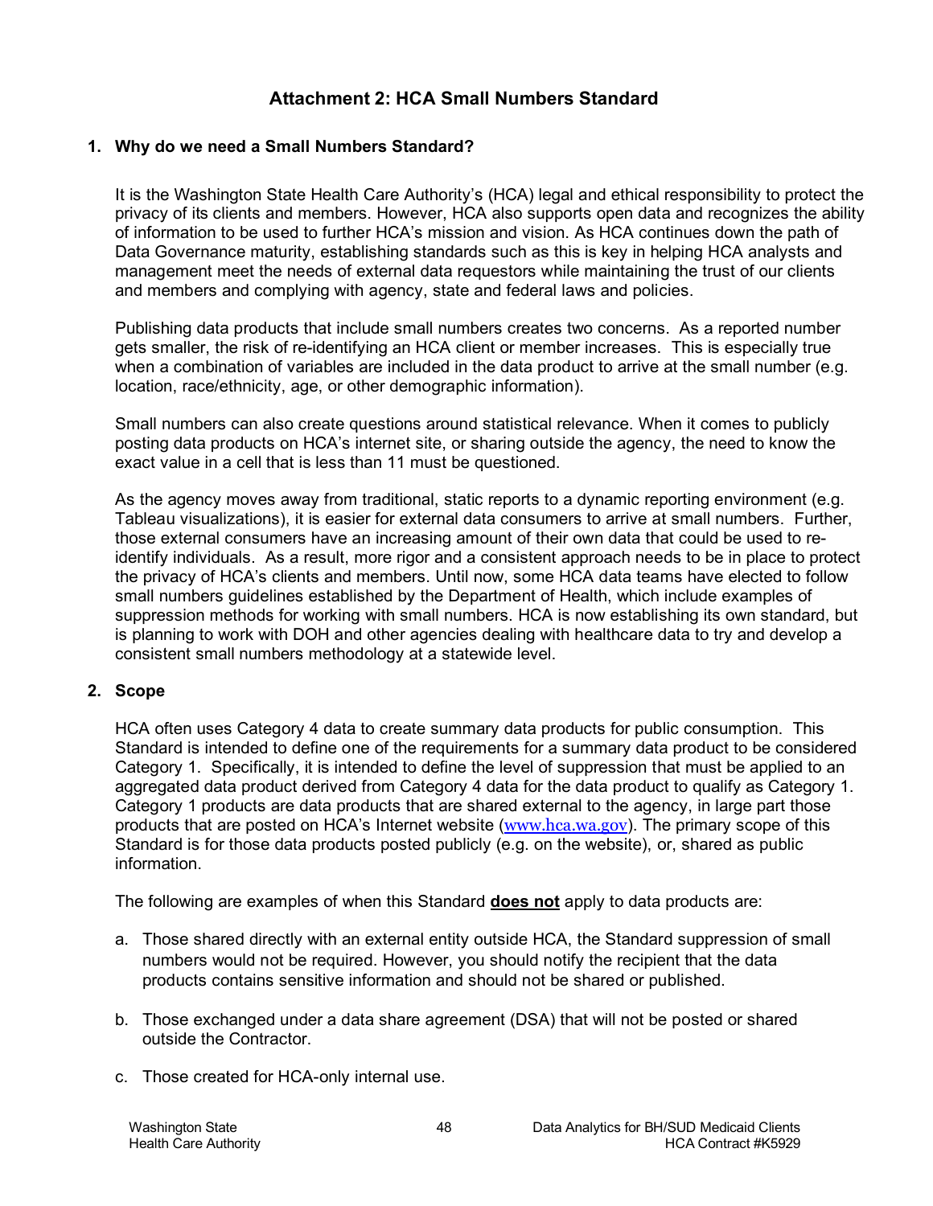# Attachment 2: HCA Small Numbers Standard

## 1. Why do we need a Small Numbers Standard?

It is the Washington State Health Care Authority's (HCA) legal and ethical responsibility to protect the privacy of its clients and members. However, HCA also supports open data and recognizes the ability of information to be used to further HCA's mission and vision. As HCA continues down the path of Data Governance maturity, establishing standards such as this is key in helping HCA analysts and management meet the needs of external data requestors while maintaining the trust of our clients and members and complying with agency, state and federal laws and policies.

Publishing data products that include small numbers creates two concerns. As a reported number gets smaller, the risk of re-identifying an HCA client or member increases. This is especially true when a combination of variables are included in the data product to arrive at the small number (e.g. location, race/ethnicity, age, or other demographic information).

Small numbers can also create questions around statistical relevance. When it comes to publicly posting data products on HCA's internet site, or sharing outside the agency, the need to know the exact value in a cell that is less than 11 must be questioned.

As the agency moves away from traditional, static reports to a dynamic reporting environment (e.g. Tableau visualizations), it is easier for external data consumers to arrive at small numbers. Further, those external consumers have an increasing amount of their own data that could be used to re-identify individuals. As a result, more rigor and a consistent approach needs to be in place to protect the privacy of HCA's clients and members. Until now, some HCA data teams have elected to follow small numbers guidelines established by the Department of Health, which include examples of suppression methods for working with small numbers. HCA is now establishing its own standard, but is planning to work with DOH and other agencies dealing with healthcare data to try and develop a consistent small numbers methodology at a statewide level.

## 2. Scope

HCA often uses Category 4 data to create summary data products for public consumption. This Standard is intended to define one of the requirements for a summary data product to be considered Category 1. Specifically, it is intended to define the level of suppression that must be applied to an aggregated data product derived from Category 4 data for the data product to qualify as Category 1. Category 1 products are data products that are shared external to the agency, in large part those products that are posted on HCA's Internet website (www.hca.wa.gov). The primary scope of this Standard is for those data products posted publicly (e.g. on the website), or, shared as public information.

The following are examples of when this Standard **does not** apply to data products are:

a. Those shared directly with an external entity outside HCA, the Standard suppression of small numbers would not be required. However, you should notify the recipient that the data products contains sensitive information and should not be shared or published.

b. Those exchanged under a data share agreement (DSA) that will not be posted or shared outside the Contractor.

c. Those created for HCA-only internal use.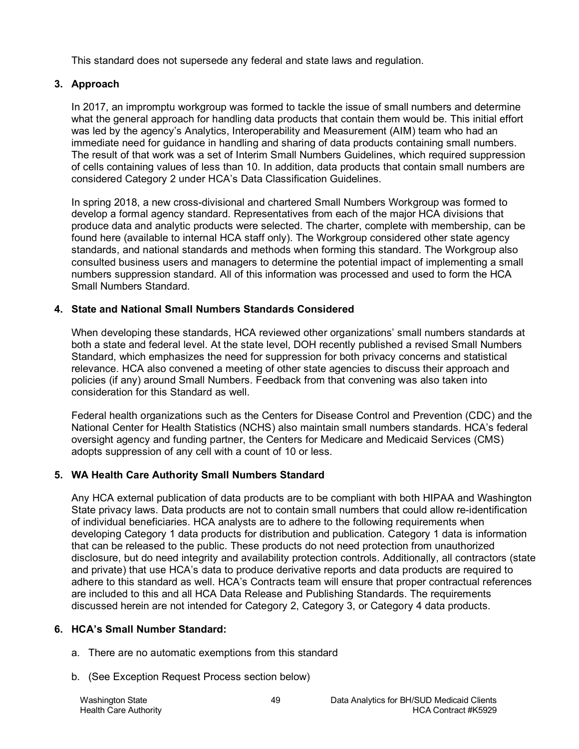This standard does not supersede any federal and state laws and regulation.

## 3. Approach

In 2017, an impromptu workgroup was formed to tackle the issue of small numbers and determine what the general approach for handling data products that contain them would be. This initial effort was led by the agency's Analytics, Interoperability and Measurement (AIM) team who had an immediate need for guidance in handling and sharing of data products containing small numbers. The result of that work was a set of Interim Small Numbers Guidelines, which required suppression of cells containing values of less than 10. In addition, data products that contain small numbers are considered Category 2 under HCA's Data Classification Guidelines.

In spring 2018, a new cross-divisional and chartered Small Numbers Workgroup was formed to develop a formal agency standard. Representatives from each of the major HCA divisions that produce data and analytic products were selected. The charter, complete with membership, can be found here (available to internal HCA staff only). The Workgroup considered other state agency standards, and national standards and methods when forming this standard. The Workgroup also consulted business users and managers to determine the potential impact of implementing a small numbers suppression standard. All of this information was processed and used to form the HCA Small Numbers Standard.

## 4. State and National Small Numbers Standards Considered

When developing these standards, HCA reviewed other organizations' small numbers standards at both a state and federal level. At the state level, DOH recently published a revised Small Numbers Standard, which emphasizes the need for suppression for both privacy concerns and statistical relevance. HCA also convened a meeting of other state agencies to discuss their approach and policies (if any) around Small Numbers. Feedback from that convening was also taken into consideration for this Standard as well.

Federal health organizations such as the Centers for Disease Control and Prevention (CDC) and the National Center for Health Statistics (NCHS) also maintain small numbers standards. HCA's federal oversight agency and funding partner, the Centers for Medicare and Medicaid Services (CMS) adopts suppression of any cell with a count of 10 or less.

## 5. WA Health Care Authority Small Numbers Standard

Any HCA external publication of data products are to be compliant with both HIPAA and Washington State privacy laws. Data products are not to contain small numbers that could allow re-identification of individual beneficiaries. HCA analysts are to adhere to the following requirements when developing Category 1 data products for distribution and publication. Category 1 data is information that can be released to the public. These products do not need protection from unauthorized disclosure, but do need integrity and availability protection controls. Additionally, all contractors (state and private) that use HCA's data to produce derivative reports and data products are required to adhere to this standard as well. HCA's Contracts team will ensure that proper contractual references are included to this and all HCA Data Release and Publishing Standards. The requirements discussed herein are not intended for Category 2, Category 3, or Category 4 data products.

## 6. HCA's Small Number Standard:

a. There are no automatic exemptions from this standard

b. (See Exception Request Process section below)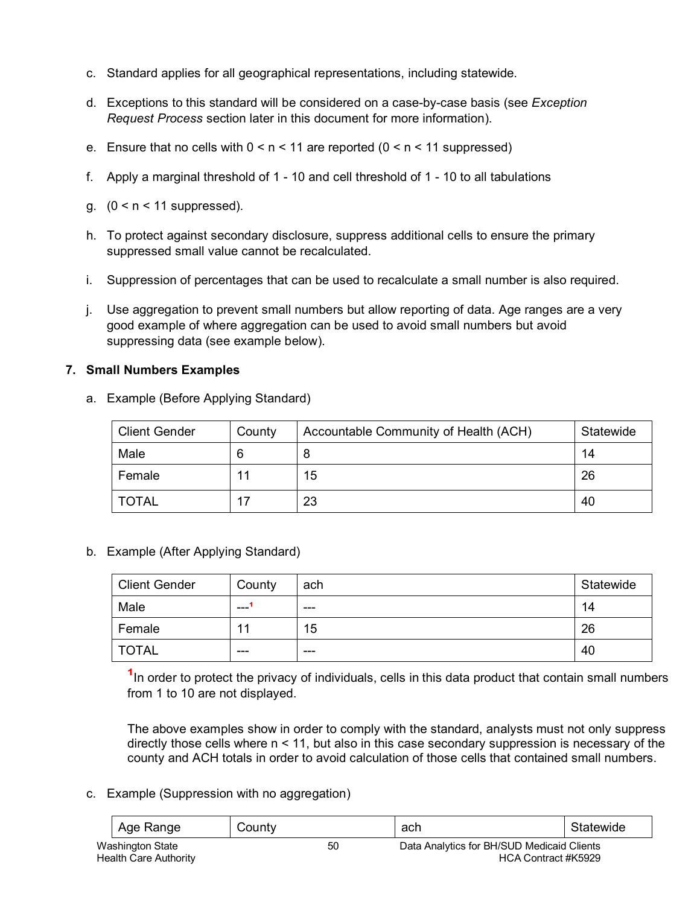c. Standard applies for all geographical representations, including statewide.

d. Exceptions to this standard will be considered on a case-by-case basis (see *Exception Request Process* section later in this document for more information).

e. Ensure that no cells with 0 < n < 11 are reported (0 < n < 11 suppressed)

f. Apply a marginal threshold of 1 - 10 and cell threshold of 1 - 10 to all tabulations

g. (0 < n < 11 suppressed).

h. To protect against secondary disclosure, suppress additional cells to ensure the primary suppressed small value cannot be recalculated.

i. Suppression of percentages that can be used to recalculate a small number is also required.

j. Use aggregation to prevent small numbers but allow reporting of data. Age ranges are a very good example of where aggregation can be used to avoid small numbers but avoid suppressing data (see example below).

**7. Small Numbers Examples**

a. Example (Before Applying Standard)

| Client Gender | County | Accountable Community of Health (ACH) | Statewide |
|---|---|---|---|
| Male | 6 | 8 | 14 |
| Female | 11 | 15 | 26 |
| TOTAL | 17 | 23 | 40 |

b. Example (After Applying Standard)

| Client Gender | County | ach | Statewide |
|---|---|---|---|
| Male | ---[1] | --- | 14 |
| Female | 11 | 15 | 26 |
| TOTAL | --- | --- | 40 |

[1]In order to protect the privacy of individuals, cells in this data product that contain small numbers from 1 to 10 are not displayed.

The above examples show in order to comply with the standard, analysts must not only suppress directly those cells where n < 11, but also in this case secondary suppression is necessary of the county and ACH totals in order to avoid calculation of those cells that contained small numbers.

c. Example (Suppression with no aggregation)

| Age Range | County | ach | Statewide |
|---|---|---|---|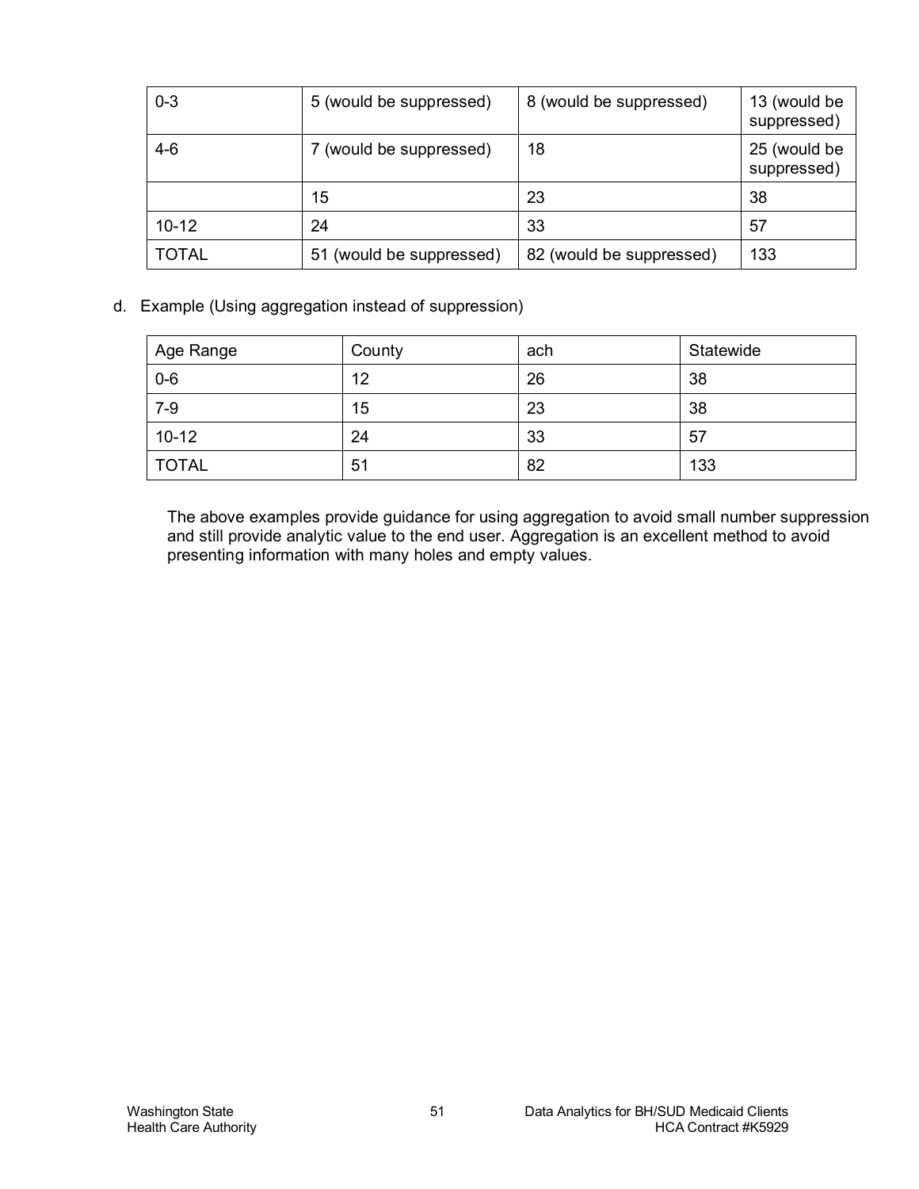| 0-3 | 5 (would be suppressed) | 8 (would be suppressed) | 13 (would be suppressed) |
|---|---|---|---|
| 4-6 | 7 (would be suppressed) | 18 | 25 (would be suppressed) |
| | 15 | 23 | 38 |
| 10-12 | 24 | 33 | 57 |
| TOTAL | 51 (would be suppressed) | 82 (would be suppressed) | 133 |

d. Example (Using aggregation instead of suppression)

| Age Range | County | ach | Statewide |
|---|---|---|---|
| 0-6 | 12 | 26 | 38 |
| 7-9 | 15 | 23 | 38 |
| 10-12 | 24 | 33 | 57 |
| TOTAL | 51 | 82 | 133 |

The above examples provide guidance for using aggregation to avoid small number suppression and still provide analytic value to the end user. Aggregation is an excellent method to avoid presenting information with many holes and empty values.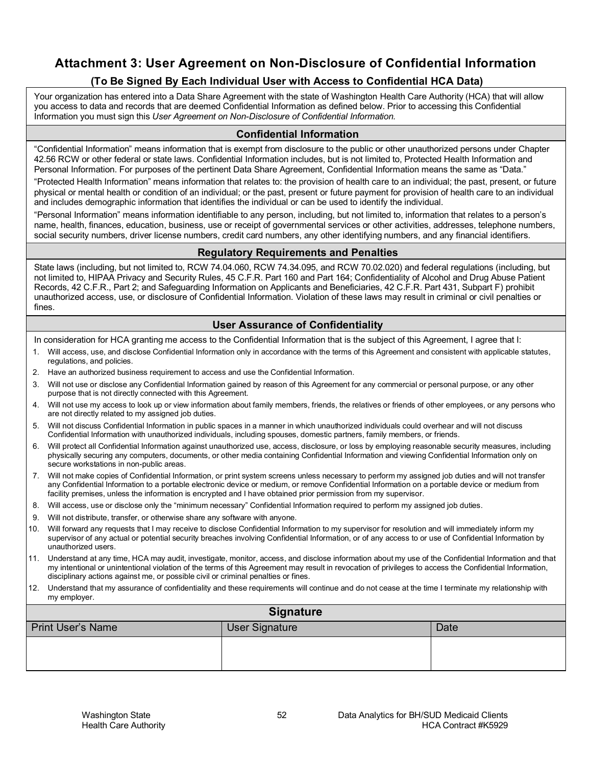# Attachment 3: User Agreement on Non-Disclosure of Confidential Information

### (To Be Signed By Each Individual User with Access to Confidential HCA Data)

Your organization has entered into a Data Share Agreement with the state of Washington Health Care Authority (HCA) that will allow you access to data and records that are deemed Confidential Information as defined below. Prior to accessing this Confidential Information you must sign this *User Agreement on Non-Disclosure of Confidential Information.*

## Confidential Information

"Confidential Information" means information that is exempt from disclosure to the public or other unauthorized persons under Chapter 42.56 RCW or other federal or state laws. Confidential Information includes, but is not limited to, Protected Health Information and Personal Information. For purposes of the pertinent Data Share Agreement, Confidential Information means the same as "Data."

"Protected Health Information" means information that relates to: the provision of health care to an individual; the past, present, or future physical or mental health or condition of an individual; or the past, present or future payment for provision of health care to an individual and includes demographic information that identifies the individual or can be used to identify the individual.

"Personal Information" means information identifiable to any person, including, but not limited to, information that relates to a person's name, health, finances, education, business, use or receipt of governmental services or other activities, addresses, telephone numbers, social security numbers, driver license numbers, credit card numbers, any other identifying numbers, and any financial identifiers.

## Regulatory Requirements and Penalties

State laws (including, but not limited to, RCW 74.04.060, RCW 74.34.095, and RCW 70.02.020) and federal regulations (including, but not limited to, HIPAA Privacy and Security Rules, 45 C.F.R. Part 160 and Part 164; Confidentiality of Alcohol and Drug Abuse Patient Records, 42 C.F.R., Part 2; and Safeguarding Information on Applicants and Beneficiaries, 42 C.F.R. Part 431, Subpart F) prohibit unauthorized access, use, or disclosure of Confidential Information. Violation of these laws may result in criminal or civil penalties or fines.

## User Assurance of Confidentiality

In consideration for HCA granting me access to the Confidential Information that is the subject of this Agreement, I agree that I:

1. Will access, use, and disclose Confidential Information only in accordance with the terms of this Agreement and consistent with applicable statutes, regulations, and policies.
2. Have an authorized business requirement to access and use the Confidential Information.
3. Will not use or disclose any Confidential Information gained by reason of this Agreement for any commercial or personal purpose, or any other purpose that is not directly connected with this Agreement.
4. Will not use my access to look up or view information about family members, friends, the relatives or friends of other employees, or any persons who are not directly related to my assigned job duties.
5. Will not discuss Confidential Information in public spaces in a manner in which unauthorized individuals could overhear and will not discuss Confidential Information with unauthorized individuals, including spouses, domestic partners, family members, or friends.
6. Will protect all Confidential Information against unauthorized use, access, disclosure, or loss by employing reasonable security measures, including physically securing any computers, documents, or other media containing Confidential Information and viewing Confidential Information only on secure workstations in non-public areas.
7. Will not make copies of Confidential Information, or print system screens unless necessary to perform my assigned job duties and will not transfer any Confidential Information to a portable electronic device or medium, or remove Confidential Information on a portable device or medium from facility premises, unless the information is encrypted and I have obtained prior permission from my supervisor.
8. Will access, use or disclose only the "minimum necessary" Confidential Information required to perform my assigned job duties.
9. Will not distribute, transfer, or otherwise share any software with anyone.
10. Will forward any requests that I may receive to disclose Confidential Information to my supervisor for resolution and will immediately inform my supervisor of any actual or potential security breaches involving Confidential Information, or of any access to or use of Confidential Information by unauthorized users.
11. Understand at any time, HCA may audit, investigate, monitor, access, and disclose information about my use of the Confidential Information and that my intentional or unintentional violation of the terms of this Agreement may result in revocation of privileges to access the Confidential Information, disciplinary actions against me, or possible civil or criminal penalties or fines.
12. Understand that my assurance of confidentiality and these requirements will continue and do not cease at the time I terminate my relationship with my employer.

## Signature

| Print User's Name | User Signature | Date |
|---|---|---|
| | | |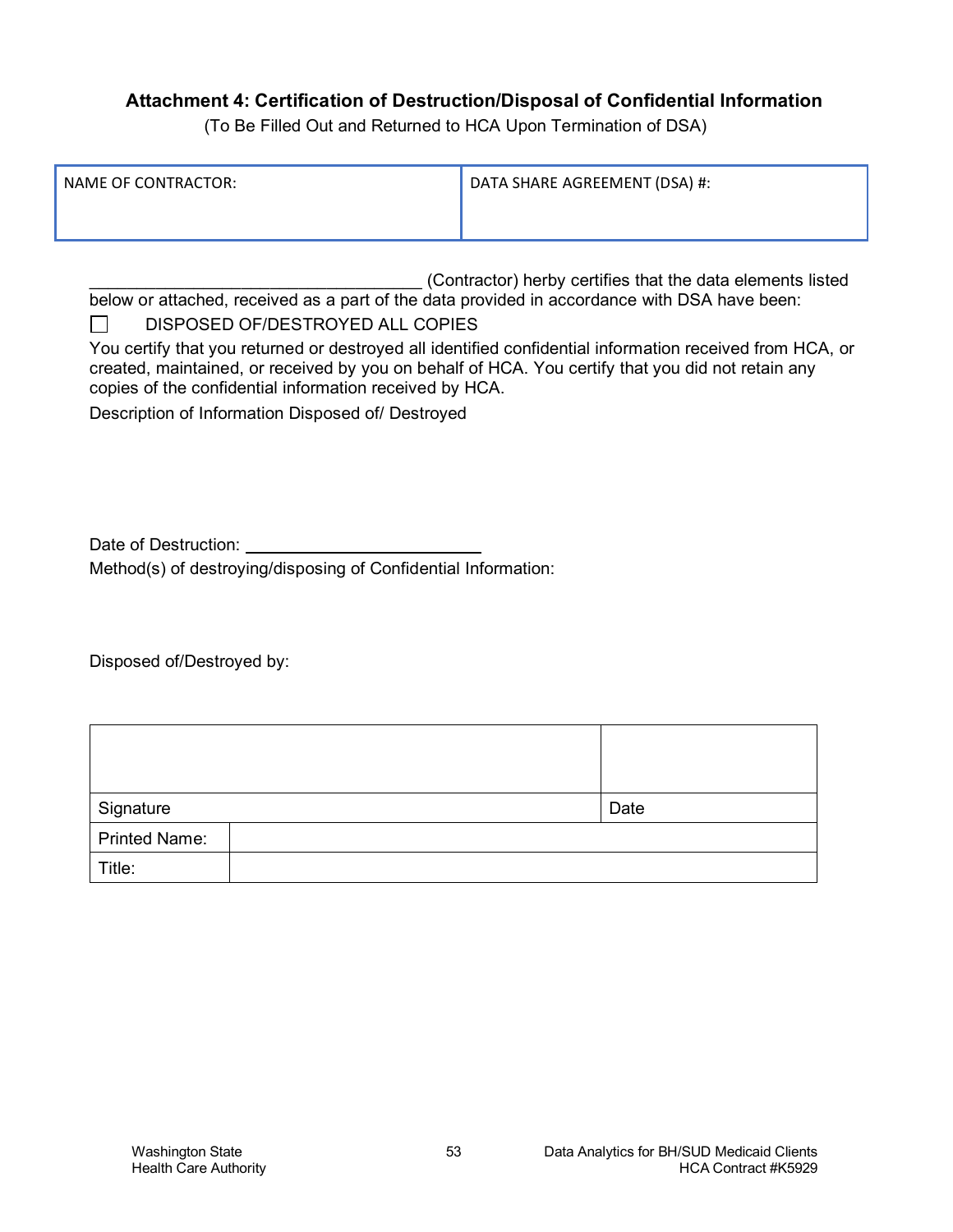### Attachment 4: Certification of Destruction/Disposal of Confidential Information

(To Be Filled Out and Returned to HCA Upon Termination of DSA)

| NAME OF CONTRACTOR: | DATA SHARE AGREEMENT (DSA) #: |
|---|---|
| | |

___________________________________ (Contractor) herby certifies that the data elements listed below or attached, received as a part of the data provided in accordance with DSA have been:

☐ DISPOSED OF/DESTROYED ALL COPIES

You certify that you returned or destroyed all identified confidential information received from HCA, or created, maintained, or received by you on behalf of HCA. You certify that you did not retain any copies of the confidential information received by HCA.

Description of Information Disposed of/ Destroyed

Date of Destruction: ___________________________

Method(s) of destroying/disposing of Confidential Information:

Disposed of/Destroyed by:

| | | |
|---|---|---|
| | | |
| Signature | | Date |
| Printed Name: | | |
| Title: | | |